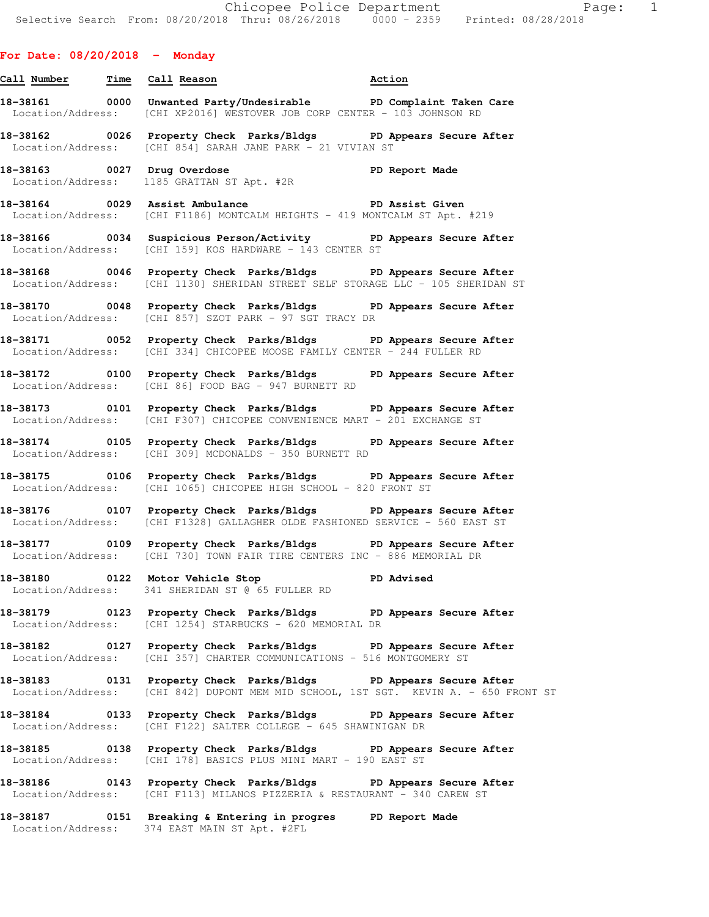**For Date: 08/20/2018 - Monday**

| Call Number | Time | Call Reason | Action |
|---|---|---|---|
| 18-38161 | 0000 | Unwanted Party/Undesirable | PD Complaint Taken Care |
| Location/Address: | | [CHI XP2016] WESTOVER JOB CORP CENTER - 103 JOHNSON RD | |
| 18-38162 | 0026 | Property Check Parks/Bldgs | PD Appears Secure After |
| Location/Address: | | [CHI 854] SARAH JANE PARK - 21 VIVIAN ST | |
| 18-38163 | 0027 | Drug Overdose | PD Report Made |
| Location/Address: | | 1185 GRATTAN ST Apt. #2R | |
| 18-38164 | 0029 | Assist Ambulance | PD Assist Given |
| Location/Address: | | [CHI F1186] MONTCALM HEIGHTS - 419 MONTCALM ST Apt. #219 | |
| 18-38166 | 0034 | Suspicious Person/Activity | PD Appears Secure After |
| Location/Address: | | [CHI 159] KOS HARDWARE - 143 CENTER ST | |
| 18-38168 | 0046 | Property Check Parks/Bldgs | PD Appears Secure After |
| Location/Address: | | [CHI 1130] SHERIDAN STREET SELF STORAGE LLC - 105 SHERIDAN ST | |
| 18-38170 | 0048 | Property Check Parks/Bldgs | PD Appears Secure After |
| Location/Address: | | [CHI 857] SZOT PARK - 97 SGT TRACY DR | |
| 18-38171 | 0052 | Property Check Parks/Bldgs | PD Appears Secure After |
| Location/Address: | | [CHI 334] CHICOPEE MOOSE FAMILY CENTER - 244 FULLER RD | |
| 18-38172 | 0100 | Property Check Parks/Bldgs | PD Appears Secure After |
| Location/Address: | | [CHI 86] FOOD BAG - 947 BURNETT RD | |
| 18-38173 | 0101 | Property Check Parks/Bldgs | PD Appears Secure After |
| Location/Address: | | [CHI F307] CHICOPEE CONVENIENCE MART - 201 EXCHANGE ST | |
| 18-38174 | 0105 | Property Check Parks/Bldgs | PD Appears Secure After |
| Location/Address: | | [CHI 309] MCDONALDS - 350 BURNETT RD | |
| 18-38175 | 0106 | Property Check Parks/Bldgs | PD Appears Secure After |
| Location/Address: | | [CHI 1065] CHICOPEE HIGH SCHOOL - 820 FRONT ST | |
| 18-38176 | 0107 | Property Check Parks/Bldgs | PD Appears Secure After |
| Location/Address: | | [CHI F1328] GALLAGHER OLDE FASHIONED SERVICE - 560 EAST ST | |
| 18-38177 | 0109 | Property Check Parks/Bldgs | PD Appears Secure After |
| Location/Address: | | [CHI 730] TOWN FAIR TIRE CENTERS INC - 886 MEMORIAL DR | |
| 18-38180 | 0122 | Motor Vehicle Stop | PD Advised |
| Location/Address: | | 341 SHERIDAN ST @ 65 FULLER RD | |
| 18-38179 | 0123 | Property Check Parks/Bldgs | PD Appears Secure After |
| Location/Address: | | [CHI 1254] STARBUCKS - 620 MEMORIAL DR | |
| 18-38182 | 0127 | Property Check Parks/Bldgs | PD Appears Secure After |
| Location/Address: | | [CHI 357] CHARTER COMMUNICATIONS - 516 MONTGOMERY ST | |
| 18-38183 | 0131 | Property Check Parks/Bldgs | PD Appears Secure After |
| Location/Address: | | [CHI 842] DUPONT MEM MID SCHOOL, 1ST SGT. KEVIN A. - 650 FRONT ST | |
| 18-38184 | 0133 | Property Check Parks/Bldgs | PD Appears Secure After |
| Location/Address: | | [CHI F122] SALTER COLLEGE - 645 SHAWINIGAN DR | |
| 18-38185 | 0138 | Property Check Parks/Bldgs | PD Appears Secure After |
| Location/Address: | | [CHI 178] BASICS PLUS MINI MART - 190 EAST ST | |
| 18-38186 | 0143 | Property Check Parks/Bldgs | PD Appears Secure After |
| Location/Address: | | [CHI F113] MILANOS PIZZERIA & RESTAURANT - 340 CAREW ST | |
| 18-38187 | 0151 | Breaking & Entering in progres | PD Report Made |
| Location/Address: | | 374 EAST MAIN ST Apt. #2FL | |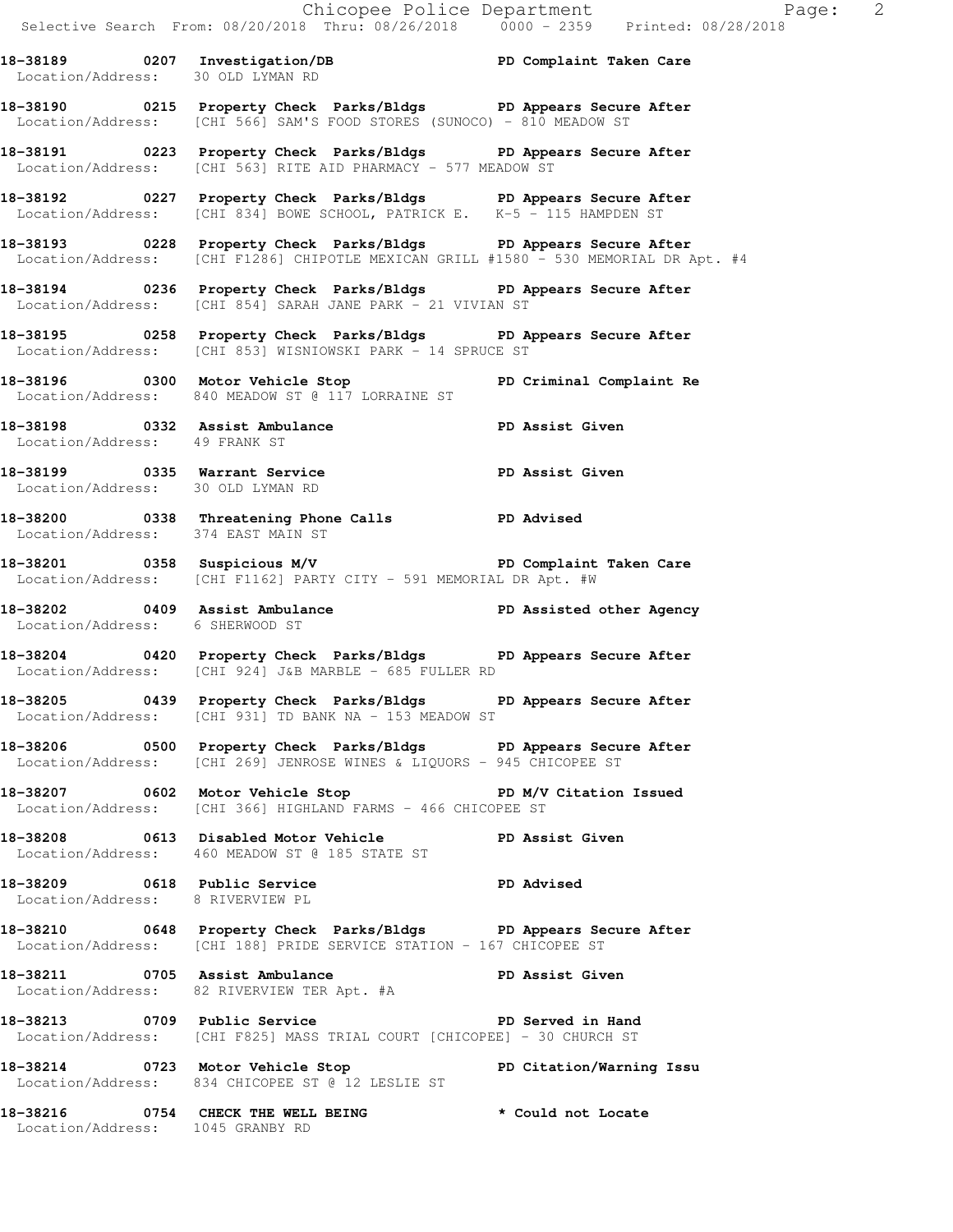**18-38189 0207 Investigation/DB PD Complaint Taken Care**
Location/Address: 30 OLD LYMAN RD

**18-38190 0215 Property Check Parks/Bldgs PD Appears Secure After**
Location/Address: [CHI 566] SAM'S FOOD STORES (SUNOCO) - 810 MEADOW ST

**18-38191 0223 Property Check Parks/Bldgs PD Appears Secure After**
Location/Address: [CHI 563] RITE AID PHARMACY - 577 MEADOW ST

**18-38192 0227 Property Check Parks/Bldgs PD Appears Secure After**
Location/Address: [CHI 834] BOWE SCHOOL, PATRICK E. K-5 - 115 HAMPDEN ST

**18-38193 0228 Property Check Parks/Bldgs PD Appears Secure After**
Location/Address: [CHI F1286] CHIPOTLE MEXICAN GRILL #1580 - 530 MEMORIAL DR Apt. #4

**18-38194 0236 Property Check Parks/Bldgs PD Appears Secure After**
Location/Address: [CHI 854] SARAH JANE PARK - 21 VIVIAN ST

**18-38195 0258 Property Check Parks/Bldgs PD Appears Secure After**
Location/Address: [CHI 853] WISNIOWSKI PARK - 14 SPRUCE ST

**18-38196 0300 Motor Vehicle Stop PD Criminal Complaint Re**
Location/Address: 840 MEADOW ST @ 117 LORRAINE ST

**18-38198 0332 Assist Ambulance PD Assist Given**
Location/Address: 49 FRANK ST

**18-38199 0335 Warrant Service PD Assist Given**
Location/Address: 30 OLD LYMAN RD

**18-38200 0338 Threatening Phone Calls PD Advised**
Location/Address: 374 EAST MAIN ST

**18-38201 0358 Suspicious M/V PD Complaint Taken Care**
Location/Address: [CHI F1162] PARTY CITY - 591 MEMORIAL DR Apt. #W

**18-38202 0409 Assist Ambulance PD Assisted other Agency**
Location/Address: 6 SHERWOOD ST

**18-38204 0420 Property Check Parks/Bldgs PD Appears Secure After**
Location/Address: [CHI 924] J&B MARBLE - 685 FULLER RD

**18-38205 0439 Property Check Parks/Bldgs PD Appears Secure After**
Location/Address: [CHI 931] TD BANK NA - 153 MEADOW ST

**18-38206 0500 Property Check Parks/Bldgs PD Appears Secure After**
Location/Address: [CHI 269] JENROSE WINES & LIQUORS - 945 CHICOPEE ST

**18-38207 0602 Motor Vehicle Stop PD M/V Citation Issued**
Location/Address: [CHI 366] HIGHLAND FARMS - 466 CHICOPEE ST

**18-38208 0613 Disabled Motor Vehicle PD Assist Given**
Location/Address: 460 MEADOW ST @ 185 STATE ST

**18-38209 0618 Public Service PD Advised**
Location/Address: 8 RIVERVIEW PL

**18-38210 0648 Property Check Parks/Bldgs PD Appears Secure After**
Location/Address: [CHI 188] PRIDE SERVICE STATION - 167 CHICOPEE ST

**18-38211 0705 Assist Ambulance PD Assist Given**
Location/Address: 82 RIVERVIEW TER Apt. #A

**18-38213 0709 Public Service PD Served in Hand**
Location/Address: [CHI F825] MASS TRIAL COURT [CHICOPEE] - 30 CHURCH ST

**18-38214 0723 Motor Vehicle Stop PD Citation/Warning Issu**
Location/Address: 834 CHICOPEE ST @ 12 LESLIE ST

**18-38216 0754 CHECK THE WELL BEING * Could not Locate**
Location/Address: 1045 GRANBY RD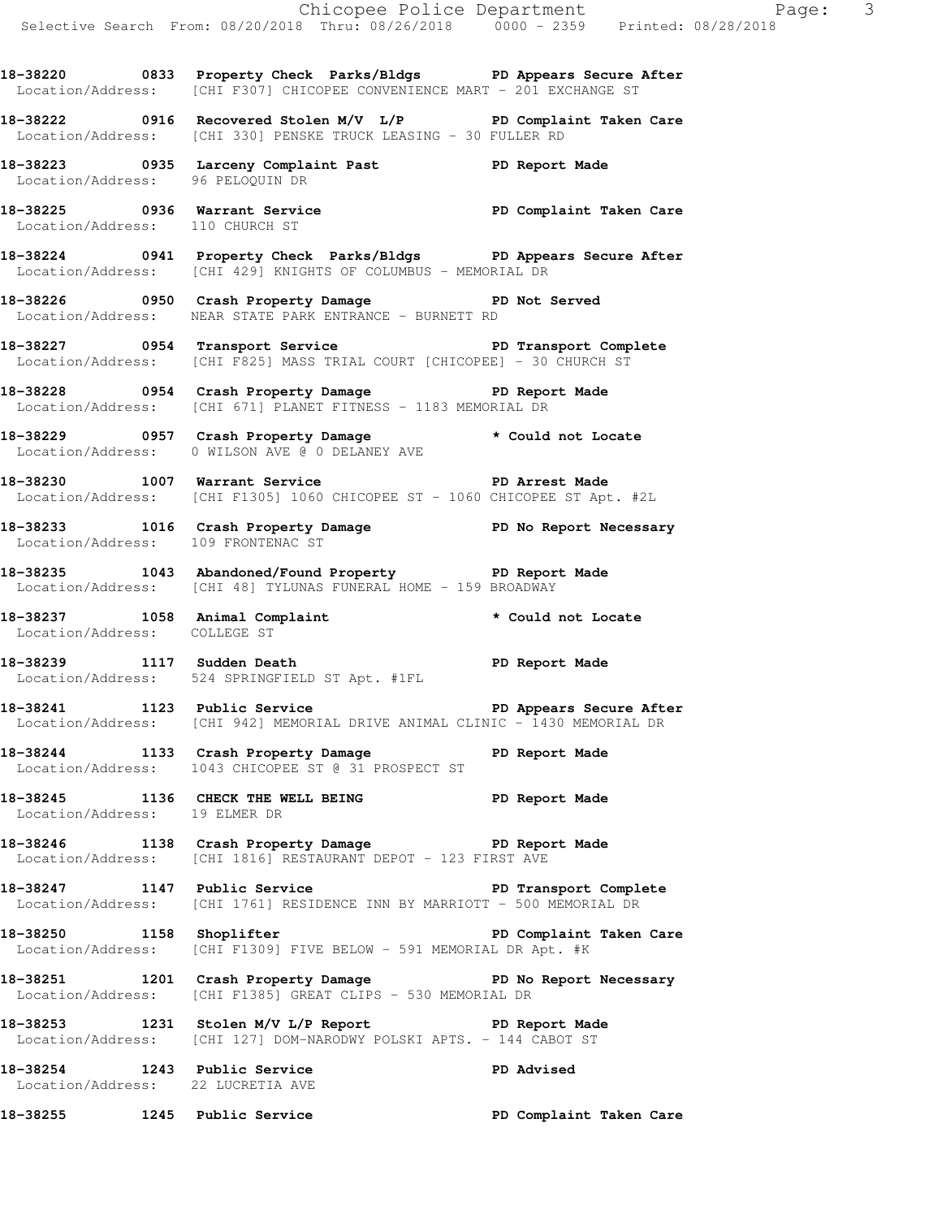18-38220 0833 Property Check Parks/Bldgs PD Appears Secure After
Location/Address: [CHI F307] CHICOPEE CONVENIENCE MART - 201 EXCHANGE ST

18-38222 0916 Recovered Stolen M/V L/P PD Complaint Taken Care
Location/Address: [CHI 330] PENSKE TRUCK LEASING - 30 FULLER RD

18-38223 0935 Larceny Complaint Past PD Report Made
Location/Address: 96 PELOQUIN DR

18-38225 0936 Warrant Service PD Complaint Taken Care
Location/Address: 110 CHURCH ST

18-38224 0941 Property Check Parks/Bldgs PD Appears Secure After
Location/Address: [CHI 429] KNIGHTS OF COLUMBUS - MEMORIAL DR

18-38226 0950 Crash Property Damage PD Not Served
Location/Address: NEAR STATE PARK ENTRANCE - BURNETT RD

18-38227 0954 Transport Service PD Transport Complete
Location/Address: [CHI F825] MASS TRIAL COURT [CHICOPEE] - 30 CHURCH ST

18-38228 0954 Crash Property Damage PD Report Made
Location/Address: [CHI 671] PLANET FITNESS - 1183 MEMORIAL DR

18-38229 0957 Crash Property Damage * Could not Locate
Location/Address: 0 WILSON AVE @ 0 DELANEY AVE

18-38230 1007 Warrant Service PD Arrest Made
Location/Address: [CHI F1305] 1060 CHICOPEE ST - 1060 CHICOPEE ST Apt. #2L

18-38233 1016 Crash Property Damage PD No Report Necessary
Location/Address: 109 FRONTENAC ST

18-38235 1043 Abandoned/Found Property PD Report Made
Location/Address: [CHI 48] TYLUNAS FUNERAL HOME - 159 BROADWAY

18-38237 1058 Animal Complaint * Could not Locate
Location/Address: COLLEGE ST

18-38239 1117 Sudden Death PD Report Made
Location/Address: 524 SPRINGFIELD ST Apt. #1FL

18-38241 1123 Public Service PD Appears Secure After
Location/Address: [CHI 942] MEMORIAL DRIVE ANIMAL CLINIC - 1430 MEMORIAL DR

18-38244 1133 Crash Property Damage PD Report Made
Location/Address: 1043 CHICOPEE ST @ 31 PROSPECT ST

18-38245 1136 CHECK THE WELL BEING PD Report Made
Location/Address: 19 ELMER DR

18-38246 1138 Crash Property Damage PD Report Made
Location/Address: [CHI 1816] RESTAURANT DEPOT - 123 FIRST AVE

18-38247 1147 Public Service PD Transport Complete
Location/Address: [CHI 1761] RESIDENCE INN BY MARRIOTT - 500 MEMORIAL DR

18-38250 1158 Shoplifter PD Complaint Taken Care
Location/Address: [CHI F1309] FIVE BELOW - 591 MEMORIAL DR Apt. #K

18-38251 1201 Crash Property Damage PD No Report Necessary
Location/Address: [CHI F1385] GREAT CLIPS - 530 MEMORIAL DR

18-38253 1231 Stolen M/V L/P Report PD Report Made
Location/Address: [CHI 127] DOM-NARODWY POLSKI APTS. - 144 CABOT ST

18-38254 1243 Public Service PD Advised
Location/Address: 22 LUCRETIA AVE

18-38255 1245 Public Service PD Complaint Taken Care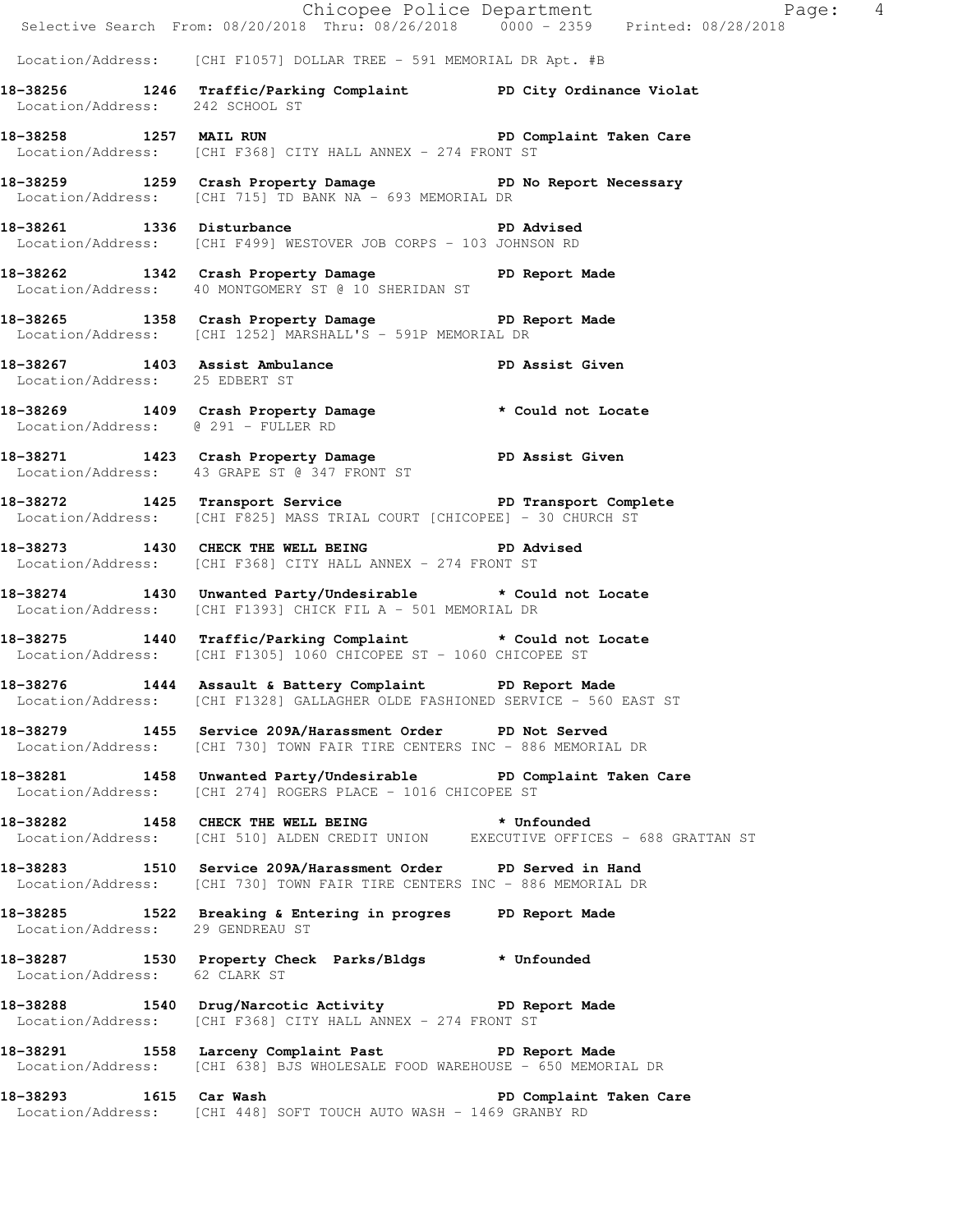Location/Address: [CHI F1057] DOLLAR TREE - 591 MEMORIAL DR Apt. #B

**18-38256 1246 Traffic/Parking Complaint PD City Ordinance Violat**
Location/Address: 242 SCHOOL ST

**18-38258 1257 MAIL RUN PD Complaint Taken Care**
Location/Address: [CHI F368] CITY HALL ANNEX - 274 FRONT ST

**18-38259 1259 Crash Property Damage PD No Report Necessary**
Location/Address: [CHI 715] TD BANK NA - 693 MEMORIAL DR

**18-38261 1336 Disturbance PD Advised**
Location/Address: [CHI F499] WESTOVER JOB CORPS - 103 JOHNSON RD

**18-38262 1342 Crash Property Damage PD Report Made**
Location/Address: 40 MONTGOMERY ST @ 10 SHERIDAN ST

**18-38265 1358 Crash Property Damage PD Report Made**
Location/Address: [CHI 1252] MARSHALL'S - 591P MEMORIAL DR

**18-38267 1403 Assist Ambulance PD Assist Given**
Location/Address: 25 EDBERT ST

**18-38269 1409 Crash Property Damage * Could not Locate**
Location/Address: @ 291 - FULLER RD

**18-38271 1423 Crash Property Damage PD Assist Given**
Location/Address: 43 GRAPE ST @ 347 FRONT ST

**18-38272 1425 Transport Service PD Transport Complete**
Location/Address: [CHI F825] MASS TRIAL COURT [CHICOPEE] - 30 CHURCH ST

**18-38273 1430 CHECK THE WELL BEING PD Advised**
Location/Address: [CHI F368] CITY HALL ANNEX - 274 FRONT ST

**18-38274 1430 Unwanted Party/Undesirable * Could not Locate**
Location/Address: [CHI F1393] CHICK FIL A - 501 MEMORIAL DR

**18-38275 1440 Traffic/Parking Complaint * Could not Locate**
Location/Address: [CHI F1305] 1060 CHICOPEE ST - 1060 CHICOPEE ST

**18-38276 1444 Assault & Battery Complaint PD Report Made**
Location/Address: [CHI F1328] GALLAGHER OLDE FASHIONED SERVICE - 560 EAST ST

**18-38279 1455 Service 209A/Harassment Order PD Not Served**
Location/Address: [CHI 730] TOWN FAIR TIRE CENTERS INC - 886 MEMORIAL DR

**18-38281 1458 Unwanted Party/Undesirable PD Complaint Taken Care**
Location/Address: [CHI 274] ROGERS PLACE - 1016 CHICOPEE ST

**18-38282 1458 CHECK THE WELL BEING * Unfounded**
Location/Address: [CHI 510] ALDEN CREDIT UNION EXECUTIVE OFFICES - 688 GRATTAN ST

**18-38283 1510 Service 209A/Harassment Order PD Served in Hand**
Location/Address: [CHI 730] TOWN FAIR TIRE CENTERS INC - 886 MEMORIAL DR

**18-38285 1522 Breaking & Entering in progres PD Report Made**
Location/Address: 29 GENDREAU ST

**18-38287 1530 Property Check Parks/Bldgs * Unfounded**
Location/Address: 62 CLARK ST

**18-38288 1540 Drug/Narcotic Activity PD Report Made**
Location/Address: [CHI F368] CITY HALL ANNEX - 274 FRONT ST

**18-38291 1558 Larceny Complaint Past PD Report Made**
Location/Address: [CHI 638] BJS WHOLESALE FOOD WAREHOUSE - 650 MEMORIAL DR

**18-38293 1615 Car Wash PD Complaint Taken Care**
Location/Address: [CHI 448] SOFT TOUCH AUTO WASH - 1469 GRANBY RD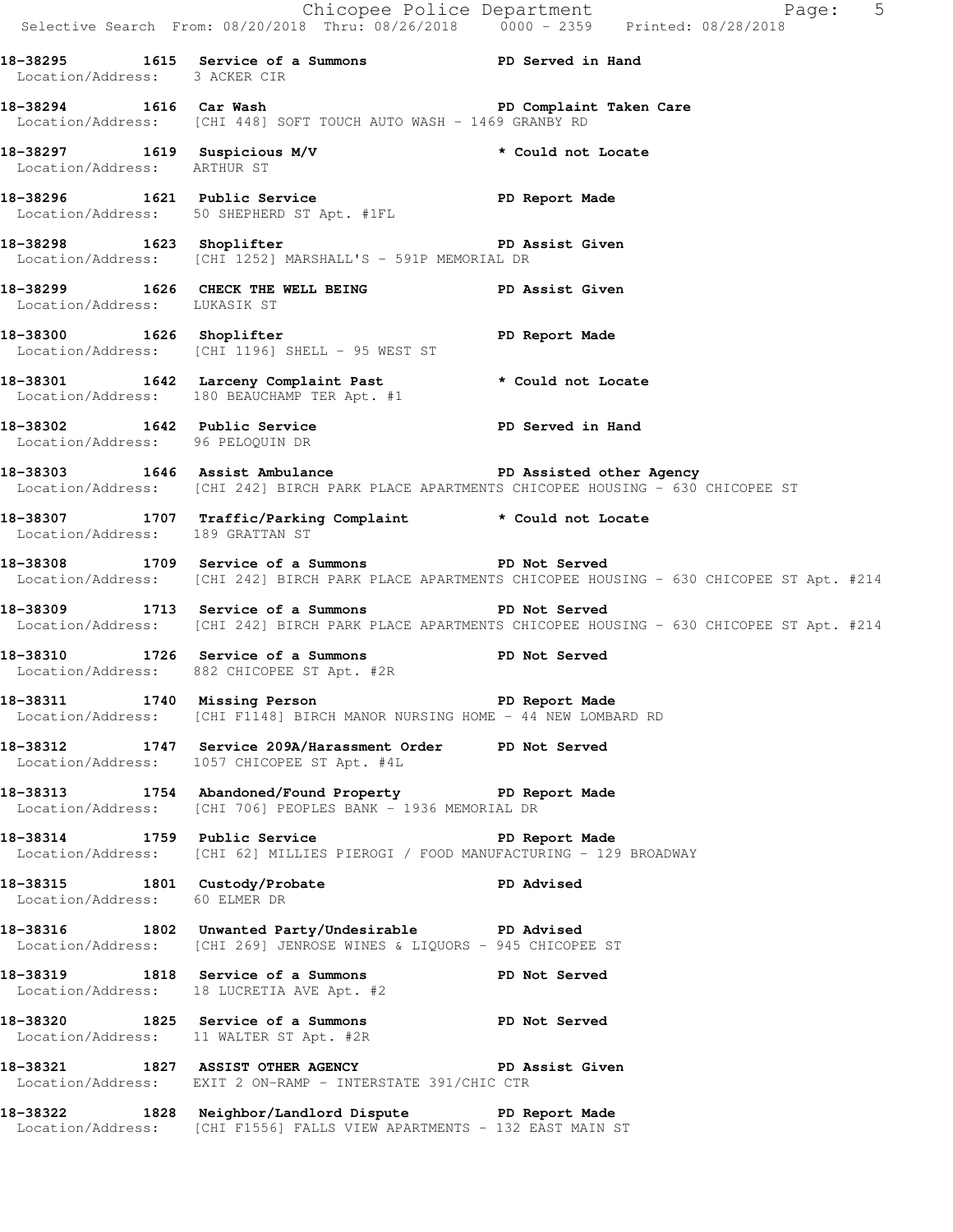**18-38295 1615 Service of a Summons PD Served in Hand**
Location/Address: 3 ACKER CIR

**18-38294 1616 Car Wash PD Complaint Taken Care**
Location/Address: [CHI 448] SOFT TOUCH AUTO WASH - 1469 GRANBY RD

**18-38297 1619 Suspicious M/V * Could not Locate**
Location/Address: ARTHUR ST

**18-38296 1621 Public Service PD Report Made**
Location/Address: 50 SHEPHERD ST Apt. #1FL

**18-38298 1623 Shoplifter PD Assist Given**
Location/Address: [CHI 1252] MARSHALL'S - 591P MEMORIAL DR

**18-38299 1626 CHECK THE WELL BEING PD Assist Given**
Location/Address: LUKASIK ST

**18-38300 1626 Shoplifter PD Report Made**
Location/Address: [CHI 1196] SHELL - 95 WEST ST

**18-38301 1642 Larceny Complaint Past * Could not Locate**
Location/Address: 180 BEAUCHAMP TER Apt. #1

**18-38302 1642 Public Service PD Served in Hand**
Location/Address: 96 PELOQUIN DR

**18-38303 1646 Assist Ambulance PD Assisted other Agency**
Location/Address: [CHI 242] BIRCH PARK PLACE APARTMENTS CHICOPEE HOUSING - 630 CHICOPEE ST

**18-38307 1707 Traffic/Parking Complaint * Could not Locate**
Location/Address: 189 GRATTAN ST

**18-38308 1709 Service of a Summons PD Not Served**
Location/Address: [CHI 242] BIRCH PARK PLACE APARTMENTS CHICOPEE HOUSING - 630 CHICOPEE ST Apt. #214

**18-38309 1713 Service of a Summons PD Not Served**
Location/Address: [CHI 242] BIRCH PARK PLACE APARTMENTS CHICOPEE HOUSING - 630 CHICOPEE ST Apt. #214

**18-38310 1726 Service of a Summons PD Not Served**
Location/Address: 882 CHICOPEE ST Apt. #2R

**18-38311 1740 Missing Person PD Report Made**
Location/Address: [CHI F1148] BIRCH MANOR NURSING HOME - 44 NEW LOMBARD RD

**18-38312 1747 Service 209A/Harassment Order PD Not Served**
Location/Address: 1057 CHICOPEE ST Apt. #4L

**18-38313 1754 Abandoned/Found Property PD Report Made**
Location/Address: [CHI 706] PEOPLES BANK - 1936 MEMORIAL DR

**18-38314 1759 Public Service PD Report Made**
Location/Address: [CHI 62] MILLIES PIEROGI / FOOD MANUFACTURING - 129 BROADWAY

**18-38315 1801 Custody/Probate PD Advised**
Location/Address: 60 ELMER DR

**18-38316 1802 Unwanted Party/Undesirable PD Advised**
Location/Address: [CHI 269] JENROSE WINES & LIQUORS - 945 CHICOPEE ST

**18-38319 1818 Service of a Summons PD Not Served**
Location/Address: 18 LUCRETIA AVE Apt. #2

**18-38320 1825 Service of a Summons PD Not Served**
Location/Address: 11 WALTER ST Apt. #2R

**18-38321 1827 ASSIST OTHER AGENCY PD Assist Given**
Location/Address: EXIT 2 ON-RAMP - INTERSTATE 391/CHIC CTR

**18-38322 1828 Neighbor/Landlord Dispute PD Report Made**
Location/Address: [CHI F1556] FALLS VIEW APARTMENTS - 132 EAST MAIN ST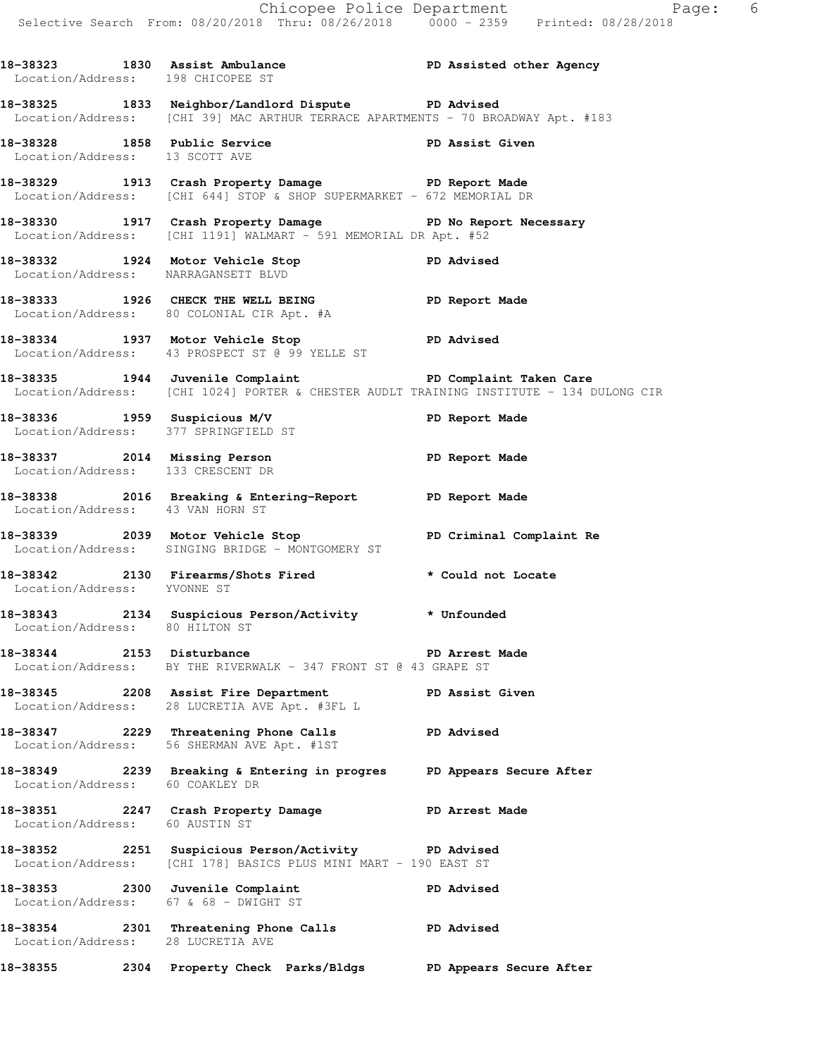**18-38323 1830 Assist Ambulance PD Assisted other Agency**
Location/Address: 198 CHICOPEE ST

**18-38325 1833 Neighbor/Landlord Dispute PD Advised**
Location/Address: [CHI 39] MAC ARTHUR TERRACE APARTMENTS - 70 BROADWAY Apt. #183

**18-38328 1858 Public Service PD Assist Given**
Location/Address: 13 SCOTT AVE

**18-38329 1913 Crash Property Damage PD Report Made**
Location/Address: [CHI 644] STOP & SHOP SUPERMARKET - 672 MEMORIAL DR

**18-38330 1917 Crash Property Damage PD No Report Necessary**
Location/Address: [CHI 1191] WALMART - 591 MEMORIAL DR Apt. #52

**18-38332 1924 Motor Vehicle Stop PD Advised**
Location/Address: NARRAGANSETT BLVD

**18-38333 1926 CHECK THE WELL BEING PD Report Made**
Location/Address: 80 COLONIAL CIR Apt. #A

**18-38334 1937 Motor Vehicle Stop PD Advised**
Location/Address: 43 PROSPECT ST @ 99 YELLE ST

**18-38335 1944 Juvenile Complaint PD Complaint Taken Care**
Location/Address: [CHI 1024] PORTER & CHESTER AUDLT TRAINING INSTITUTE - 134 DULONG CIR

**18-38336 1959 Suspicious M/V PD Report Made**
Location/Address: 377 SPRINGFIELD ST

**18-38337 2014 Missing Person PD Report Made**
Location/Address: 133 CRESCENT DR

**18-38338 2016 Breaking & Entering-Report PD Report Made**
Location/Address: 43 VAN HORN ST

**18-38339 2039 Motor Vehicle Stop PD Criminal Complaint Re**
Location/Address: SINGING BRIDGE - MONTGOMERY ST

**18-38342 2130 Firearms/Shots Fired * Could not Locate**
Location/Address: YVONNE ST

**18-38343 2134 Suspicious Person/Activity * Unfounded**
Location/Address: 80 HILTON ST

**18-38344 2153 Disturbance PD Arrest Made**
Location/Address: BY THE RIVERWALK - 347 FRONT ST @ 43 GRAPE ST

**18-38345 2208 Assist Fire Department PD Assist Given**
Location/Address: 28 LUCRETIA AVE Apt. #3FL L

**18-38347 2229 Threatening Phone Calls PD Advised**
Location/Address: 56 SHERMAN AVE Apt. #1ST

**18-38349 2239 Breaking & Entering in progres PD Appears Secure After**
Location/Address: 60 COAKLEY DR

**18-38351 2247 Crash Property Damage PD Arrest Made**
Location/Address: 60 AUSTIN ST

**18-38352 2251 Suspicious Person/Activity PD Advised**
Location/Address: [CHI 178] BASICS PLUS MINI MART - 190 EAST ST

**18-38353 2300 Juvenile Complaint PD Advised**
Location/Address: 67 & 68 - DWIGHT ST

**18-38354 2301 Threatening Phone Calls PD Advised**
Location/Address: 28 LUCRETIA AVE

**18-38355 2304 Property Check Parks/Bldgs PD Appears Secure After**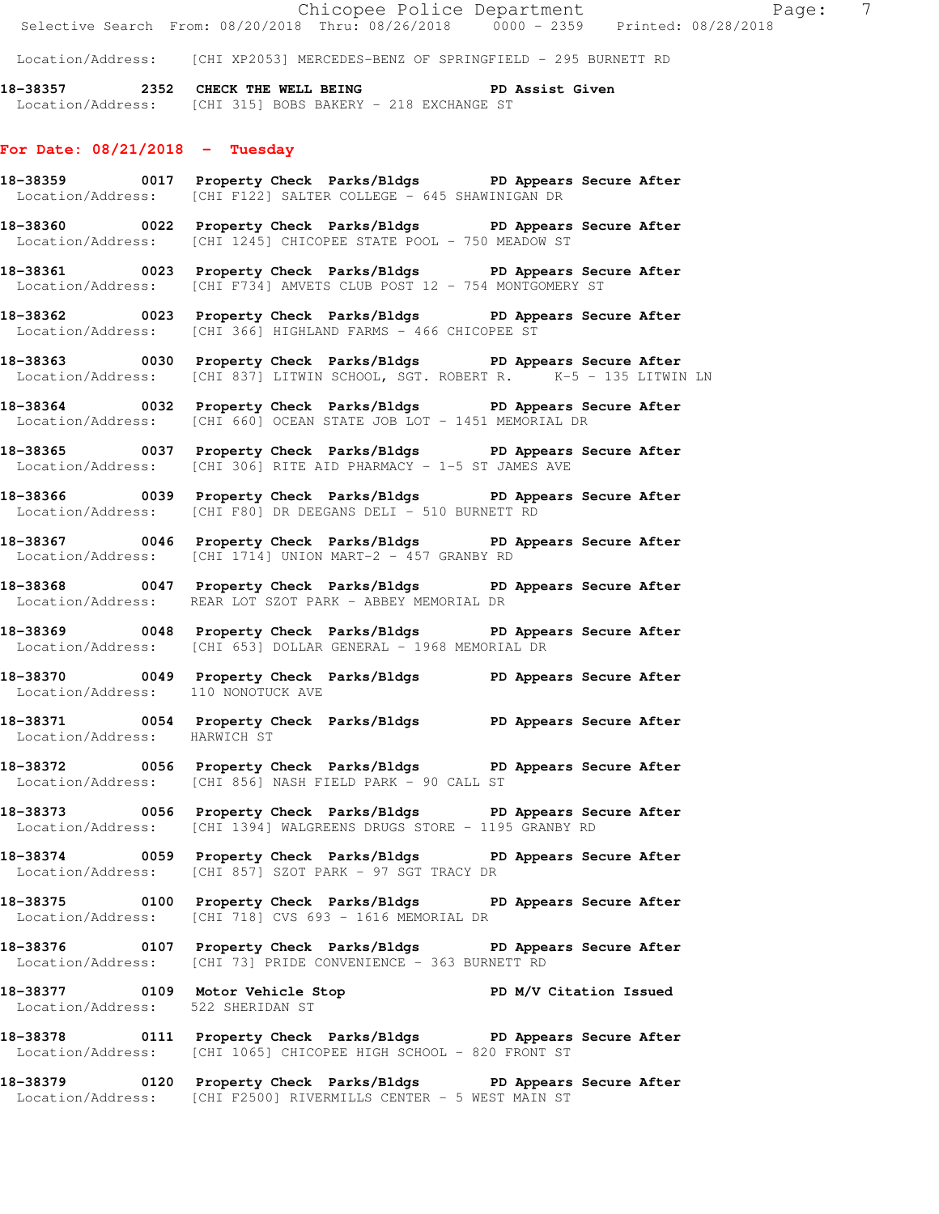Location/Address: [CHI XP2053] MERCEDES-BENZ OF SPRINGFIELD - 295 BURNETT RD

**18-38357 2352 CHECK THE WELL BEING PD Assist Given**
Location/Address: [CHI 315] BOBS BAKERY - 218 EXCHANGE ST

## For Date: 08/21/2018 - Tuesday

**18-38359 0017 Property Check Parks/Bldgs PD Appears Secure After**
Location/Address: [CHI F122] SALTER COLLEGE - 645 SHAWINIGAN DR

**18-38360 0022 Property Check Parks/Bldgs PD Appears Secure After**
Location/Address: [CHI 1245] CHICOPEE STATE POOL - 750 MEADOW ST

**18-38361 0023 Property Check Parks/Bldgs PD Appears Secure After**
Location/Address: [CHI F734] AMVETS CLUB POST 12 - 754 MONTGOMERY ST

**18-38362 0023 Property Check Parks/Bldgs PD Appears Secure After**
Location/Address: [CHI 366] HIGHLAND FARMS - 466 CHICOPEE ST

**18-38363 0030 Property Check Parks/Bldgs PD Appears Secure After**
Location/Address: [CHI 837] LITWIN SCHOOL, SGT. ROBERT R. K-5 - 135 LITWIN LN

**18-38364 0032 Property Check Parks/Bldgs PD Appears Secure After**
Location/Address: [CHI 660] OCEAN STATE JOB LOT - 1451 MEMORIAL DR

**18-38365 0037 Property Check Parks/Bldgs PD Appears Secure After**
Location/Address: [CHI 306] RITE AID PHARMACY - 1-5 ST JAMES AVE

**18-38366 0039 Property Check Parks/Bldgs PD Appears Secure After**
Location/Address: [CHI F80] DR DEEGANS DELI - 510 BURNETT RD

**18-38367 0046 Property Check Parks/Bldgs PD Appears Secure After**
Location/Address: [CHI 1714] UNION MART-2 - 457 GRANBY RD

**18-38368 0047 Property Check Parks/Bldgs PD Appears Secure After**
Location/Address: REAR LOT SZOT PARK - ABBEY MEMORIAL DR

**18-38369 0048 Property Check Parks/Bldgs PD Appears Secure After**
Location/Address: [CHI 653] DOLLAR GENERAL - 1968 MEMORIAL DR

**18-38370 0049 Property Check Parks/Bldgs PD Appears Secure After**
Location/Address: 110 NONOTUCK AVE

**18-38371 0054 Property Check Parks/Bldgs PD Appears Secure After**
Location/Address: HARWICH ST

**18-38372 0056 Property Check Parks/Bldgs PD Appears Secure After**
Location/Address: [CHI 856] NASH FIELD PARK - 90 CALL ST

**18-38373 0056 Property Check Parks/Bldgs PD Appears Secure After**
Location/Address: [CHI 1394] WALGREENS DRUGS STORE - 1195 GRANBY RD

**18-38374 0059 Property Check Parks/Bldgs PD Appears Secure After**
Location/Address: [CHI 857] SZOT PARK - 97 SGT TRACY DR

**18-38375 0100 Property Check Parks/Bldgs PD Appears Secure After**
Location/Address: [CHI 718] CVS 693 - 1616 MEMORIAL DR

**18-38376 0107 Property Check Parks/Bldgs PD Appears Secure After**
Location/Address: [CHI 73] PRIDE CONVENIENCE - 363 BURNETT RD

**18-38377 0109 Motor Vehicle Stop PD M/V Citation Issued**
Location/Address: 522 SHERIDAN ST

**18-38378 0111 Property Check Parks/Bldgs PD Appears Secure After**
Location/Address: [CHI 1065] CHICOPEE HIGH SCHOOL - 820 FRONT ST

**18-38379 0120 Property Check Parks/Bldgs PD Appears Secure After**
Location/Address: [CHI F2500] RIVERMILLS CENTER - 5 WEST MAIN ST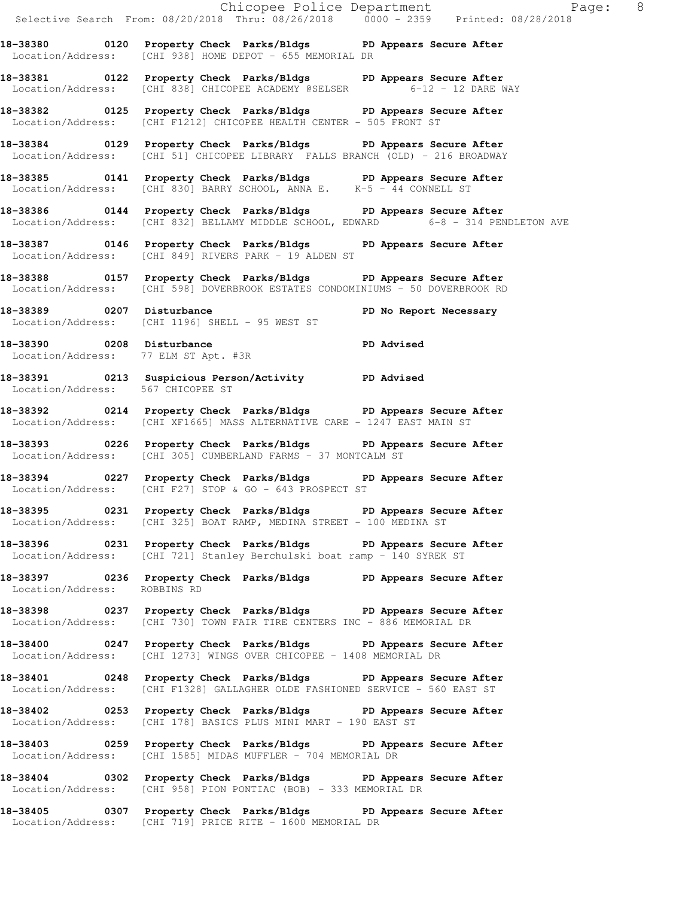**18-38380 0120 Property Check Parks/Bldgs PD Appears Secure After**
Location/Address: [CHI 938] HOME DEPOT - 655 MEMORIAL DR

**18-38381 0122 Property Check Parks/Bldgs PD Appears Secure After**
Location/Address: [CHI 838] CHICOPEE ACADEMY @SELSER 6-12 - 12 DARE WAY

**18-38382 0125 Property Check Parks/Bldgs PD Appears Secure After**
Location/Address: [CHI F1212] CHICOPEE HEALTH CENTER - 505 FRONT ST

**18-38384 0129 Property Check Parks/Bldgs PD Appears Secure After**
Location/Address: [CHI 51] CHICOPEE LIBRARY FALLS BRANCH (OLD) - 216 BROADWAY

**18-38385 0141 Property Check Parks/Bldgs PD Appears Secure After**
Location/Address: [CHI 830] BARRY SCHOOL, ANNA E. K-5 - 44 CONNELL ST

**18-38386 0144 Property Check Parks/Bldgs PD Appears Secure After**
Location/Address: [CHI 832] BELLAMY MIDDLE SCHOOL, EDWARD 6-8 - 314 PENDLETON AVE

**18-38387 0146 Property Check Parks/Bldgs PD Appears Secure After**
Location/Address: [CHI 849] RIVERS PARK - 19 ALDEN ST

**18-38388 0157 Property Check Parks/Bldgs PD Appears Secure After**
Location/Address: [CHI 598] DOVERBROOK ESTATES CONDOMINIUMS - 50 DOVERBROOK RD

**18-38389 0207 Disturbance PD No Report Necessary**
Location/Address: [CHI 1196] SHELL - 95 WEST ST

**18-38390 0208 Disturbance PD Advised**
Location/Address: 77 ELM ST Apt. #3R

**18-38391 0213 Suspicious Person/Activity PD Advised**
Location/Address: 567 CHICOPEE ST

**18-38392 0214 Property Check Parks/Bldgs PD Appears Secure After**
Location/Address: [CHI XF1665] MASS ALTERNATIVE CARE - 1247 EAST MAIN ST

**18-38393 0226 Property Check Parks/Bldgs PD Appears Secure After**
Location/Address: [CHI 305] CUMBERLAND FARMS - 37 MONTCALM ST

**18-38394 0227 Property Check Parks/Bldgs PD Appears Secure After**
Location/Address: [CHI F27] STOP & GO - 643 PROSPECT ST

**18-38395 0231 Property Check Parks/Bldgs PD Appears Secure After**
Location/Address: [CHI 325] BOAT RAMP, MEDINA STREET - 100 MEDINA ST

**18-38396 0231 Property Check Parks/Bldgs PD Appears Secure After**
Location/Address: [CHI 721] Stanley Berchulski boat ramp - 140 SYREK ST

**18-38397 0236 Property Check Parks/Bldgs PD Appears Secure After**
Location/Address: ROBBINS RD

**18-38398 0237 Property Check Parks/Bldgs PD Appears Secure After**
Location/Address: [CHI 730] TOWN FAIR TIRE CENTERS INC - 886 MEMORIAL DR

**18-38400 0247 Property Check Parks/Bldgs PD Appears Secure After**
Location/Address: [CHI 1273] WINGS OVER CHICOPEE - 1408 MEMORIAL DR

**18-38401 0248 Property Check Parks/Bldgs PD Appears Secure After**
Location/Address: [CHI F1328] GALLAGHER OLDE FASHIONED SERVICE - 560 EAST ST

**18-38402 0253 Property Check Parks/Bldgs PD Appears Secure After**
Location/Address: [CHI 178] BASICS PLUS MINI MART - 190 EAST ST

**18-38403 0259 Property Check Parks/Bldgs PD Appears Secure After**
Location/Address: [CHI 1585] MIDAS MUFFLER - 704 MEMORIAL DR

**18-38404 0302 Property Check Parks/Bldgs PD Appears Secure After**
Location/Address: [CHI 958] PION PONTIAC (BOB) - 333 MEMORIAL DR

**18-38405 0307 Property Check Parks/Bldgs PD Appears Secure After**
Location/Address: [CHI 719] PRICE RITE - 1600 MEMORIAL DR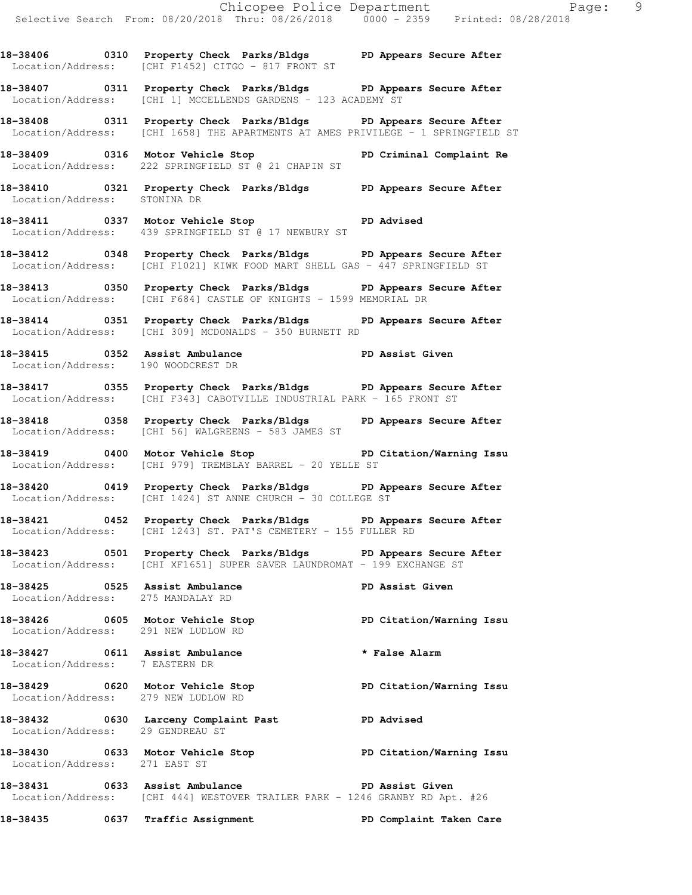18-38406 0310 Property Check Parks/Bldgs PD Appears Secure After
Location/Address: [CHI F1452] CITGO - 817 FRONT ST

18-38407 0311 Property Check Parks/Bldgs PD Appears Secure After
Location/Address: [CHI 1] MCCELLENDS GARDENS - 123 ACADEMY ST

18-38408 0311 Property Check Parks/Bldgs PD Appears Secure After
Location/Address: [CHI 1658] THE APARTMENTS AT AMES PRIVILEGE - 1 SPRINGFIELD ST

18-38409 0316 Motor Vehicle Stop PD Criminal Complaint Re
Location/Address: 222 SPRINGFIELD ST @ 21 CHAPIN ST

18-38410 0321 Property Check Parks/Bldgs PD Appears Secure After
Location/Address: STONINA DR

18-38411 0337 Motor Vehicle Stop PD Advised
Location/Address: 439 SPRINGFIELD ST @ 17 NEWBURY ST

18-38412 0348 Property Check Parks/Bldgs PD Appears Secure After
Location/Address: [CHI F1021] KIWK FOOD MART SHELL GAS - 447 SPRINGFIELD ST

18-38413 0350 Property Check Parks/Bldgs PD Appears Secure After
Location/Address: [CHI F684] CASTLE OF KNIGHTS - 1599 MEMORIAL DR

18-38414 0351 Property Check Parks/Bldgs PD Appears Secure After
Location/Address: [CHI 309] MCDONALDS - 350 BURNETT RD

18-38415 0352 Assist Ambulance PD Assist Given
Location/Address: 190 WOODCREST DR

18-38417 0355 Property Check Parks/Bldgs PD Appears Secure After
Location/Address: [CHI F343] CABOTVILLE INDUSTRIAL PARK - 165 FRONT ST

18-38418 0358 Property Check Parks/Bldgs PD Appears Secure After
Location/Address: [CHI 56] WALGREENS - 583 JAMES ST

18-38419 0400 Motor Vehicle Stop PD Citation/Warning Issu
Location/Address: [CHI 979] TREMBLAY BARREL - 20 YELLE ST

18-38420 0419 Property Check Parks/Bldgs PD Appears Secure After
Location/Address: [CHI 1424] ST ANNE CHURCH - 30 COLLEGE ST

18-38421 0452 Property Check Parks/Bldgs PD Appears Secure After
Location/Address: [CHI 1243] ST. PAT'S CEMETERY - 155 FULLER RD

18-38423 0501 Property Check Parks/Bldgs PD Appears Secure After
Location/Address: [CHI XF1651] SUPER SAVER LAUNDROMAT - 199 EXCHANGE ST

18-38425 0525 Assist Ambulance PD Assist Given
Location/Address: 275 MANDALAY RD

18-38426 0605 Motor Vehicle Stop PD Citation/Warning Issu
Location/Address: 291 NEW LUDLOW RD

18-38427 0611 Assist Ambulance * False Alarm
Location/Address: 7 EASTERN DR

18-38429 0620 Motor Vehicle Stop PD Citation/Warning Issu
Location/Address: 279 NEW LUDLOW RD

18-38432 0630 Larceny Complaint Past PD Advised
Location/Address: 29 GENDREAU ST

18-38430 0633 Motor Vehicle Stop PD Citation/Warning Issu
Location/Address: 271 EAST ST

18-38431 0633 Assist Ambulance PD Assist Given
Location/Address: [CHI 444] WESTOVER TRAILER PARK - 1246 GRANBY RD Apt. #26

18-38435 0637 Traffic Assignment PD Complaint Taken Care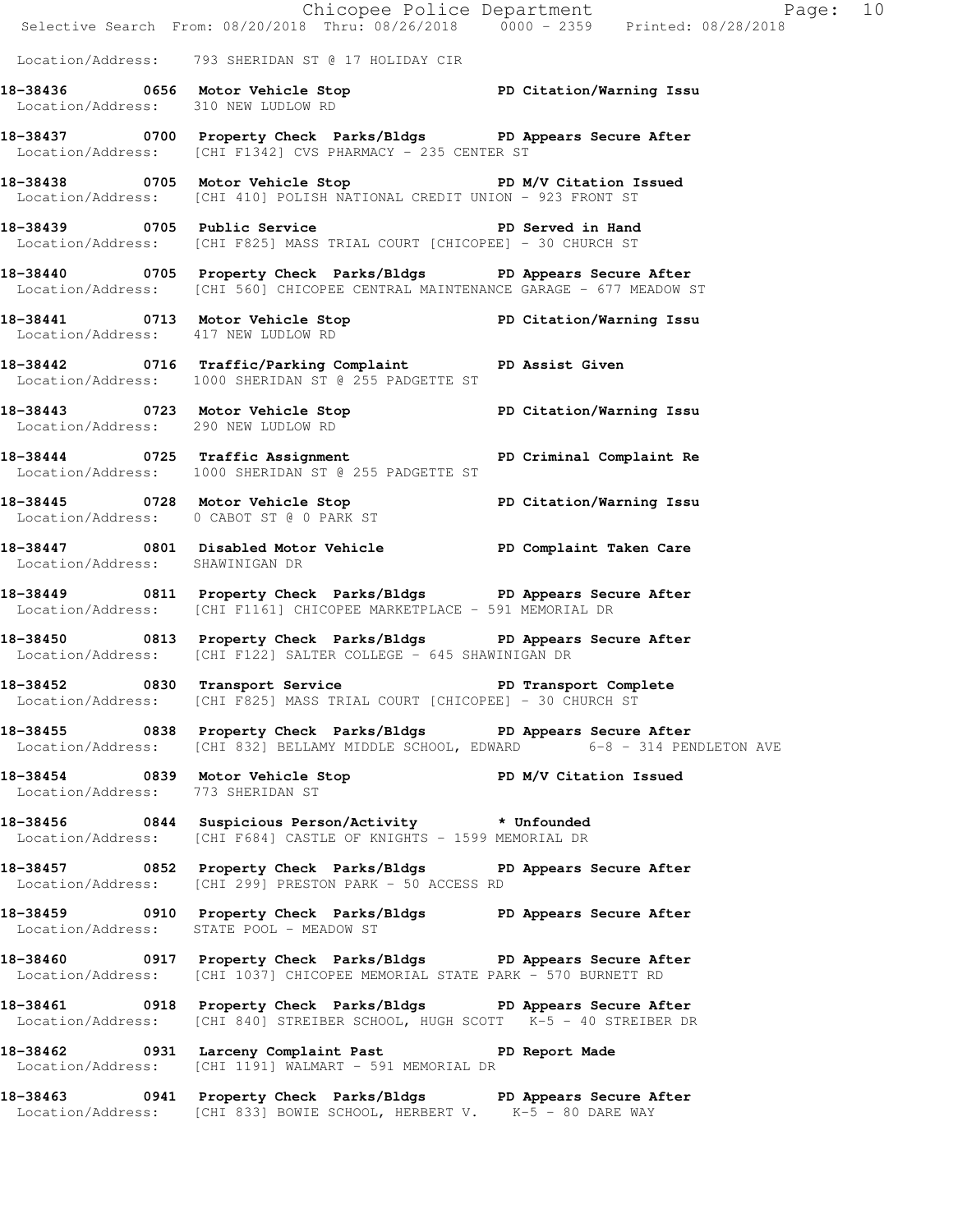Location/Address: 793 SHERIDAN ST @ 17 HOLIDAY CIR

**18-38436 0656 Motor Vehicle Stop PD Citation/Warning Issu**
Location/Address: 310 NEW LUDLOW RD

**18-38437 0700 Property Check Parks/Bldgs PD Appears Secure After**
Location/Address: [CHI F1342] CVS PHARMACY - 235 CENTER ST

**18-38438 0705 Motor Vehicle Stop PD M/V Citation Issued**
Location/Address: [CHI 410] POLISH NATIONAL CREDIT UNION - 923 FRONT ST

**18-38439 0705 Public Service PD Served in Hand**
Location/Address: [CHI F825] MASS TRIAL COURT [CHICOPEE] - 30 CHURCH ST

**18-38440 0705 Property Check Parks/Bldgs PD Appears Secure After**
Location/Address: [CHI 560] CHICOPEE CENTRAL MAINTENANCE GARAGE - 677 MEADOW ST

**18-38441 0713 Motor Vehicle Stop PD Citation/Warning Issu**
Location/Address: 417 NEW LUDLOW RD

**18-38442 0716 Traffic/Parking Complaint PD Assist Given**
Location/Address: 1000 SHERIDAN ST @ 255 PADGETTE ST

**18-38443 0723 Motor Vehicle Stop PD Citation/Warning Issu**
Location/Address: 290 NEW LUDLOW RD

**18-38444 0725 Traffic Assignment PD Criminal Complaint Re**
Location/Address: 1000 SHERIDAN ST @ 255 PADGETTE ST

**18-38445 0728 Motor Vehicle Stop PD Citation/Warning Issu**
Location/Address: 0 CABOT ST @ 0 PARK ST

**18-38447 0801 Disabled Motor Vehicle PD Complaint Taken Care**
Location/Address: SHAWINIGAN DR

**18-38449 0811 Property Check Parks/Bldgs PD Appears Secure After**
Location/Address: [CHI F1161] CHICOPEE MARKETPLACE - 591 MEMORIAL DR

**18-38450 0813 Property Check Parks/Bldgs PD Appears Secure After**
Location/Address: [CHI F122] SALTER COLLEGE - 645 SHAWINIGAN DR

**18-38452 0830 Transport Service PD Transport Complete**
Location/Address: [CHI F825] MASS TRIAL COURT [CHICOPEE] - 30 CHURCH ST

**18-38455 0838 Property Check Parks/Bldgs PD Appears Secure After**
Location/Address: [CHI 832] BELLAMY MIDDLE SCHOOL, EDWARD 6-8 - 314 PENDLETON AVE

**18-38454 0839 Motor Vehicle Stop PD M/V Citation Issued**
Location/Address: 773 SHERIDAN ST

**18-38456 0844 Suspicious Person/Activity * Unfounded**
Location/Address: [CHI F684] CASTLE OF KNIGHTS - 1599 MEMORIAL DR

**18-38457 0852 Property Check Parks/Bldgs PD Appears Secure After**
Location/Address: [CHI 299] PRESTON PARK - 50 ACCESS RD

**18-38459 0910 Property Check Parks/Bldgs PD Appears Secure After**
Location/Address: STATE POOL - MEADOW ST

**18-38460 0917 Property Check Parks/Bldgs PD Appears Secure After**
Location/Address: [CHI 1037] CHICOPEE MEMORIAL STATE PARK - 570 BURNETT RD

**18-38461 0918 Property Check Parks/Bldgs PD Appears Secure After**
Location/Address: [CHI 840] STREIBER SCHOOL, HUGH SCOTT K-5 - 40 STREIBER DR

**18-38462 0931 Larceny Complaint Past PD Report Made**
Location/Address: [CHI 1191] WALMART - 591 MEMORIAL DR

**18-38463 0941 Property Check Parks/Bldgs PD Appears Secure After**
Location/Address: [CHI 833] BOWIE SCHOOL, HERBERT V. K-5 - 80 DARE WAY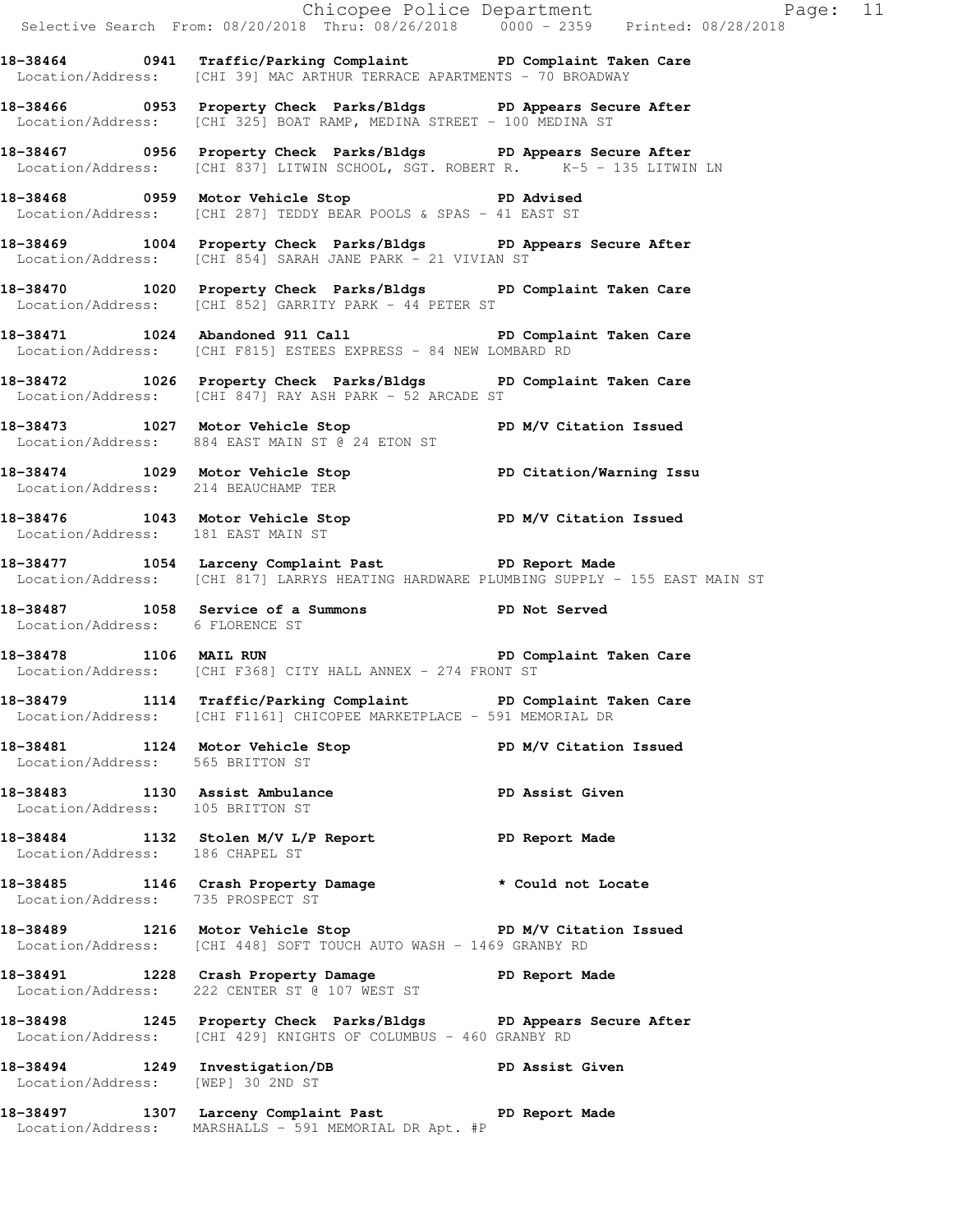**18-38464 0941 Traffic/Parking Complaint PD Complaint Taken Care**
Location/Address: [CHI 39] MAC ARTHUR TERRACE APARTMENTS - 70 BROADWAY

**18-38466 0953 Property Check Parks/Bldgs PD Appears Secure After**
Location/Address: [CHI 325] BOAT RAMP, MEDINA STREET - 100 MEDINA ST

**18-38467 0956 Property Check Parks/Bldgs PD Appears Secure After**
Location/Address: [CHI 837] LITWIN SCHOOL, SGT. ROBERT R. K-5 - 135 LITWIN LN

**18-38468 0959 Motor Vehicle Stop PD Advised**
Location/Address: [CHI 287] TEDDY BEAR POOLS & SPAS - 41 EAST ST

**18-38469 1004 Property Check Parks/Bldgs PD Appears Secure After**
Location/Address: [CHI 854] SARAH JANE PARK - 21 VIVIAN ST

**18-38470 1020 Property Check Parks/Bldgs PD Complaint Taken Care**
Location/Address: [CHI 852] GARRITY PARK - 44 PETER ST

**18-38471 1024 Abandoned 911 Call PD Complaint Taken Care**
Location/Address: [CHI F815] ESTEES EXPRESS - 84 NEW LOMBARD RD

**18-38472 1026 Property Check Parks/Bldgs PD Complaint Taken Care**
Location/Address: [CHI 847] RAY ASH PARK - 52 ARCADE ST

**18-38473 1027 Motor Vehicle Stop PD M/V Citation Issued**
Location/Address: 884 EAST MAIN ST @ 24 ETON ST

**18-38474 1029 Motor Vehicle Stop PD Citation/Warning Issu**
Location/Address: 214 BEAUCHAMP TER

**18-38476 1043 Motor Vehicle Stop PD M/V Citation Issued**
Location/Address: 181 EAST MAIN ST

**18-38477 1054 Larceny Complaint Past PD Report Made**
Location/Address: [CHI 817] LARRYS HEATING HARDWARE PLUMBING SUPPLY - 155 EAST MAIN ST

**18-38487 1058 Service of a Summons PD Not Served**
Location/Address: 6 FLORENCE ST

**18-38478 1106 MAIL RUN PD Complaint Taken Care**
Location/Address: [CHI F368] CITY HALL ANNEX - 274 FRONT ST

**18-38479 1114 Traffic/Parking Complaint PD Complaint Taken Care**
Location/Address: [CHI F1161] CHICOPEE MARKETPLACE - 591 MEMORIAL DR

**18-38481 1124 Motor Vehicle Stop PD M/V Citation Issued**
Location/Address: 565 BRITTON ST

**18-38483 1130 Assist Ambulance PD Assist Given**
Location/Address: 105 BRITTON ST

**18-38484 1132 Stolen M/V L/P Report PD Report Made**
Location/Address: 186 CHAPEL ST

**18-38485 1146 Crash Property Damage * Could not Locate**
Location/Address: 735 PROSPECT ST

**18-38489 1216 Motor Vehicle Stop PD M/V Citation Issued**
Location/Address: [CHI 448] SOFT TOUCH AUTO WASH - 1469 GRANBY RD

**18-38491 1228 Crash Property Damage PD Report Made**
Location/Address: 222 CENTER ST @ 107 WEST ST

**18-38498 1245 Property Check Parks/Bldgs PD Appears Secure After**
Location/Address: [CHI 429] KNIGHTS OF COLUMBUS - 460 GRANBY RD

**18-38494 1249 Investigation/DB PD Assist Given**
Location/Address: [WEP] 30 2ND ST

**18-38497 1307 Larceny Complaint Past PD Report Made**
Location/Address: MARSHALLS - 591 MEMORIAL DR Apt. #P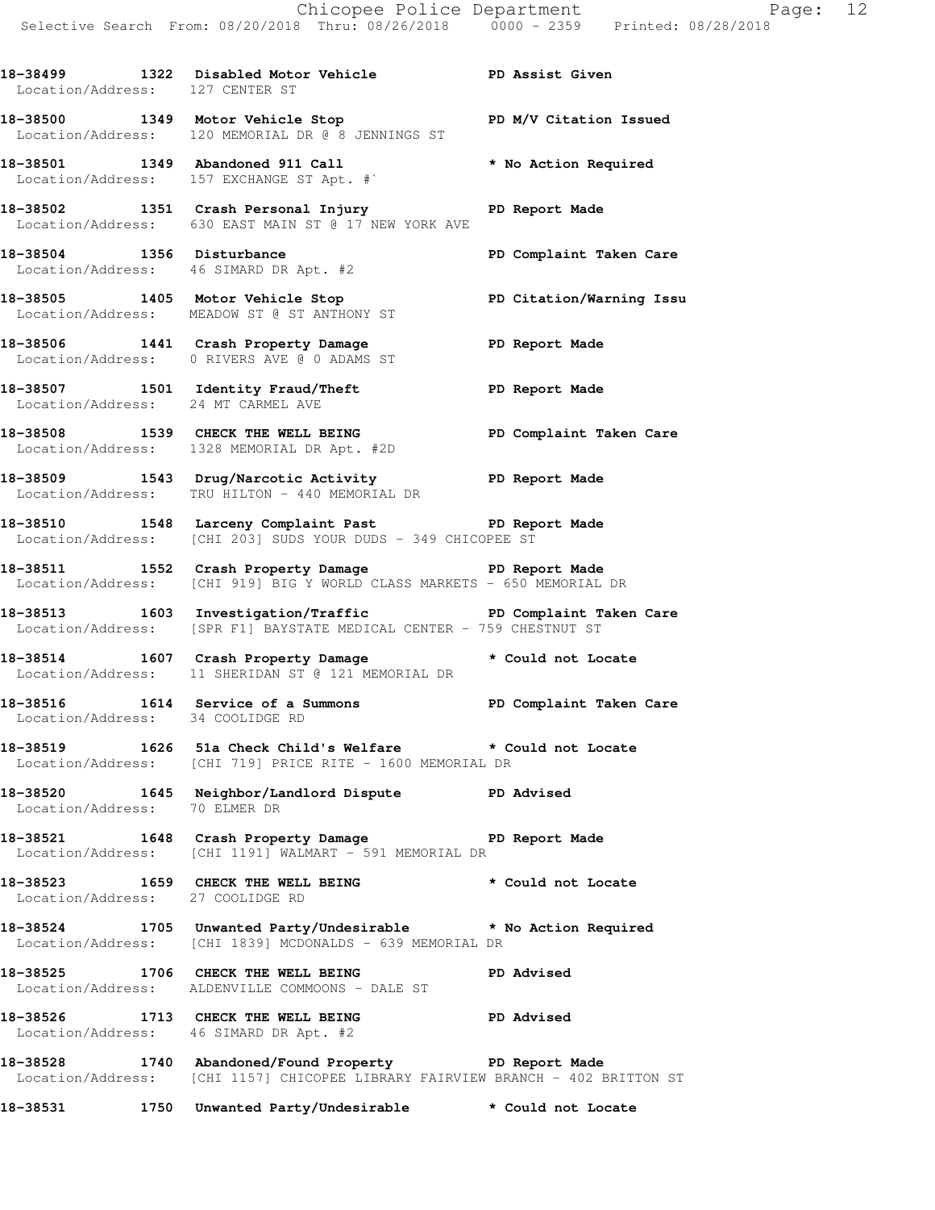18-38499 1322 Disabled Motor Vehicle PD Assist Given
Location/Address: 127 CENTER ST

18-38500 1349 Motor Vehicle Stop PD M/V Citation Issued
Location/Address: 120 MEMORIAL DR @ 8 JENNINGS ST

18-38501 1349 Abandoned 911 Call * No Action Required
Location/Address: 157 EXCHANGE ST Apt. #`

18-38502 1351 Crash Personal Injury PD Report Made
Location/Address: 630 EAST MAIN ST @ 17 NEW YORK AVE

18-38504 1356 Disturbance PD Complaint Taken Care
Location/Address: 46 SIMARD DR Apt. #2

18-38505 1405 Motor Vehicle Stop PD Citation/Warning Issu
Location/Address: MEADOW ST @ ST ANTHONY ST

18-38506 1441 Crash Property Damage PD Report Made
Location/Address: 0 RIVERS AVE @ 0 ADAMS ST

18-38507 1501 Identity Fraud/Theft PD Report Made
Location/Address: 24 MT CARMEL AVE

18-38508 1539 CHECK THE WELL BEING PD Complaint Taken Care
Location/Address: 1328 MEMORIAL DR Apt. #2D

18-38509 1543 Drug/Narcotic Activity PD Report Made
Location/Address: TRU HILTON - 440 MEMORIAL DR

18-38510 1548 Larceny Complaint Past PD Report Made
Location/Address: [CHI 203] SUDS YOUR DUDS - 349 CHICOPEE ST

18-38511 1552 Crash Property Damage PD Report Made
Location/Address: [CHI 919] BIG Y WORLD CLASS MARKETS - 650 MEMORIAL DR

18-38513 1603 Investigation/Traffic PD Complaint Taken Care
Location/Address: [SPR F1] BAYSTATE MEDICAL CENTER - 759 CHESTNUT ST

18-38514 1607 Crash Property Damage * Could not Locate
Location/Address: 11 SHERIDAN ST @ 121 MEMORIAL DR

18-38516 1614 Service of a Summons PD Complaint Taken Care
Location/Address: 34 COOLIDGE RD

18-38519 1626 51a Check Child's Welfare * Could not Locate
Location/Address: [CHI 719] PRICE RITE - 1600 MEMORIAL DR

18-38520 1645 Neighbor/Landlord Dispute PD Advised
Location/Address: 70 ELMER DR

18-38521 1648 Crash Property Damage PD Report Made
Location/Address: [CHI 1191] WALMART - 591 MEMORIAL DR

18-38523 1659 CHECK THE WELL BEING * Could not Locate
Location/Address: 27 COOLIDGE RD

18-38524 1705 Unwanted Party/Undesirable * No Action Required
Location/Address: [CHI 1839] MCDONALDS - 639 MEMORIAL DR

18-38525 1706 CHECK THE WELL BEING PD Advised
Location/Address: ALDENVILLE COMMOONS - DALE ST

18-38526 1713 CHECK THE WELL BEING PD Advised
Location/Address: 46 SIMARD DR Apt. #2

18-38528 1740 Abandoned/Found Property PD Report Made
Location/Address: [CHI 1157] CHICOPEE LIBRARY FAIRVIEW BRANCH - 402 BRITTON ST

18-38531 1750 Unwanted Party/Undesirable * Could not Locate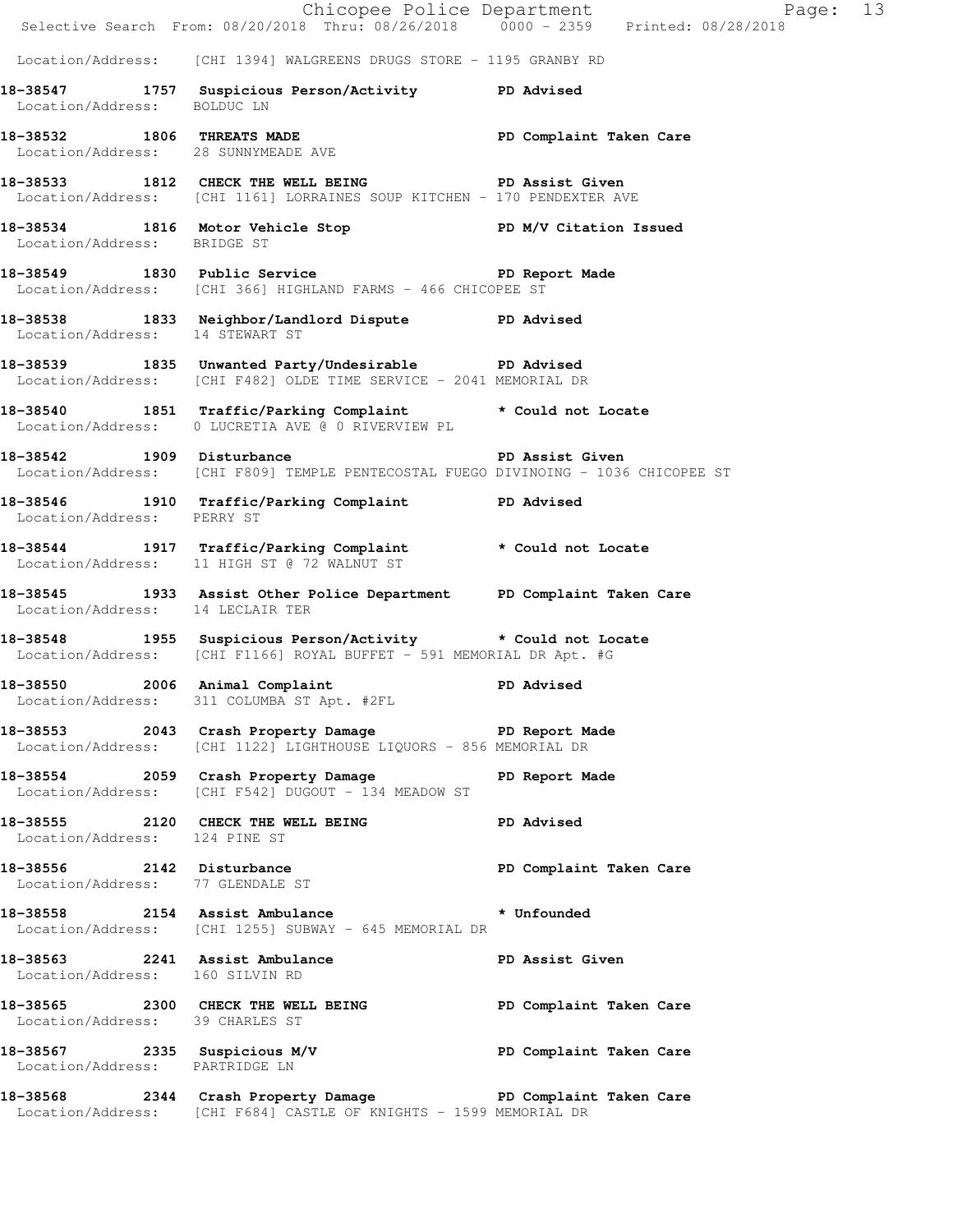Location/Address: [CHI 1394] WALGREENS DRUGS STORE - 1195 GRANBY RD

**18-38547 1757 Suspicious Person/Activity** PD Advised
Location/Address: BOLDUC LN

**18-38532 1806 THREATS MADE** PD Complaint Taken Care
Location/Address: 28 SUNNYMEADE AVE

**18-38533 1812 CHECK THE WELL BEING** PD Assist Given
Location/Address: [CHI 1161] LORRAINES SOUP KITCHEN - 170 PENDEXTER AVE

**18-38534 1816 Motor Vehicle Stop** PD M/V Citation Issued
Location/Address: BRIDGE ST

**18-38549 1830 Public Service** PD Report Made
Location/Address: [CHI 366] HIGHLAND FARMS - 466 CHICOPEE ST

**18-38538 1833 Neighbor/Landlord Dispute** PD Advised
Location/Address: 14 STEWART ST

**18-38539 1835 Unwanted Party/Undesirable** PD Advised
Location/Address: [CHI F482] OLDE TIME SERVICE - 2041 MEMORIAL DR

**18-38540 1851 Traffic/Parking Complaint** * Could not Locate
Location/Address: 0 LUCRETIA AVE @ 0 RIVERVIEW PL

**18-38542 1909 Disturbance** PD Assist Given
Location/Address: [CHI F809] TEMPLE PENTECOSTAL FUEGO DIVINOING - 1036 CHICOPEE ST

**18-38546 1910 Traffic/Parking Complaint** PD Advised
Location/Address: PERRY ST

**18-38544 1917 Traffic/Parking Complaint** * Could not Locate
Location/Address: 11 HIGH ST @ 72 WALNUT ST

**18-38545 1933 Assist Other Police Department** PD Complaint Taken Care
Location/Address: 14 LECLAIR TER

**18-38548 1955 Suspicious Person/Activity** * Could not Locate
Location/Address: [CHI F1166] ROYAL BUFFET - 591 MEMORIAL DR Apt. #G

**18-38550 2006 Animal Complaint** PD Advised
Location/Address: 311 COLUMBA ST Apt. #2FL

**18-38553 2043 Crash Property Damage** PD Report Made
Location/Address: [CHI 1122] LIGHTHOUSE LIQUORS - 856 MEMORIAL DR

**18-38554 2059 Crash Property Damage** PD Report Made
Location/Address: [CHI F542] DUGOUT - 134 MEADOW ST

**18-38555 2120 CHECK THE WELL BEING** PD Advised
Location/Address: 124 PINE ST

**18-38556 2142 Disturbance** PD Complaint Taken Care
Location/Address: 77 GLENDALE ST

**18-38558 2154 Assist Ambulance** * Unfounded
Location/Address: [CHI 1255] SUBWAY - 645 MEMORIAL DR

**18-38563 2241 Assist Ambulance** PD Assist Given
Location/Address: 160 SILVIN RD

**18-38565 2300 CHECK THE WELL BEING** PD Complaint Taken Care
Location/Address: 39 CHARLES ST

**18-38567 2335 Suspicious M/V** PD Complaint Taken Care
Location/Address: PARTRIDGE LN

**18-38568 2344 Crash Property Damage** PD Complaint Taken Care
Location/Address: [CHI F684] CASTLE OF KNIGHTS - 1599 MEMORIAL DR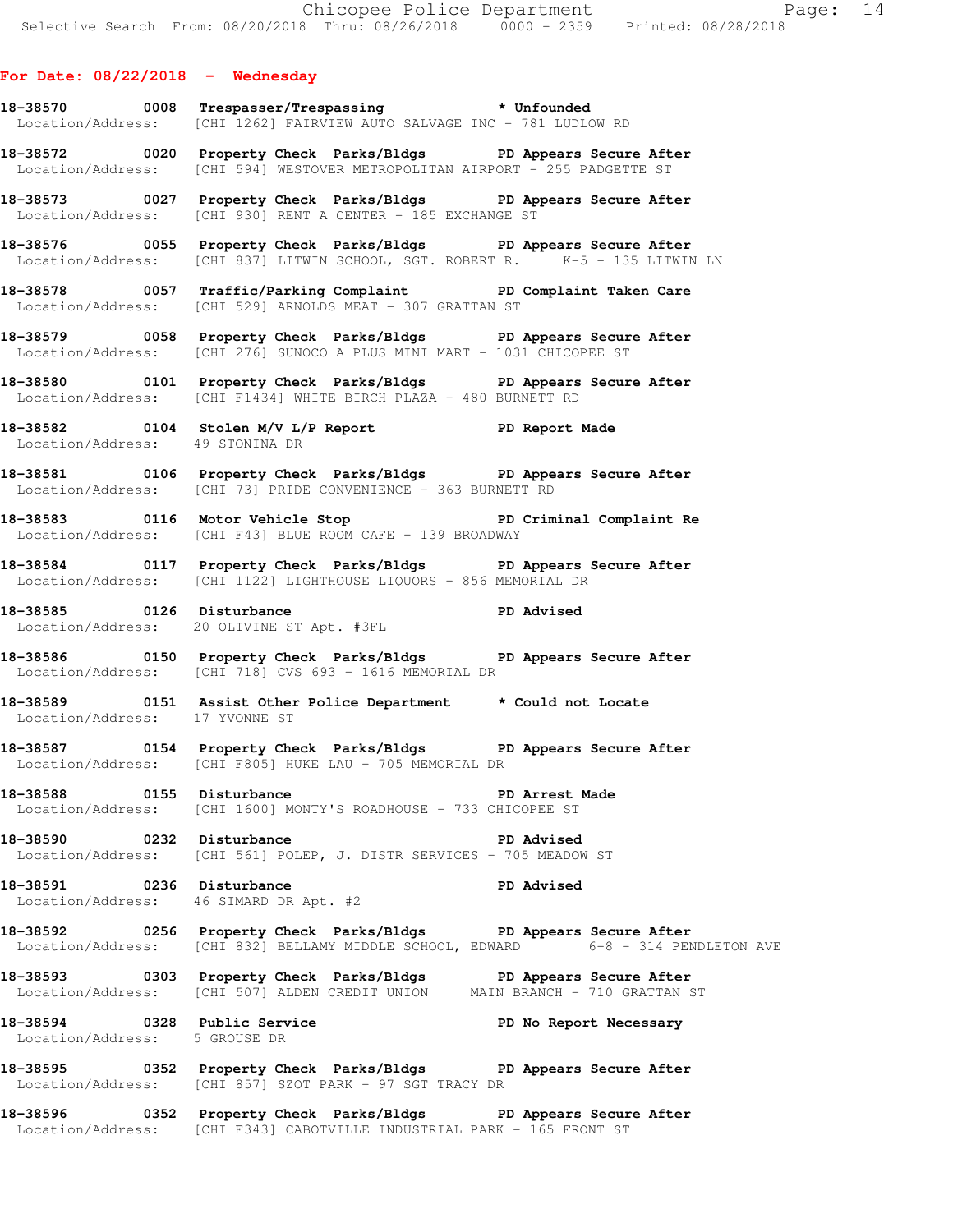**For Date: 08/22/2018 - Wednesday**

**18-38570 0008 Trespasser/Trespassing * Unfounded**
Location/Address: [CHI 1262] FAIRVIEW AUTO SALVAGE INC - 781 LUDLOW RD

**18-38572 0020 Property Check Parks/Bldgs PD Appears Secure After**
Location/Address: [CHI 594] WESTOVER METROPOLITAN AIRPORT - 255 PADGETTE ST

**18-38573 0027 Property Check Parks/Bldgs PD Appears Secure After**
Location/Address: [CHI 930] RENT A CENTER - 185 EXCHANGE ST

**18-38576 0055 Property Check Parks/Bldgs PD Appears Secure After**
Location/Address: [CHI 837] LITWIN SCHOOL, SGT. ROBERT R. K-5 - 135 LITWIN LN

**18-38578 0057 Traffic/Parking Complaint PD Complaint Taken Care**
Location/Address: [CHI 529] ARNOLDS MEAT - 307 GRATTAN ST

**18-38579 0058 Property Check Parks/Bldgs PD Appears Secure After**
Location/Address: [CHI 276] SUNOCO A PLUS MINI MART - 1031 CHICOPEE ST

**18-38580 0101 Property Check Parks/Bldgs PD Appears Secure After**
Location/Address: [CHI F1434] WHITE BIRCH PLAZA - 480 BURNETT RD

**18-38582 0104 Stolen M/V L/P Report PD Report Made**
Location/Address: 49 STONINA DR

**18-38581 0106 Property Check Parks/Bldgs PD Appears Secure After**
Location/Address: [CHI 73] PRIDE CONVENIENCE - 363 BURNETT RD

**18-38583 0116 Motor Vehicle Stop PD Criminal Complaint Re**
Location/Address: [CHI F43] BLUE ROOM CAFE - 139 BROADWAY

**18-38584 0117 Property Check Parks/Bldgs PD Appears Secure After**
Location/Address: [CHI 1122] LIGHTHOUSE LIQUORS - 856 MEMORIAL DR

**18-38585 0126 Disturbance PD Advised**
Location/Address: 20 OLIVINE ST Apt. #3FL

**18-38586 0150 Property Check Parks/Bldgs PD Appears Secure After**
Location/Address: [CHI 718] CVS 693 - 1616 MEMORIAL DR

**18-38589 0151 Assist Other Police Department * Could not Locate**
Location/Address: 17 YVONNE ST

**18-38587 0154 Property Check Parks/Bldgs PD Appears Secure After**
Location/Address: [CHI F805] HUKE LAU - 705 MEMORIAL DR

**18-38588 0155 Disturbance PD Arrest Made**
Location/Address: [CHI 1600] MONTY'S ROADHOUSE - 733 CHICOPEE ST

**18-38590 0232 Disturbance PD Advised**
Location/Address: [CHI 561] POLEP, J. DISTR SERVICES - 705 MEADOW ST

**18-38591 0236 Disturbance PD Advised**
Location/Address: 46 SIMARD DR Apt. #2

**18-38592 0256 Property Check Parks/Bldgs PD Appears Secure After**
Location/Address: [CHI 832] BELLAMY MIDDLE SCHOOL, EDWARD 6-8 - 314 PENDLETON AVE

**18-38593 0303 Property Check Parks/Bldgs PD Appears Secure After**
Location/Address: [CHI 507] ALDEN CREDIT UNION MAIN BRANCH - 710 GRATTAN ST

**18-38594 0328 Public Service PD No Report Necessary**
Location/Address: 5 GROUSE DR

**18-38595 0352 Property Check Parks/Bldgs PD Appears Secure After**
Location/Address: [CHI 857] SZOT PARK - 97 SGT TRACY DR

**18-38596 0352 Property Check Parks/Bldgs PD Appears Secure After**
Location/Address: [CHI F343] CABOTVILLE INDUSTRIAL PARK - 165 FRONT ST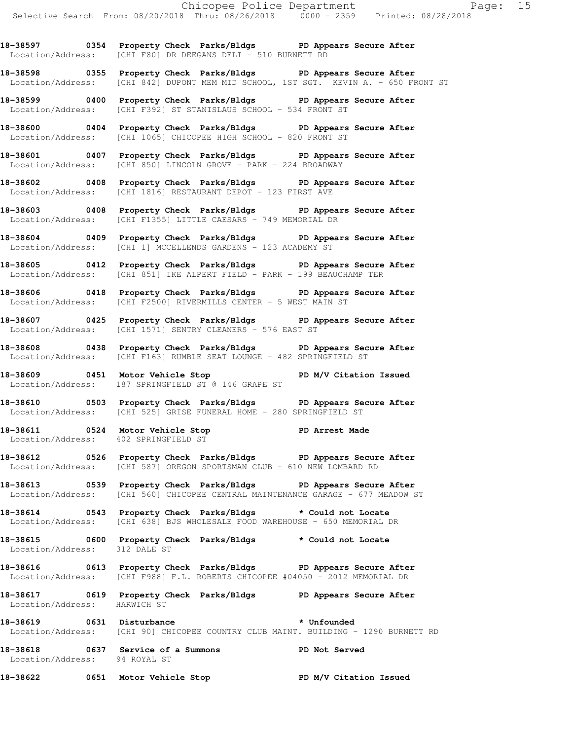**18-38597 0354 Property Check Parks/Bldgs PD Appears Secure After**
Location/Address: [CHI F80] DR DEEGANS DELI - 510 BURNETT RD

**18-38598 0355 Property Check Parks/Bldgs PD Appears Secure After**
Location/Address: [CHI 842] DUPONT MEM MID SCHOOL, 1ST SGT. KEVIN A. - 650 FRONT ST

**18-38599 0400 Property Check Parks/Bldgs PD Appears Secure After**
Location/Address: [CHI F392] ST STANISLAUS SCHOOL - 534 FRONT ST

**18-38600 0404 Property Check Parks/Bldgs PD Appears Secure After**
Location/Address: [CHI 1065] CHICOPEE HIGH SCHOOL - 820 FRONT ST

**18-38601 0407 Property Check Parks/Bldgs PD Appears Secure After**
Location/Address: [CHI 850] LINCOLN GROVE - PARK - 224 BROADWAY

**18-38602 0408 Property Check Parks/Bldgs PD Appears Secure After**
Location/Address: [CHI 1816] RESTAURANT DEPOT - 123 FIRST AVE

**18-38603 0408 Property Check Parks/Bldgs PD Appears Secure After**
Location/Address: [CHI F1355] LITTLE CAESARS - 749 MEMORIAL DR

**18-38604 0409 Property Check Parks/Bldgs PD Appears Secure After**
Location/Address: [CHI 1] MCCELLENDS GARDENS - 123 ACADEMY ST

**18-38605 0412 Property Check Parks/Bldgs PD Appears Secure After**
Location/Address: [CHI 851] IKE ALPERT FIELD - PARK - 199 BEAUCHAMP TER

**18-38606 0418 Property Check Parks/Bldgs PD Appears Secure After**
Location/Address: [CHI F2500] RIVERMILLS CENTER - 5 WEST MAIN ST

**18-38607 0425 Property Check Parks/Bldgs PD Appears Secure After**
Location/Address: [CHI 1571] SENTRY CLEANERS - 576 EAST ST

**18-38608 0438 Property Check Parks/Bldgs PD Appears Secure After**
Location/Address: [CHI F163] RUMBLE SEAT LOUNGE - 482 SPRINGFIELD ST

**18-38609 0451 Motor Vehicle Stop PD M/V Citation Issued**
Location/Address: 187 SPRINGFIELD ST @ 146 GRAPE ST

**18-38610 0503 Property Check Parks/Bldgs PD Appears Secure After**
Location/Address: [CHI 525] GRISE FUNERAL HOME - 280 SPRINGFIELD ST

**18-38611 0524 Motor Vehicle Stop PD Arrest Made**
Location/Address: 402 SPRINGFIELD ST

**18-38612 0526 Property Check Parks/Bldgs PD Appears Secure After**
Location/Address: [CHI 587] OREGON SPORTSMAN CLUB - 610 NEW LOMBARD RD

**18-38613 0539 Property Check Parks/Bldgs PD Appears Secure After**
Location/Address: [CHI 560] CHICOPEE CENTRAL MAINTENANCE GARAGE - 677 MEADOW ST

**18-38614 0543 Property Check Parks/Bldgs * Could not Locate**
Location/Address: [CHI 638] BJS WHOLESALE FOOD WAREHOUSE - 650 MEMORIAL DR

**18-38615 0600 Property Check Parks/Bldgs * Could not Locate**
Location/Address: 312 DALE ST

**18-38616 0613 Property Check Parks/Bldgs PD Appears Secure After**
Location/Address: [CHI F988] F.L. ROBERTS CHICOPEE #04050 - 2012 MEMORIAL DR

**18-38617 0619 Property Check Parks/Bldgs PD Appears Secure After**
Location/Address: HARWICH ST

**18-38619 0631 Disturbance * Unfounded**
Location/Address: [CHI 90] CHICOPEE COUNTRY CLUB MAINT. BUILDING - 1290 BURNETT RD

**18-38618 0637 Service of a Summons PD Not Served**
Location/Address: 94 ROYAL ST

**18-38622 0651 Motor Vehicle Stop PD M/V Citation Issued**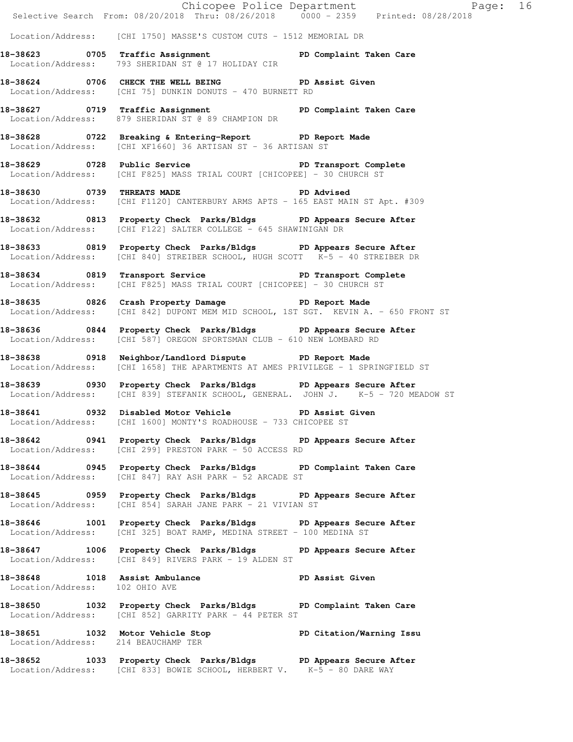Location/Address: [CHI 1750] MASSE'S CUSTOM CUTS - 1512 MEMORIAL DR

**18-38623 0705 Traffic Assignment PD Complaint Taken Care**
Location/Address: 793 SHERIDAN ST @ 17 HOLIDAY CIR

**18-38624 0706 CHECK THE WELL BEING PD Assist Given**
Location/Address: [CHI 75] DUNKIN DONUTS - 470 BURNETT RD

**18-38627 0719 Traffic Assignment PD Complaint Taken Care**
Location/Address: 879 SHERIDAN ST @ 89 CHAMPION DR

**18-38628 0722 Breaking & Entering-Report PD Report Made**
Location/Address: [CHI XF1660] 36 ARTISAN ST - 36 ARTISAN ST

**18-38629 0728 Public Service PD Transport Complete**
Location/Address: [CHI F825] MASS TRIAL COURT [CHICOPEE] - 30 CHURCH ST

**18-38630 0739 THREATS MADE PD Advised**
Location/Address: [CHI F1120] CANTERBURY ARMS APTS - 165 EAST MAIN ST Apt. #309

**18-38632 0813 Property Check Parks/Bldgs PD Appears Secure After**
Location/Address: [CHI F122] SALTER COLLEGE - 645 SHAWINIGAN DR

**18-38633 0819 Property Check Parks/Bldgs PD Appears Secure After**
Location/Address: [CHI 840] STREIBER SCHOOL, HUGH SCOTT K-5 - 40 STREIBER DR

**18-38634 0819 Transport Service PD Transport Complete**
Location/Address: [CHI F825] MASS TRIAL COURT [CHICOPEE] - 30 CHURCH ST

**18-38635 0826 Crash Property Damage PD Report Made**
Location/Address: [CHI 842] DUPONT MEM MID SCHOOL, 1ST SGT. KEVIN A. - 650 FRONT ST

**18-38636 0844 Property Check Parks/Bldgs PD Appears Secure After**
Location/Address: [CHI 587] OREGON SPORTSMAN CLUB - 610 NEW LOMBARD RD

**18-38638 0918 Neighbor/Landlord Dispute PD Report Made**
Location/Address: [CHI 1658] THE APARTMENTS AT AMES PRIVILEGE - 1 SPRINGFIELD ST

**18-38639 0930 Property Check Parks/Bldgs PD Appears Secure After**
Location/Address: [CHI 839] STEFANIK SCHOOL, GENERAL. JOHN J. K-5 - 720 MEADOW ST

**18-38641 0932 Disabled Motor Vehicle PD Assist Given**
Location/Address: [CHI 1600] MONTY'S ROADHOUSE - 733 CHICOPEE ST

**18-38642 0941 Property Check Parks/Bldgs PD Appears Secure After**
Location/Address: [CHI 299] PRESTON PARK - 50 ACCESS RD

**18-38644 0945 Property Check Parks/Bldgs PD Complaint Taken Care**
Location/Address: [CHI 847] RAY ASH PARK - 52 ARCADE ST

**18-38645 0959 Property Check Parks/Bldgs PD Appears Secure After**
Location/Address: [CHI 854] SARAH JANE PARK - 21 VIVIAN ST

**18-38646 1001 Property Check Parks/Bldgs PD Appears Secure After**
Location/Address: [CHI 325] BOAT RAMP, MEDINA STREET - 100 MEDINA ST

**18-38647 1006 Property Check Parks/Bldgs PD Appears Secure After**
Location/Address: [CHI 849] RIVERS PARK - 19 ALDEN ST

**18-38648 1018 Assist Ambulance PD Assist Given**
Location/Address: 102 OHIO AVE

**18-38650 1032 Property Check Parks/Bldgs PD Complaint Taken Care**
Location/Address: [CHI 852] GARRITY PARK - 44 PETER ST

**18-38651 1032 Motor Vehicle Stop PD Citation/Warning Issu**
Location/Address: 214 BEAUCHAMP TER

**18-38652 1033 Property Check Parks/Bldgs PD Appears Secure After**
Location/Address: [CHI 833] BOWIE SCHOOL, HERBERT V. K-5 - 80 DARE WAY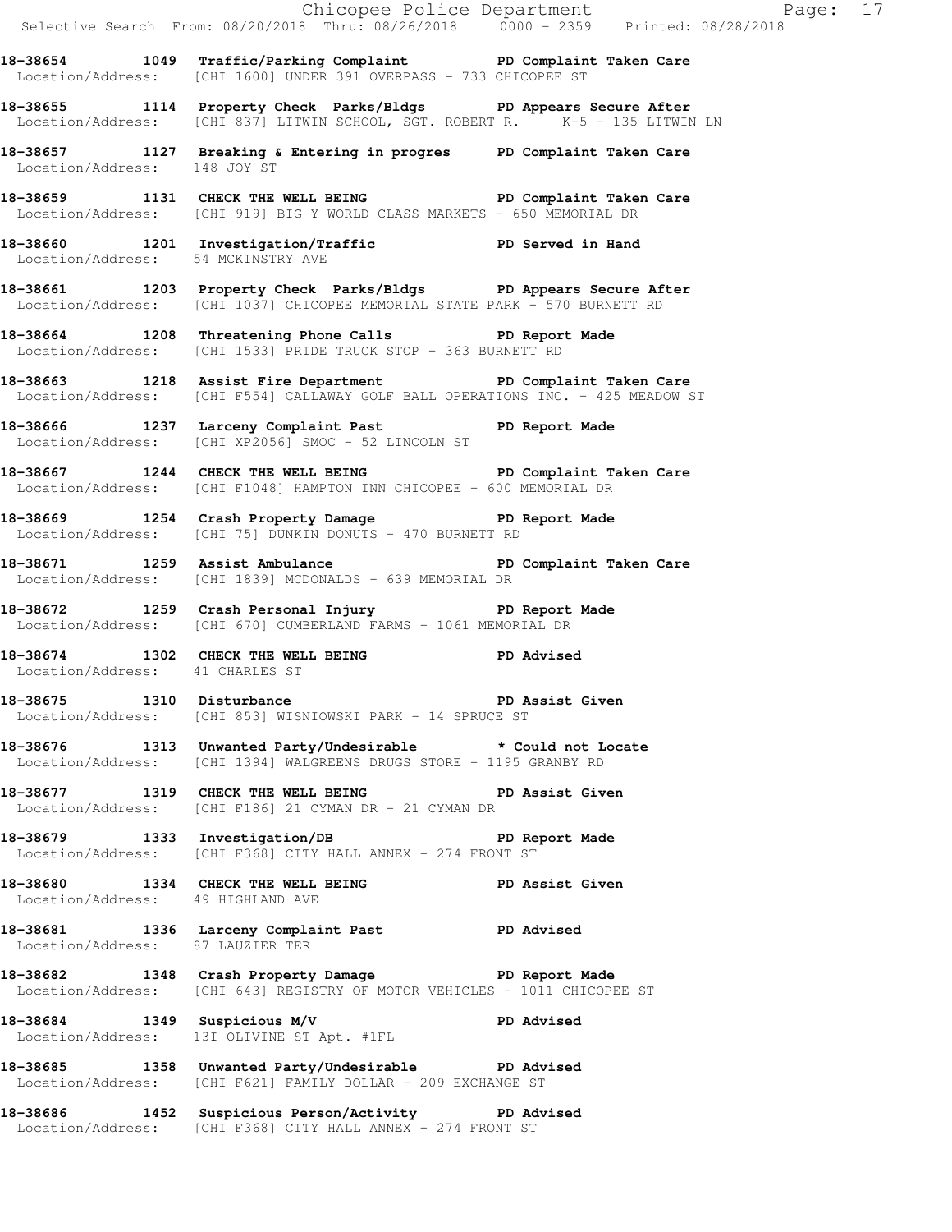**18-38654 1049 Traffic/Parking Complaint PD Complaint Taken Care**
Location/Address: [CHI 1600] UNDER 391 OVERPASS - 733 CHICOPEE ST

**18-38655 1114 Property Check Parks/Bldgs PD Appears Secure After**
Location/Address: [CHI 837] LITWIN SCHOOL, SGT. ROBERT R. K-5 - 135 LITWIN LN

**18-38657 1127 Breaking & Entering in progres PD Complaint Taken Care**
Location/Address: 148 JOY ST

**18-38659 1131 CHECK THE WELL BEING PD Complaint Taken Care**
Location/Address: [CHI 919] BIG Y WORLD CLASS MARKETS - 650 MEMORIAL DR

**18-38660 1201 Investigation/Traffic PD Served in Hand**
Location/Address: 54 MCKINSTRY AVE

**18-38661 1203 Property Check Parks/Bldgs PD Appears Secure After**
Location/Address: [CHI 1037] CHICOPEE MEMORIAL STATE PARK - 570 BURNETT RD

**18-38664 1208 Threatening Phone Calls PD Report Made**
Location/Address: [CHI 1533] PRIDE TRUCK STOP - 363 BURNETT RD

**18-38663 1218 Assist Fire Department PD Complaint Taken Care**
Location/Address: [CHI F554] CALLAWAY GOLF BALL OPERATIONS INC. - 425 MEADOW ST

**18-38666 1237 Larceny Complaint Past PD Report Made**
Location/Address: [CHI XP2056] SMOC - 52 LINCOLN ST

**18-38667 1244 CHECK THE WELL BEING PD Complaint Taken Care**
Location/Address: [CHI F1048] HAMPTON INN CHICOPEE - 600 MEMORIAL DR

**18-38669 1254 Crash Property Damage PD Report Made**
Location/Address: [CHI 75] DUNKIN DONUTS - 470 BURNETT RD

**18-38671 1259 Assist Ambulance PD Complaint Taken Care**
Location/Address: [CHI 1839] MCDONALDS - 639 MEMORIAL DR

**18-38672 1259 Crash Personal Injury PD Report Made**
Location/Address: [CHI 670] CUMBERLAND FARMS - 1061 MEMORIAL DR

**18-38674 1302 CHECK THE WELL BEING PD Advised**
Location/Address: 41 CHARLES ST

**18-38675 1310 Disturbance PD Assist Given**
Location/Address: [CHI 853] WISNIOWSKI PARK - 14 SPRUCE ST

**18-38676 1313 Unwanted Party/Undesirable * Could not Locate**
Location/Address: [CHI 1394] WALGREENS DRUGS STORE - 1195 GRANBY RD

**18-38677 1319 CHECK THE WELL BEING PD Assist Given**
Location/Address: [CHI F186] 21 CYMAN DR - 21 CYMAN DR

**18-38679 1333 Investigation/DB PD Report Made**
Location/Address: [CHI F368] CITY HALL ANNEX - 274 FRONT ST

**18-38680 1334 CHECK THE WELL BEING PD Assist Given**
Location/Address: 49 HIGHLAND AVE

**18-38681 1336 Larceny Complaint Past PD Advised**
Location/Address: 87 LAUZIER TER

**18-38682 1348 Crash Property Damage PD Report Made**
Location/Address: [CHI 643] REGISTRY OF MOTOR VEHICLES - 1011 CHICOPEE ST

**18-38684 1349 Suspicious M/V PD Advised**
Location/Address: 13I OLIVINE ST Apt. #1FL

**18-38685 1358 Unwanted Party/Undesirable PD Advised**
Location/Address: [CHI F621] FAMILY DOLLAR - 209 EXCHANGE ST

**18-38686 1452 Suspicious Person/Activity PD Advised**
Location/Address: [CHI F368] CITY HALL ANNEX - 274 FRONT ST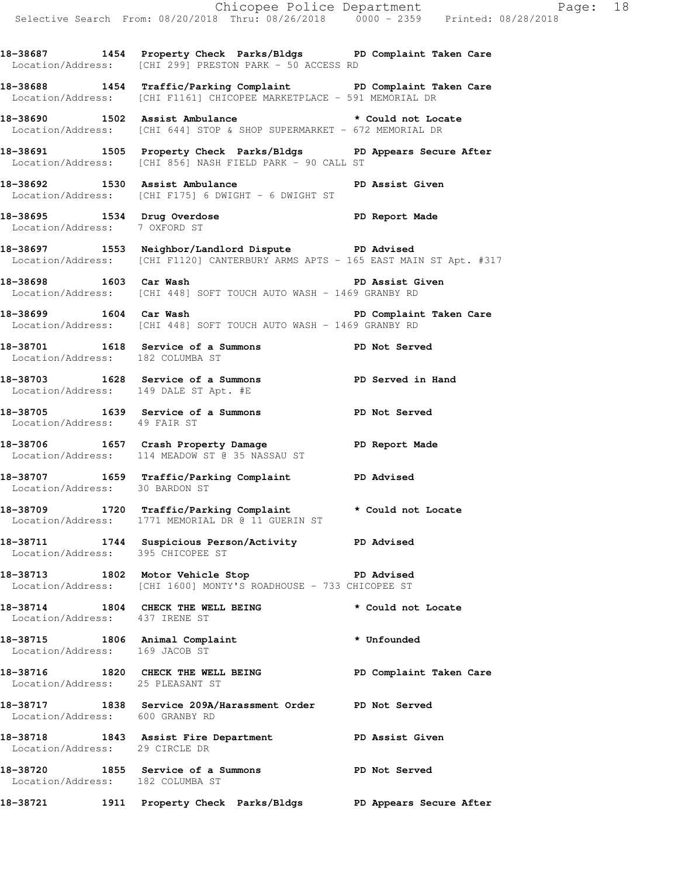**18-38687 1454 Property Check Parks/Bldgs PD Complaint Taken Care**
Location/Address: [CHI 299] PRESTON PARK - 50 ACCESS RD

**18-38688 1454 Traffic/Parking Complaint PD Complaint Taken Care**
Location/Address: [CHI F1161] CHICOPEE MARKETPLACE - 591 MEMORIAL DR

**18-38690 1502 Assist Ambulance * Could not Locate**
Location/Address: [CHI 644] STOP & SHOP SUPERMARKET - 672 MEMORIAL DR

**18-38691 1505 Property Check Parks/Bldgs PD Appears Secure After**
Location/Address: [CHI 856] NASH FIELD PARK - 90 CALL ST

**18-38692 1530 Assist Ambulance PD Assist Given**
Location/Address: [CHI F175] 6 DWIGHT - 6 DWIGHT ST

**18-38695 1534 Drug Overdose PD Report Made**
Location/Address: 7 OXFORD ST

**18-38697 1553 Neighbor/Landlord Dispute PD Advised**
Location/Address: [CHI F1120] CANTERBURY ARMS APTS - 165 EAST MAIN ST Apt. #317

**18-38698 1603 Car Wash PD Assist Given**
Location/Address: [CHI 448] SOFT TOUCH AUTO WASH - 1469 GRANBY RD

**18-38699 1604 Car Wash PD Complaint Taken Care**
Location/Address: [CHI 448] SOFT TOUCH AUTO WASH - 1469 GRANBY RD

**18-38701 1618 Service of a Summons PD Not Served**
Location/Address: 182 COLUMBA ST

**18-38703 1628 Service of a Summons PD Served in Hand**
Location/Address: 149 DALE ST Apt. #E

**18-38705 1639 Service of a Summons PD Not Served**
Location/Address: 49 FAIR ST

**18-38706 1657 Crash Property Damage PD Report Made**
Location/Address: 114 MEADOW ST @ 35 NASSAU ST

**18-38707 1659 Traffic/Parking Complaint PD Advised**
Location/Address: 30 BARDON ST

**18-38709 1720 Traffic/Parking Complaint * Could not Locate**
Location/Address: 1771 MEMORIAL DR @ 11 GUERIN ST

**18-38711 1744 Suspicious Person/Activity PD Advised**
Location/Address: 395 CHICOPEE ST

**18-38713 1802 Motor Vehicle Stop PD Advised**
Location/Address: [CHI 1600] MONTY'S ROADHOUSE - 733 CHICOPEE ST

**18-38714 1804 CHECK THE WELL BEING * Could not Locate**
Location/Address: 437 IRENE ST

**18-38715 1806 Animal Complaint * Unfounded**
Location/Address: 169 JACOB ST

**18-38716 1820 CHECK THE WELL BEING PD Complaint Taken Care**
Location/Address: 25 PLEASANT ST

**18-38717 1838 Service 209A/Harassment Order PD Not Served**
Location/Address: 600 GRANBY RD

**18-38718 1843 Assist Fire Department PD Assist Given**
Location/Address: 29 CIRCLE DR

**18-38720 1855 Service of a Summons PD Not Served**
Location/Address: 182 COLUMBA ST

**18-38721 1911 Property Check Parks/Bldgs PD Appears Secure After**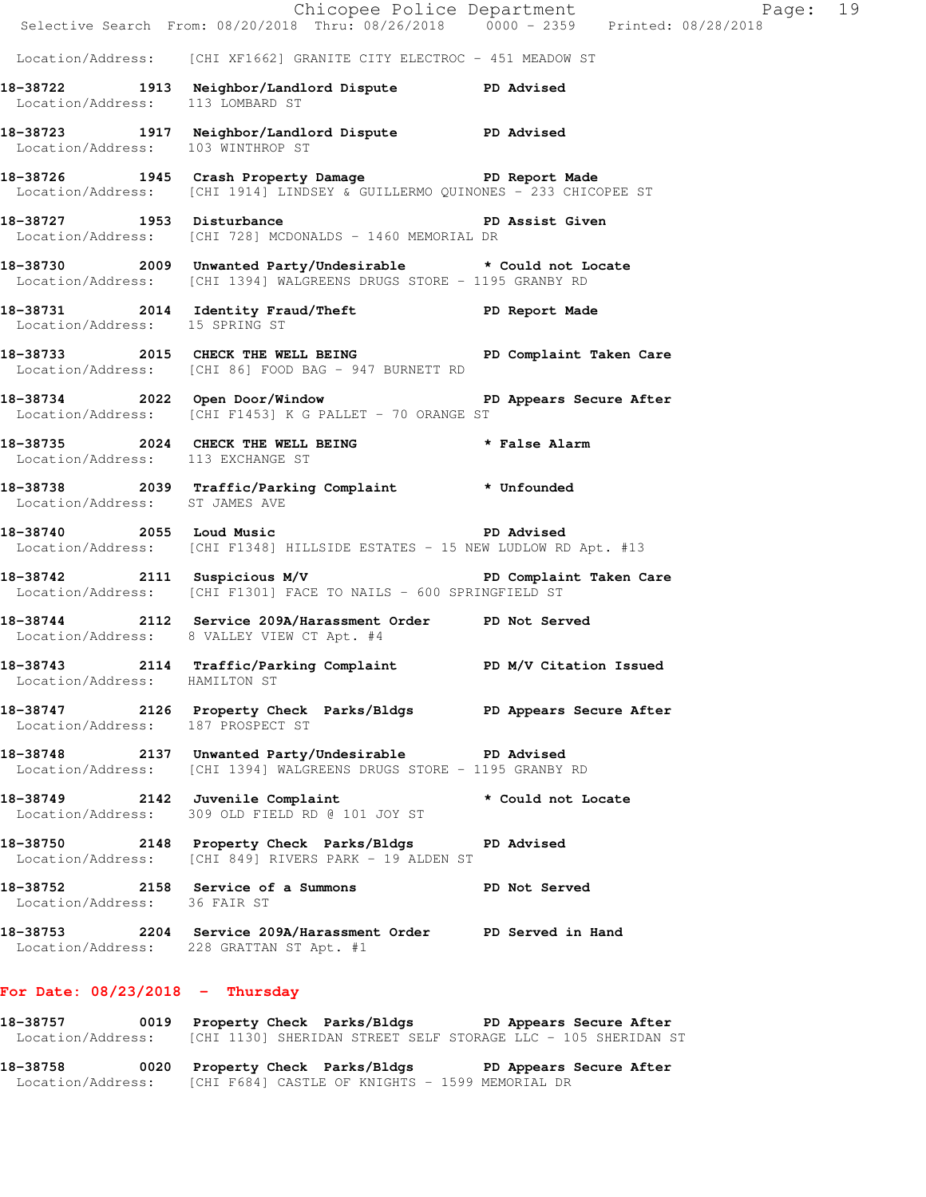Location/Address: [CHI XF1662] GRANITE CITY ELECTROC - 451 MEADOW ST

**18-38722 1913 Neighbor/Landlord Dispute PD Advised**
Location/Address: 113 LOMBARD ST

**18-38723 1917 Neighbor/Landlord Dispute PD Advised**
Location/Address: 103 WINTHROP ST

**18-38726 1945 Crash Property Damage PD Report Made**
Location/Address: [CHI 1914] LINDSEY & GUILLERMO QUINONES - 233 CHICOPEE ST

**18-38727 1953 Disturbance PD Assist Given**
Location/Address: [CHI 728] MCDONALDS - 1460 MEMORIAL DR

**18-38730 2009 Unwanted Party/Undesirable * Could not Locate**
Location/Address: [CHI 1394] WALGREENS DRUGS STORE - 1195 GRANBY RD

**18-38731 2014 Identity Fraud/Theft PD Report Made**
Location/Address: 15 SPRING ST

**18-38733 2015 CHECK THE WELL BEING PD Complaint Taken Care**
Location/Address: [CHI 86] FOOD BAG - 947 BURNETT RD

**18-38734 2022 Open Door/Window PD Appears Secure After**
Location/Address: [CHI F1453] K G PALLET - 70 ORANGE ST

**18-38735 2024 CHECK THE WELL BEING * False Alarm**
Location/Address: 113 EXCHANGE ST

**18-38738 2039 Traffic/Parking Complaint * Unfounded**
Location/Address: ST JAMES AVE

**18-38740 2055 Loud Music PD Advised**
Location/Address: [CHI F1348] HILLSIDE ESTATES - 15 NEW LUDLOW RD Apt. #13

**18-38742 2111 Suspicious M/V PD Complaint Taken Care**
Location/Address: [CHI F1301] FACE TO NAILS - 600 SPRINGFIELD ST

**18-38744 2112 Service 209A/Harassment Order PD Not Served**
Location/Address: 8 VALLEY VIEW CT Apt. #4

**18-38743 2114 Traffic/Parking Complaint PD M/V Citation Issued**
Location/Address: HAMILTON ST

**18-38747 2126 Property Check Parks/Bldgs PD Appears Secure After**
Location/Address: 187 PROSPECT ST

**18-38748 2137 Unwanted Party/Undesirable PD Advised**
Location/Address: [CHI 1394] WALGREENS DRUGS STORE - 1195 GRANBY RD

**18-38749 2142 Juvenile Complaint * Could not Locate**
Location/Address: 309 OLD FIELD RD @ 101 JOY ST

**18-38750 2148 Property Check Parks/Bldgs PD Advised**
Location/Address: [CHI 849] RIVERS PARK - 19 ALDEN ST

**18-38752 2158 Service of a Summons PD Not Served**
Location/Address: 36 FAIR ST

**18-38753 2204 Service 209A/Harassment Order PD Served in Hand**
Location/Address: 228 GRATTAN ST Apt. #1

## For Date: 08/23/2018 - Thursday

**18-38757 0019 Property Check Parks/Bldgs PD Appears Secure After**
Location/Address: [CHI 1130] SHERIDAN STREET SELF STORAGE LLC - 105 SHERIDAN ST

**18-38758 0020 Property Check Parks/Bldgs PD Appears Secure After**
Location/Address: [CHI F684] CASTLE OF KNIGHTS - 1599 MEMORIAL DR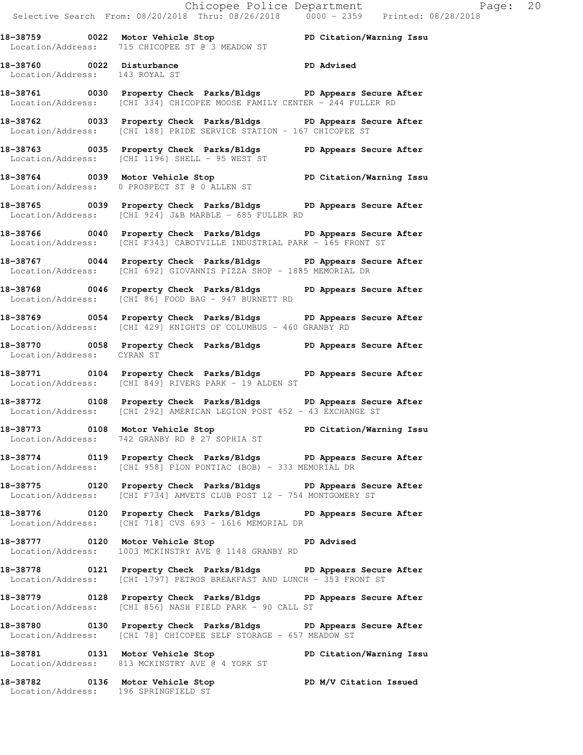**18-38759 0022 Motor Vehicle Stop PD Citation/Warning Issu**
Location/Address: 715 CHICOPEE ST @ 3 MEADOW ST

**18-38760 0022 Disturbance PD Advised**
Location/Address: 143 ROYAL ST

**18-38761 0030 Property Check Parks/Bldgs PD Appears Secure After**
Location/Address: [CHI 334] CHICOPEE MOOSE FAMILY CENTER - 244 FULLER RD

**18-38762 0033 Property Check Parks/Bldgs PD Appears Secure After**
Location/Address: [CHI 188] PRIDE SERVICE STATION - 167 CHICOPEE ST

**18-38763 0035 Property Check Parks/Bldgs PD Appears Secure After**
Location/Address: [CHI 1196] SHELL - 95 WEST ST

**18-38764 0039 Motor Vehicle Stop PD Citation/Warning Issu**
Location/Address: 0 PROSPECT ST @ 0 ALLEN ST

**18-38765 0039 Property Check Parks/Bldgs PD Appears Secure After**
Location/Address: [CHI 924] J&B MARBLE - 685 FULLER RD

**18-38766 0040 Property Check Parks/Bldgs PD Appears Secure After**
Location/Address: [CHI F343] CABOTVILLE INDUSTRIAL PARK - 165 FRONT ST

**18-38767 0044 Property Check Parks/Bldgs PD Appears Secure After**
Location/Address: [CHI 692] GIOVANNIS PIZZA SHOP - 1885 MEMORIAL DR

**18-38768 0046 Property Check Parks/Bldgs PD Appears Secure After**
Location/Address: [CHI 86] FOOD BAG - 947 BURNETT RD

**18-38769 0054 Property Check Parks/Bldgs PD Appears Secure After**
Location/Address: [CHI 429] KNIGHTS OF COLUMBUS - 460 GRANBY RD

**18-38770 0058 Property Check Parks/Bldgs PD Appears Secure After**
Location/Address: CYRAN ST

**18-38771 0104 Property Check Parks/Bldgs PD Appears Secure After**
Location/Address: [CHI 849] RIVERS PARK - 19 ALDEN ST

**18-38772 0108 Property Check Parks/Bldgs PD Appears Secure After**
Location/Address: [CHI 292] AMERICAN LEGION POST 452 - 43 EXCHANGE ST

**18-38773 0108 Motor Vehicle Stop PD Citation/Warning Issu**
Location/Address: 742 GRANBY RD @ 27 SOPHIA ST

**18-38774 0119 Property Check Parks/Bldgs PD Appears Secure After**
Location/Address: [CHI 958] PION PONTIAC (BOB) - 333 MEMORIAL DR

**18-38775 0120 Property Check Parks/Bldgs PD Appears Secure After**
Location/Address: [CHI F734] AMVETS CLUB POST 12 - 754 MONTGOMERY ST

**18-38776 0120 Property Check Parks/Bldgs PD Appears Secure After**
Location/Address: [CHI 718] CVS 693 - 1616 MEMORIAL DR

**18-38777 0120 Motor Vehicle Stop PD Advised**
Location/Address: 1003 MCKINSTRY AVE @ 1148 GRANBY RD

**18-38778 0121 Property Check Parks/Bldgs PD Appears Secure After**
Location/Address: [CHI 1797] PETROS BREAKFAST AND LUNCH - 353 FRONT ST

**18-38779 0128 Property Check Parks/Bldgs PD Appears Secure After**
Location/Address: [CHI 856] NASH FIELD PARK - 90 CALL ST

**18-38780 0130 Property Check Parks/Bldgs PD Appears Secure After**
Location/Address: [CHI 78] CHICOPEE SELF STORAGE - 657 MEADOW ST

**18-38781 0131 Motor Vehicle Stop PD Citation/Warning Issu**
Location/Address: 813 MCKINSTRY AVE @ 4 YORK ST

**18-38782 0136 Motor Vehicle Stop PD M/V Citation Issued**
Location/Address: 196 SPRINGFIELD ST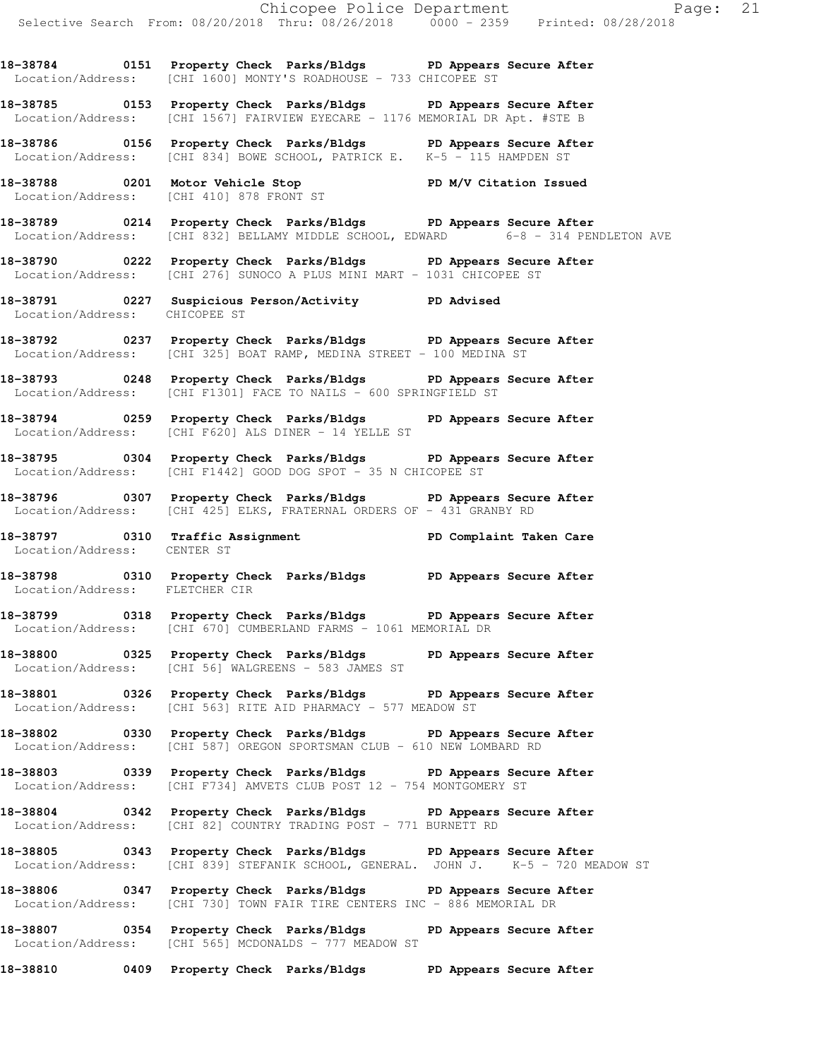**18-38784 0151 Property Check Parks/Bldgs PD Appears Secure After**
Location/Address: [CHI 1600] MONTY'S ROADHOUSE - 733 CHICOPEE ST

**18-38785 0153 Property Check Parks/Bldgs PD Appears Secure After**
Location/Address: [CHI 1567] FAIRVIEW EYECARE - 1176 MEMORIAL DR Apt. #STE B

**18-38786 0156 Property Check Parks/Bldgs PD Appears Secure After**
Location/Address: [CHI 834] BOWE SCHOOL, PATRICK E. K-5 - 115 HAMPDEN ST

**18-38788 0201 Motor Vehicle Stop PD M/V Citation Issued**
Location/Address: [CHI 410] 878 FRONT ST

**18-38789 0214 Property Check Parks/Bldgs PD Appears Secure After**
Location/Address: [CHI 832] BELLAMY MIDDLE SCHOOL, EDWARD 6-8 - 314 PENDLETON AVE

**18-38790 0222 Property Check Parks/Bldgs PD Appears Secure After**
Location/Address: [CHI 276] SUNOCO A PLUS MINI MART - 1031 CHICOPEE ST

**18-38791 0227 Suspicious Person/Activity PD Advised**
Location/Address: CHICOPEE ST

**18-38792 0237 Property Check Parks/Bldgs PD Appears Secure After**
Location/Address: [CHI 325] BOAT RAMP, MEDINA STREET - 100 MEDINA ST

**18-38793 0248 Property Check Parks/Bldgs PD Appears Secure After**
Location/Address: [CHI F1301] FACE TO NAILS - 600 SPRINGFIELD ST

**18-38794 0259 Property Check Parks/Bldgs PD Appears Secure After**
Location/Address: [CHI F620] ALS DINER - 14 YELLE ST

**18-38795 0304 Property Check Parks/Bldgs PD Appears Secure After**
Location/Address: [CHI F1442] GOOD DOG SPOT - 35 N CHICOPEE ST

**18-38796 0307 Property Check Parks/Bldgs PD Appears Secure After**
Location/Address: [CHI 425] ELKS, FRATERNAL ORDERS OF - 431 GRANBY RD

**18-38797 0310 Traffic Assignment PD Complaint Taken Care**
Location/Address: CENTER ST

**18-38798 0310 Property Check Parks/Bldgs PD Appears Secure After**
Location/Address: FLETCHER CIR

**18-38799 0318 Property Check Parks/Bldgs PD Appears Secure After**
Location/Address: [CHI 670] CUMBERLAND FARMS - 1061 MEMORIAL DR

**18-38800 0325 Property Check Parks/Bldgs PD Appears Secure After**
Location/Address: [CHI 56] WALGREENS - 583 JAMES ST

**18-38801 0326 Property Check Parks/Bldgs PD Appears Secure After**
Location/Address: [CHI 563] RITE AID PHARMACY - 577 MEADOW ST

**18-38802 0330 Property Check Parks/Bldgs PD Appears Secure After**
Location/Address: [CHI 587] OREGON SPORTSMAN CLUB - 610 NEW LOMBARD RD

**18-38803 0339 Property Check Parks/Bldgs PD Appears Secure After**
Location/Address: [CHI F734] AMVETS CLUB POST 12 - 754 MONTGOMERY ST

**18-38804 0342 Property Check Parks/Bldgs PD Appears Secure After**
Location/Address: [CHI 82] COUNTRY TRADING POST - 771 BURNETT RD

**18-38805 0343 Property Check Parks/Bldgs PD Appears Secure After**
Location/Address: [CHI 839] STEFANIK SCHOOL, GENERAL. JOHN J. K-5 - 720 MEADOW ST

**18-38806 0347 Property Check Parks/Bldgs PD Appears Secure After**
Location/Address: [CHI 730] TOWN FAIR TIRE CENTERS INC - 886 MEMORIAL DR

**18-38807 0354 Property Check Parks/Bldgs PD Appears Secure After**
Location/Address: [CHI 565] MCDONALDS - 777 MEADOW ST

**18-38810 0409 Property Check Parks/Bldgs PD Appears Secure After**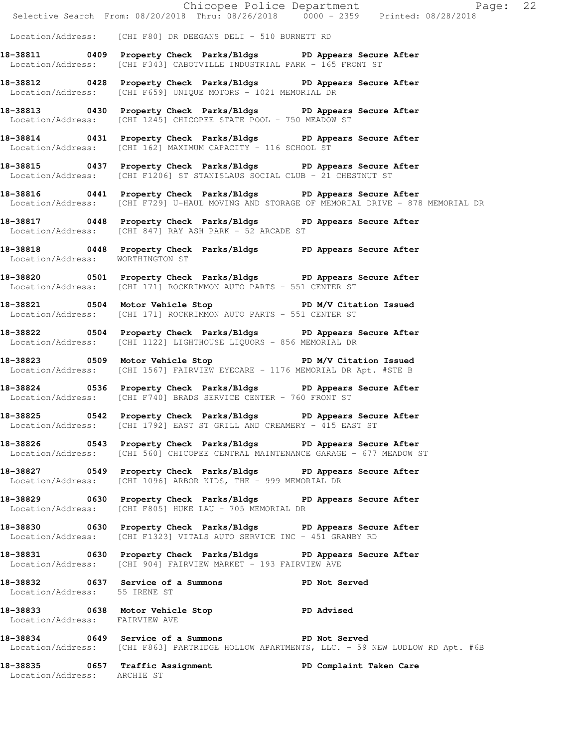Location/Address: [CHI F80] DR DEEGANS DELI - 510 BURNETT RD

**18-38811 0409 Property Check Parks/Bldgs PD Appears Secure After**
Location/Address: [CHI F343] CABOTVILLE INDUSTRIAL PARK - 165 FRONT ST

**18-38812 0428 Property Check Parks/Bldgs PD Appears Secure After**
Location/Address: [CHI F659] UNIQUE MOTORS - 1021 MEMORIAL DR

**18-38813 0430 Property Check Parks/Bldgs PD Appears Secure After**
Location/Address: [CHI 1245] CHICOPEE STATE POOL - 750 MEADOW ST

**18-38814 0431 Property Check Parks/Bldgs PD Appears Secure After**
Location/Address: [CHI 162] MAXIMUM CAPACITY - 116 SCHOOL ST

**18-38815 0437 Property Check Parks/Bldgs PD Appears Secure After**
Location/Address: [CHI F1206] ST STANISLAUS SOCIAL CLUB - 21 CHESTNUT ST

**18-38816 0441 Property Check Parks/Bldgs PD Appears Secure After**
Location/Address: [CHI F729] U-HAUL MOVING AND STORAGE OF MEMORIAL DRIVE - 878 MEMORIAL DR

**18-38817 0448 Property Check Parks/Bldgs PD Appears Secure After**
Location/Address: [CHI 847] RAY ASH PARK - 52 ARCADE ST

**18-38818 0448 Property Check Parks/Bldgs PD Appears Secure After**
Location/Address: WORTHINGTON ST

**18-38820 0501 Property Check Parks/Bldgs PD Appears Secure After**
Location/Address: [CHI 171] ROCKRIMMON AUTO PARTS - 551 CENTER ST

**18-38821 0504 Motor Vehicle Stop PD M/V Citation Issued**
Location/Address: [CHI 171] ROCKRIMMON AUTO PARTS - 551 CENTER ST

**18-38822 0504 Property Check Parks/Bldgs PD Appears Secure After**
Location/Address: [CHI 1122] LIGHTHOUSE LIQUORS - 856 MEMORIAL DR

**18-38823 0509 Motor Vehicle Stop PD M/V Citation Issued**
Location/Address: [CHI 1567] FAIRVIEW EYECARE - 1176 MEMORIAL DR Apt. #STE B

**18-38824 0536 Property Check Parks/Bldgs PD Appears Secure After**
Location/Address: [CHI F740] BRADS SERVICE CENTER - 760 FRONT ST

**18-38825 0542 Property Check Parks/Bldgs PD Appears Secure After**
Location/Address: [CHI 1792] EAST ST GRILL AND CREAMERY - 415 EAST ST

**18-38826 0543 Property Check Parks/Bldgs PD Appears Secure After**
Location/Address: [CHI 560] CHICOPEE CENTRAL MAINTENANCE GARAGE - 677 MEADOW ST

**18-38827 0549 Property Check Parks/Bldgs PD Appears Secure After**
Location/Address: [CHI 1096] ARBOR KIDS, THE - 999 MEMORIAL DR

**18-38829 0630 Property Check Parks/Bldgs PD Appears Secure After**
Location/Address: [CHI F805] HUKE LAU - 705 MEMORIAL DR

**18-38830 0630 Property Check Parks/Bldgs PD Appears Secure After**
Location/Address: [CHI F1323] VITALS AUTO SERVICE INC - 451 GRANBY RD

**18-38831 0630 Property Check Parks/Bldgs PD Appears Secure After**
Location/Address: [CHI 904] FAIRVIEW MARKET - 193 FAIRVIEW AVE

**18-38832 0637 Service of a Summons PD Not Served**
Location/Address: 55 IRENE ST

**18-38833 0638 Motor Vehicle Stop PD Advised**
Location/Address: FAIRVIEW AVE

**18-38834 0649 Service of a Summons PD Not Served**
Location/Address: [CHI F863] PARTRIDGE HOLLOW APARTMENTS, LLC. - 59 NEW LUDLOW RD Apt. #6B

**18-38835 0657 Traffic Assignment PD Complaint Taken Care**
Location/Address: ARCHIE ST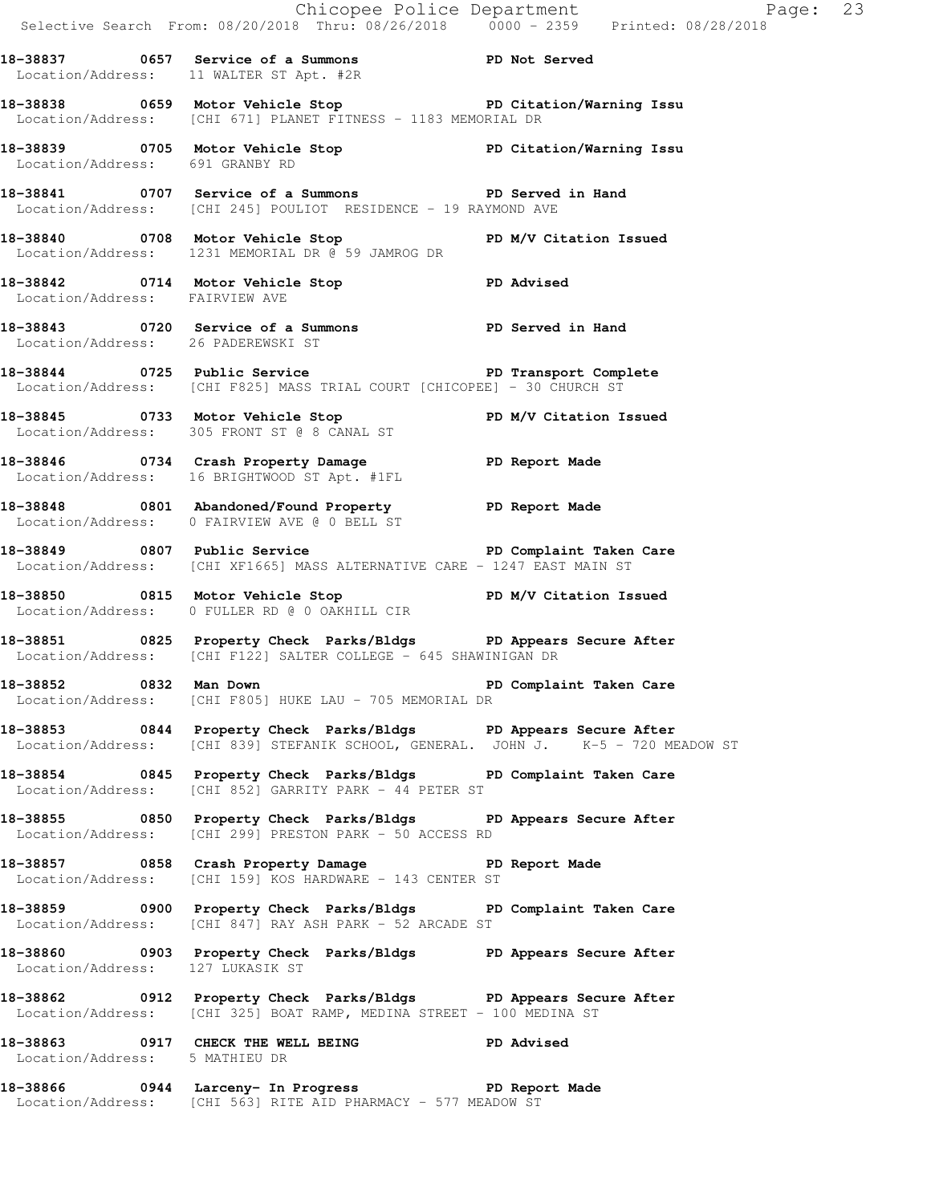**18-38837 0657 Service of a Summons PD Not Served**
Location/Address: 11 WALTER ST Apt. #2R

**18-38838 0659 Motor Vehicle Stop PD Citation/Warning Issu**
Location/Address: [CHI 671] PLANET FITNESS - 1183 MEMORIAL DR

**18-38839 0705 Motor Vehicle Stop PD Citation/Warning Issu**
Location/Address: 691 GRANBY RD

**18-38841 0707 Service of a Summons PD Served in Hand**
Location/Address: [CHI 245] POULIOT RESIDENCE - 19 RAYMOND AVE

**18-38840 0708 Motor Vehicle Stop PD M/V Citation Issued**
Location/Address: 1231 MEMORIAL DR @ 59 JAMROG DR

**18-38842 0714 Motor Vehicle Stop PD Advised**
Location/Address: FAIRVIEW AVE

**18-38843 0720 Service of a Summons PD Served in Hand**
Location/Address: 26 PADEREWSKI ST

**18-38844 0725 Public Service PD Transport Complete**
Location/Address: [CHI F825] MASS TRIAL COURT [CHICOPEE] - 30 CHURCH ST

**18-38845 0733 Motor Vehicle Stop PD M/V Citation Issued**
Location/Address: 305 FRONT ST @ 8 CANAL ST

**18-38846 0734 Crash Property Damage PD Report Made**
Location/Address: 16 BRIGHTWOOD ST Apt. #1FL

**18-38848 0801 Abandoned/Found Property PD Report Made**
Location/Address: 0 FAIRVIEW AVE @ 0 BELL ST

**18-38849 0807 Public Service PD Complaint Taken Care**
Location/Address: [CHI XF1665] MASS ALTERNATIVE CARE - 1247 EAST MAIN ST

**18-38850 0815 Motor Vehicle Stop PD M/V Citation Issued**
Location/Address: 0 FULLER RD @ 0 OAKHILL CIR

**18-38851 0825 Property Check Parks/Bldgs PD Appears Secure After**
Location/Address: [CHI F122] SALTER COLLEGE - 645 SHAWINIGAN DR

**18-38852 0832 Man Down PD Complaint Taken Care**
Location/Address: [CHI F805] HUKE LAU - 705 MEMORIAL DR

**18-38853 0844 Property Check Parks/Bldgs PD Appears Secure After**
Location/Address: [CHI 839] STEFANIK SCHOOL, GENERAL. JOHN J. K-5 - 720 MEADOW ST

**18-38854 0845 Property Check Parks/Bldgs PD Complaint Taken Care**
Location/Address: [CHI 852] GARRITY PARK - 44 PETER ST

**18-38855 0850 Property Check Parks/Bldgs PD Appears Secure After**
Location/Address: [CHI 299] PRESTON PARK - 50 ACCESS RD

**18-38857 0858 Crash Property Damage PD Report Made**
Location/Address: [CHI 159] KOS HARDWARE - 143 CENTER ST

**18-38859 0900 Property Check Parks/Bldgs PD Complaint Taken Care**
Location/Address: [CHI 847] RAY ASH PARK - 52 ARCADE ST

**18-38860 0903 Property Check Parks/Bldgs PD Appears Secure After**
Location/Address: 127 LUKASIK ST

**18-38862 0912 Property Check Parks/Bldgs PD Appears Secure After**
Location/Address: [CHI 325] BOAT RAMP, MEDINA STREET - 100 MEDINA ST

**18-38863 0917 CHECK THE WELL BEING PD Advised**
Location/Address: 5 MATHIEU DR

**18-38866 0944 Larceny- In Progress PD Report Made**
Location/Address: [CHI 563] RITE AID PHARMACY - 577 MEADOW ST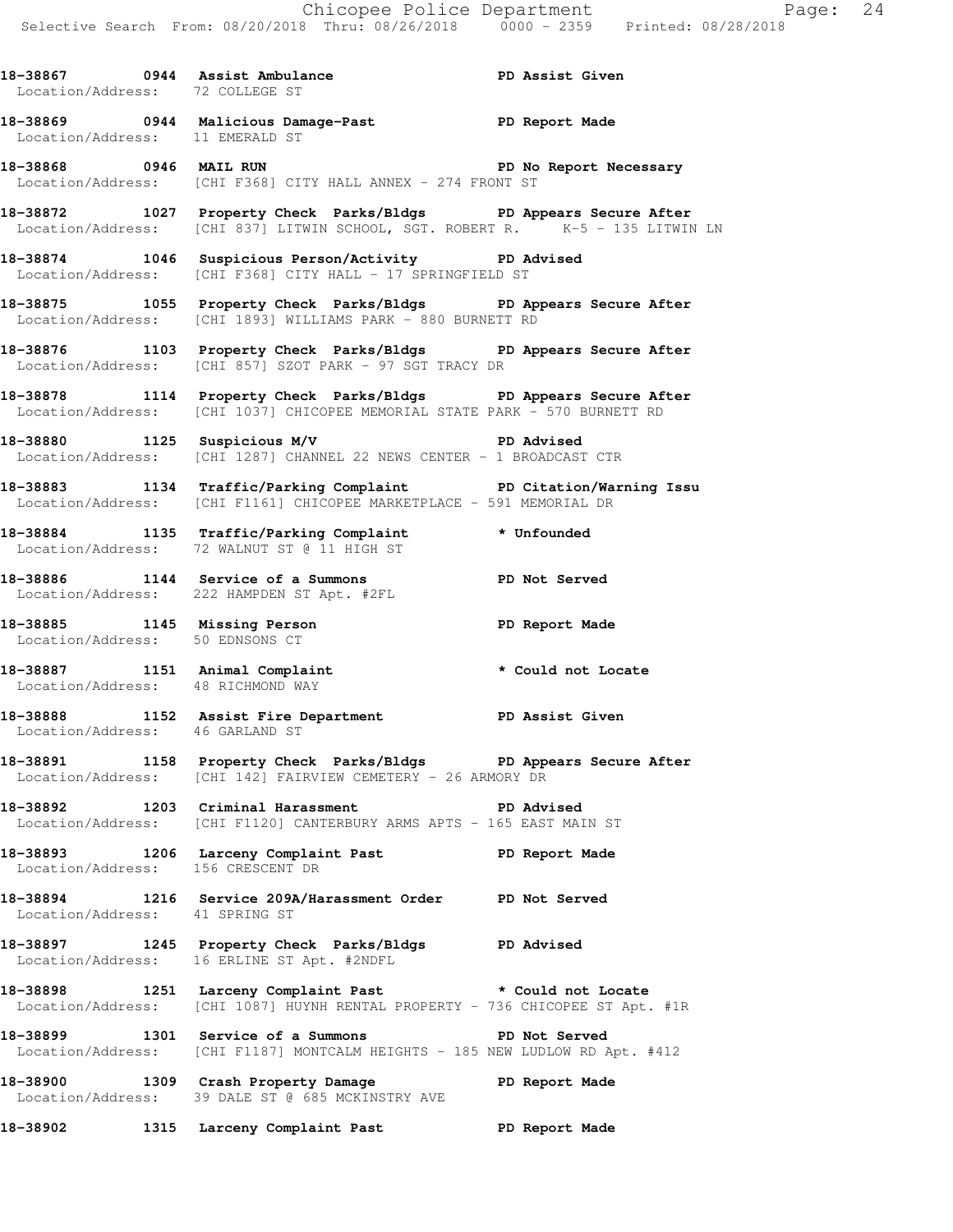**18-38867 0944 Assist Ambulance PD Assist Given**
Location/Address: 72 COLLEGE ST

**18-38869 0944 Malicious Damage-Past PD Report Made**
Location/Address: 11 EMERALD ST

**18-38868 0946 MAIL RUN PD No Report Necessary**
Location/Address: [CHI F368] CITY HALL ANNEX - 274 FRONT ST

**18-38872 1027 Property Check Parks/Bldgs PD Appears Secure After**
Location/Address: [CHI 837] LITWIN SCHOOL, SGT. ROBERT R. K-5 - 135 LITWIN LN

**18-38874 1046 Suspicious Person/Activity PD Advised**
Location/Address: [CHI F368] CITY HALL - 17 SPRINGFIELD ST

**18-38875 1055 Property Check Parks/Bldgs PD Appears Secure After**
Location/Address: [CHI 1893] WILLIAMS PARK - 880 BURNETT RD

**18-38876 1103 Property Check Parks/Bldgs PD Appears Secure After**
Location/Address: [CHI 857] SZOT PARK - 97 SGT TRACY DR

**18-38878 1114 Property Check Parks/Bldgs PD Appears Secure After**
Location/Address: [CHI 1037] CHICOPEE MEMORIAL STATE PARK - 570 BURNETT RD

**18-38880 1125 Suspicious M/V PD Advised**
Location/Address: [CHI 1287] CHANNEL 22 NEWS CENTER - 1 BROADCAST CTR

**18-38883 1134 Traffic/Parking Complaint PD Citation/Warning Issu**
Location/Address: [CHI F1161] CHICOPEE MARKETPLACE - 591 MEMORIAL DR

**18-38884 1135 Traffic/Parking Complaint * Unfounded**
Location/Address: 72 WALNUT ST @ 11 HIGH ST

**18-38886 1144 Service of a Summons PD Not Served**
Location/Address: 222 HAMPDEN ST Apt. #2FL

**18-38885 1145 Missing Person PD Report Made**
Location/Address: 50 EDNSONS CT

**18-38887 1151 Animal Complaint * Could not Locate**
Location/Address: 48 RICHMOND WAY

**18-38888 1152 Assist Fire Department PD Assist Given**
Location/Address: 46 GARLAND ST

**18-38891 1158 Property Check Parks/Bldgs PD Appears Secure After**
Location/Address: [CHI 142] FAIRVIEW CEMETERY - 26 ARMORY DR

**18-38892 1203 Criminal Harassment PD Advised**
Location/Address: [CHI F1120] CANTERBURY ARMS APTS - 165 EAST MAIN ST

**18-38893 1206 Larceny Complaint Past PD Report Made**
Location/Address: 156 CRESCENT DR

**18-38894 1216 Service 209A/Harassment Order PD Not Served**
Location/Address: 41 SPRING ST

**18-38897 1245 Property Check Parks/Bldgs PD Advised**
Location/Address: 16 ERLINE ST Apt. #2NDFL

**18-38898 1251 Larceny Complaint Past * Could not Locate**
Location/Address: [CHI 1087] HUYNH RENTAL PROPERTY - 736 CHICOPEE ST Apt. #1R

**18-38899 1301 Service of a Summons PD Not Served**
Location/Address: [CHI F1187] MONTCALM HEIGHTS - 185 NEW LUDLOW RD Apt. #412

**18-38900 1309 Crash Property Damage PD Report Made**
Location/Address: 39 DALE ST @ 685 MCKINSTRY AVE

**18-38902 1315 Larceny Complaint Past PD Report Made**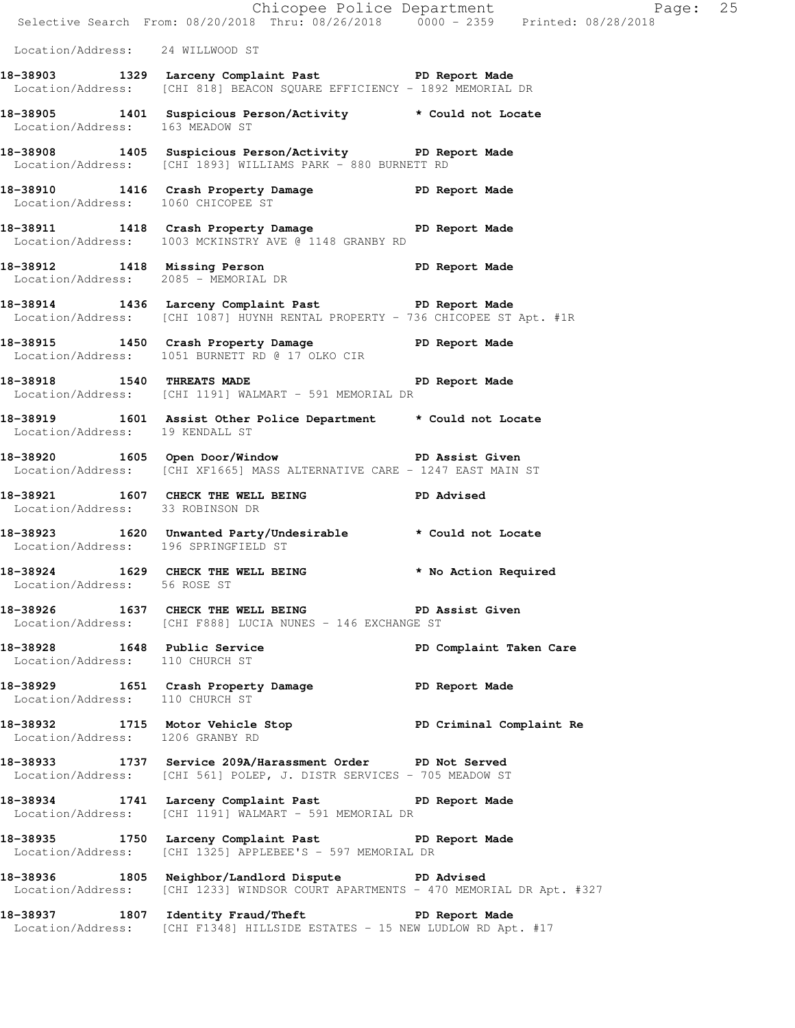Location/Address: 24 WILLWOOD ST

**18-38903 1329 Larceny Complaint Past PD Report Made**
Location/Address: [CHI 818] BEACON SQUARE EFFICIENCY - 1892 MEMORIAL DR

**18-38905 1401 Suspicious Person/Activity * Could not Locate**
Location/Address: 163 MEADOW ST

**18-38908 1405 Suspicious Person/Activity PD Report Made**
Location/Address: [CHI 1893] WILLIAMS PARK - 880 BURNETT RD

**18-38910 1416 Crash Property Damage PD Report Made**
Location/Address: 1060 CHICOPEE ST

**18-38911 1418 Crash Property Damage PD Report Made**
Location/Address: 1003 MCKINSTRY AVE @ 1148 GRANBY RD

**18-38912 1418 Missing Person PD Report Made**
Location/Address: 2085 - MEMORIAL DR

**18-38914 1436 Larceny Complaint Past PD Report Made**
Location/Address: [CHI 1087] HUYNH RENTAL PROPERTY - 736 CHICOPEE ST Apt. #1R

**18-38915 1450 Crash Property Damage PD Report Made**
Location/Address: 1051 BURNETT RD @ 17 OLKO CIR

**18-38918 1540 THREATS MADE PD Report Made**
Location/Address: [CHI 1191] WALMART - 591 MEMORIAL DR

**18-38919 1601 Assist Other Police Department * Could not Locate**
Location/Address: 19 KENDALL ST

**18-38920 1605 Open Door/Window PD Assist Given**
Location/Address: [CHI XF1665] MASS ALTERNATIVE CARE - 1247 EAST MAIN ST

**18-38921 1607 CHECK THE WELL BEING PD Advised**
Location/Address: 33 ROBINSON DR

**18-38923 1620 Unwanted Party/Undesirable * Could not Locate**
Location/Address: 196 SPRINGFIELD ST

**18-38924 1629 CHECK THE WELL BEING * No Action Required**
Location/Address: 56 ROSE ST

**18-38926 1637 CHECK THE WELL BEING PD Assist Given**
Location/Address: [CHI F888] LUCIA NUNES - 146 EXCHANGE ST

**18-38928 1648 Public Service PD Complaint Taken Care**
Location/Address: 110 CHURCH ST

**18-38929 1651 Crash Property Damage PD Report Made**
Location/Address: 110 CHURCH ST

**18-38932 1715 Motor Vehicle Stop PD Criminal Complaint Re**
Location/Address: 1206 GRANBY RD

**18-38933 1737 Service 209A/Harassment Order PD Not Served**
Location/Address: [CHI 561] POLEP, J. DISTR SERVICES - 705 MEADOW ST

**18-38934 1741 Larceny Complaint Past PD Report Made**
Location/Address: [CHI 1191] WALMART - 591 MEMORIAL DR

**18-38935 1750 Larceny Complaint Past PD Report Made**
Location/Address: [CHI 1325] APPLEBEE'S - 597 MEMORIAL DR

**18-38936 1805 Neighbor/Landlord Dispute PD Advised**
Location/Address: [CHI 1233] WINDSOR COURT APARTMENTS - 470 MEMORIAL DR Apt. #327

**18-38937 1807 Identity Fraud/Theft PD Report Made**
Location/Address: [CHI F1348] HILLSIDE ESTATES - 15 NEW LUDLOW RD Apt. #17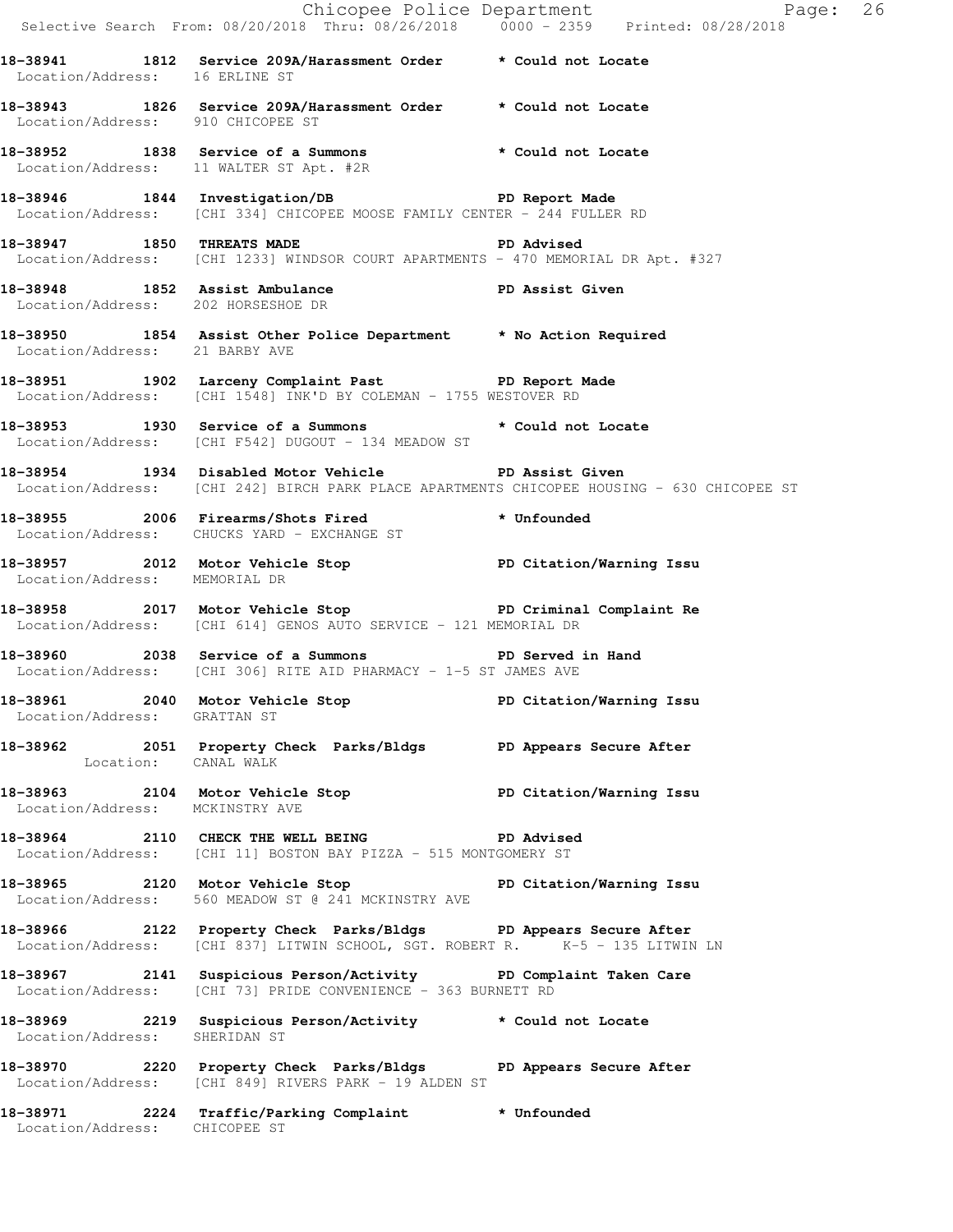**18-38941 1812 Service 209A/Harassment Order \* Could not Locate**
Location/Address: 16 ERLINE ST

**18-38943 1826 Service 209A/Harassment Order \* Could not Locate**
Location/Address: 910 CHICOPEE ST

**18-38952 1838 Service of a Summons \* Could not Locate**
Location/Address: 11 WALTER ST Apt. #2R

**18-38946 1844 Investigation/DB PD Report Made**
Location/Address: [CHI 334] CHICOPEE MOOSE FAMILY CENTER - 244 FULLER RD

**18-38947 1850 THREATS MADE PD Advised**
Location/Address: [CHI 1233] WINDSOR COURT APARTMENTS - 470 MEMORIAL DR Apt. #327

**18-38948 1852 Assist Ambulance PD Assist Given**
Location/Address: 202 HORSESHOE DR

**18-38950 1854 Assist Other Police Department \* No Action Required**
Location/Address: 21 BARBY AVE

**18-38951 1902 Larceny Complaint Past PD Report Made**
Location/Address: [CHI 1548] INK'D BY COLEMAN - 1755 WESTOVER RD

**18-38953 1930 Service of a Summons \* Could not Locate**
Location/Address: [CHI F542] DUGOUT - 134 MEADOW ST

**18-38954 1934 Disabled Motor Vehicle PD Assist Given**
Location/Address: [CHI 242] BIRCH PARK PLACE APARTMENTS CHICOPEE HOUSING - 630 CHICOPEE ST

**18-38955 2006 Firearms/Shots Fired \* Unfounded**
Location/Address: CHUCKS YARD - EXCHANGE ST

**18-38957 2012 Motor Vehicle Stop PD Citation/Warning Issu**
Location/Address: MEMORIAL DR

**18-38958 2017 Motor Vehicle Stop PD Criminal Complaint Re**
Location/Address: [CHI 614] GENOS AUTO SERVICE - 121 MEMORIAL DR

**18-38960 2038 Service of a Summons PD Served in Hand**
Location/Address: [CHI 306] RITE AID PHARMACY - 1-5 ST JAMES AVE

**18-38961 2040 Motor Vehicle Stop PD Citation/Warning Issu**
Location/Address: GRATTAN ST

**18-38962 2051 Property Check Parks/Bldgs PD Appears Secure After**
Location: CANAL WALK

**18-38963 2104 Motor Vehicle Stop PD Citation/Warning Issu**
Location/Address: MCKINSTRY AVE

**18-38964 2110 CHECK THE WELL BEING PD Advised**
Location/Address: [CHI 11] BOSTON BAY PIZZA - 515 MONTGOMERY ST

**18-38965 2120 Motor Vehicle Stop PD Citation/Warning Issu**
Location/Address: 560 MEADOW ST @ 241 MCKINSTRY AVE

**18-38966 2122 Property Check Parks/Bldgs PD Appears Secure After**
Location/Address: [CHI 837] LITWIN SCHOOL, SGT. ROBERT R. K-5 - 135 LITWIN LN

**18-38967 2141 Suspicious Person/Activity PD Complaint Taken Care**
Location/Address: [CHI 73] PRIDE CONVENIENCE - 363 BURNETT RD

**18-38969 2219 Suspicious Person/Activity \* Could not Locate**
Location/Address: SHERIDAN ST

**18-38970 2220 Property Check Parks/Bldgs PD Appears Secure After**
Location/Address: [CHI 849] RIVERS PARK - 19 ALDEN ST

**18-38971 2224 Traffic/Parking Complaint \* Unfounded**
Location/Address: CHICOPEE ST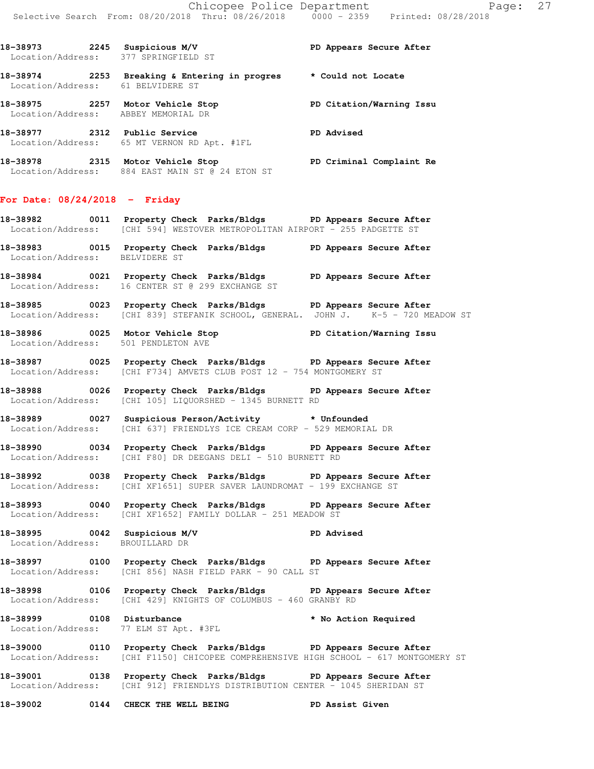18-38973 2245 Suspicious M/V PD Appears Secure After
Location/Address: 377 SPRINGFIELD ST

18-38974 2253 Breaking & Entering in progres * Could not Locate
Location/Address: 61 BELVIDERE ST

18-38975 2257 Motor Vehicle Stop PD Citation/Warning Issu
Location/Address: ABBEY MEMORIAL DR

18-38977 2312 Public Service PD Advised
Location/Address: 65 MT VERNON RD Apt. #1FL

18-38978 2315 Motor Vehicle Stop PD Criminal Complaint Re
Location/Address: 884 EAST MAIN ST @ 24 ETON ST

**For Date: 08/24/2018 - Friday**

18-38982 0011 Property Check Parks/Bldgs PD Appears Secure After
Location/Address: [CHI 594] WESTOVER METROPOLITAN AIRPORT - 255 PADGETTE ST

18-38983 0015 Property Check Parks/Bldgs PD Appears Secure After
Location/Address: BELVIDERE ST

18-38984 0021 Property Check Parks/Bldgs PD Appears Secure After
Location/Address: 16 CENTER ST @ 299 EXCHANGE ST

18-38985 0023 Property Check Parks/Bldgs PD Appears Secure After
Location/Address: [CHI 839] STEFANIK SCHOOL, GENERAL. JOHN J. K-5 - 720 MEADOW ST

18-38986 0025 Motor Vehicle Stop PD Citation/Warning Issu
Location/Address: 501 PENDLETON AVE

18-38987 0025 Property Check Parks/Bldgs PD Appears Secure After
Location/Address: [CHI F734] AMVETS CLUB POST 12 - 754 MONTGOMERY ST

18-38988 0026 Property Check Parks/Bldgs PD Appears Secure After
Location/Address: [CHI 105] LIQUORSHED - 1345 BURNETT RD

18-38989 0027 Suspicious Person/Activity * Unfounded
Location/Address: [CHI 637] FRIENDLYS ICE CREAM CORP - 529 MEMORIAL DR

18-38990 0034 Property Check Parks/Bldgs PD Appears Secure After
Location/Address: [CHI F80] DR DEEGANS DELI - 510 BURNETT RD

18-38992 0038 Property Check Parks/Bldgs PD Appears Secure After
Location/Address: [CHI XF1651] SUPER SAVER LAUNDROMAT - 199 EXCHANGE ST

18-38993 0040 Property Check Parks/Bldgs PD Appears Secure After
Location/Address: [CHI XF1652] FAMILY DOLLAR - 251 MEADOW ST

18-38995 0042 Suspicious M/V PD Advised
Location/Address: BROUILLARD DR

18-38997 0100 Property Check Parks/Bldgs PD Appears Secure After
Location/Address: [CHI 856] NASH FIELD PARK - 90 CALL ST

18-38998 0106 Property Check Parks/Bldgs PD Appears Secure After
Location/Address: [CHI 429] KNIGHTS OF COLUMBUS - 460 GRANBY RD

18-38999 0108 Disturbance * No Action Required
Location/Address: 77 ELM ST Apt. #3FL

18-39000 0110 Property Check Parks/Bldgs PD Appears Secure After
Location/Address: [CHI F1150] CHICOPEE COMPREHENSIVE HIGH SCHOOL - 617 MONTGOMERY ST

18-39001 0138 Property Check Parks/Bldgs PD Appears Secure After
Location/Address: [CHI 912] FRIENDLYS DISTRIBUTION CENTER - 1045 SHERIDAN ST

18-39002 0144 CHECK THE WELL BEING PD Assist Given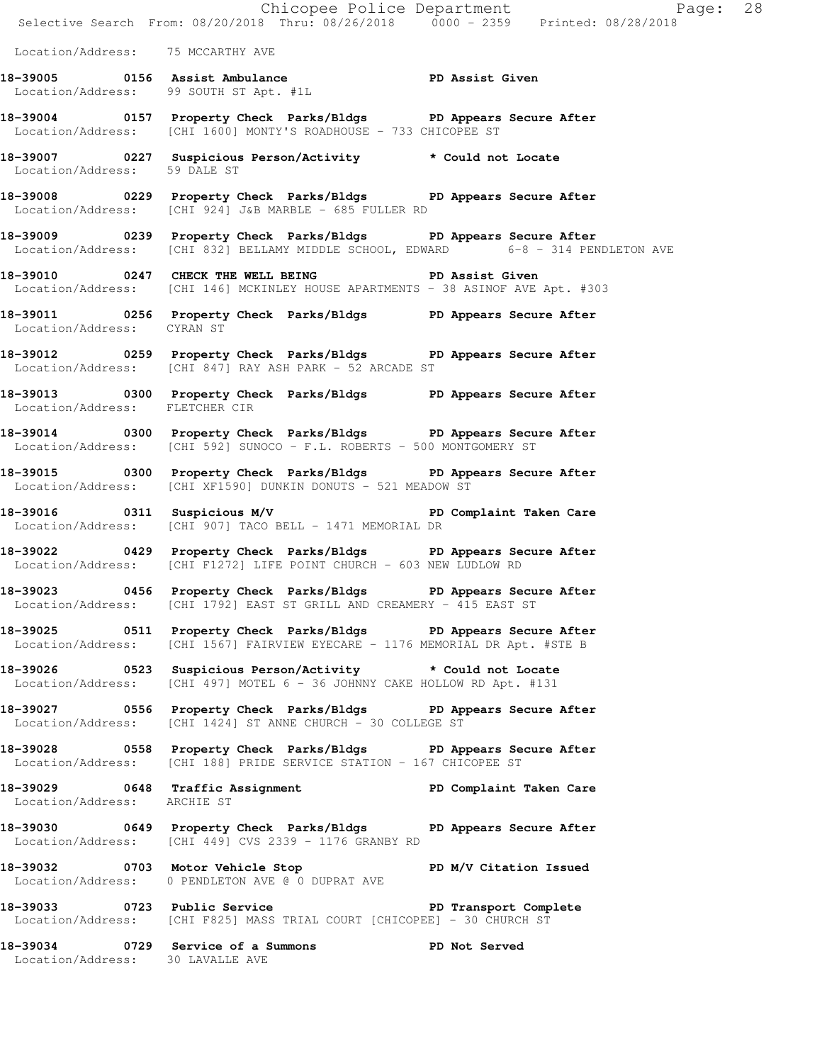Location/Address: 75 MCCARTHY AVE

**18-39005 0156 Assist Ambulance PD Assist Given**
Location/Address: 99 SOUTH ST Apt. #1L

**18-39004 0157 Property Check Parks/Bldgs PD Appears Secure After**
Location/Address: [CHI 1600] MONTY'S ROADHOUSE - 733 CHICOPEE ST

**18-39007 0227 Suspicious Person/Activity * Could not Locate**
Location/Address: 59 DALE ST

**18-39008 0229 Property Check Parks/Bldgs PD Appears Secure After**
Location/Address: [CHI 924] J&B MARBLE - 685 FULLER RD

**18-39009 0239 Property Check Parks/Bldgs PD Appears Secure After**
Location/Address: [CHI 832] BELLAMY MIDDLE SCHOOL, EDWARD 6-8 - 314 PENDLETON AVE

**18-39010 0247 CHECK THE WELL BEING PD Assist Given**
Location/Address: [CHI 146] MCKINLEY HOUSE APARTMENTS - 38 ASINOF AVE Apt. #303

**18-39011 0256 Property Check Parks/Bldgs PD Appears Secure After**
Location/Address: CYRAN ST

**18-39012 0259 Property Check Parks/Bldgs PD Appears Secure After**
Location/Address: [CHI 847] RAY ASH PARK - 52 ARCADE ST

**18-39013 0300 Property Check Parks/Bldgs PD Appears Secure After**
Location/Address: FLETCHER CIR

**18-39014 0300 Property Check Parks/Bldgs PD Appears Secure After**
Location/Address: [CHI 592] SUNOCO - F.L. ROBERTS - 500 MONTGOMERY ST

**18-39015 0300 Property Check Parks/Bldgs PD Appears Secure After**
Location/Address: [CHI XF1590] DUNKIN DONUTS - 521 MEADOW ST

**18-39016 0311 Suspicious M/V PD Complaint Taken Care**
Location/Address: [CHI 907] TACO BELL - 1471 MEMORIAL DR

**18-39022 0429 Property Check Parks/Bldgs PD Appears Secure After**
Location/Address: [CHI F1272] LIFE POINT CHURCH - 603 NEW LUDLOW RD

**18-39023 0456 Property Check Parks/Bldgs PD Appears Secure After**
Location/Address: [CHI 1792] EAST ST GRILL AND CREAMERY - 415 EAST ST

**18-39025 0511 Property Check Parks/Bldgs PD Appears Secure After**
Location/Address: [CHI 1567] FAIRVIEW EYECARE - 1176 MEMORIAL DR Apt. #STE B

**18-39026 0523 Suspicious Person/Activity * Could not Locate**
Location/Address: [CHI 497] MOTEL 6 - 36 JOHNNY CAKE HOLLOW RD Apt. #131

**18-39027 0556 Property Check Parks/Bldgs PD Appears Secure After**
Location/Address: [CHI 1424] ST ANNE CHURCH - 30 COLLEGE ST

**18-39028 0558 Property Check Parks/Bldgs PD Appears Secure After**
Location/Address: [CHI 188] PRIDE SERVICE STATION - 167 CHICOPEE ST

**18-39029 0648 Traffic Assignment PD Complaint Taken Care**
Location/Address: ARCHIE ST

**18-39030 0649 Property Check Parks/Bldgs PD Appears Secure After**
Location/Address: [CHI 449] CVS 2339 - 1176 GRANBY RD

**18-39032 0703 Motor Vehicle Stop PD M/V Citation Issued**
Location/Address: 0 PENDLETON AVE @ 0 DUPRAT AVE

**18-39033 0723 Public Service PD Transport Complete**
Location/Address: [CHI F825] MASS TRIAL COURT [CHICOPEE] - 30 CHURCH ST

**18-39034 0729 Service of a Summons PD Not Served**
Location/Address: 30 LAVALLE AVE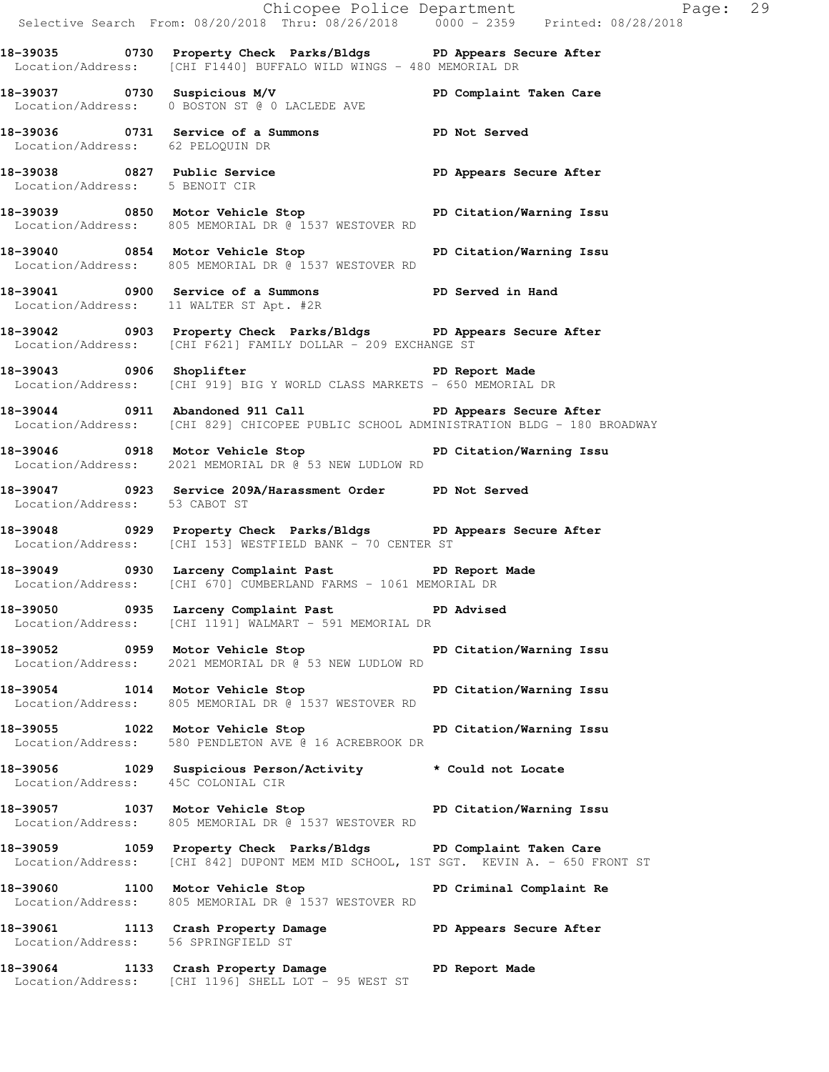18-39035 0730 Property Check Parks/Bldgs PD Appears Secure After
Location/Address: [CHI F1440] BUFFALO WILD WINGS - 480 MEMORIAL DR

18-39037 0730 Suspicious M/V PD Complaint Taken Care
Location/Address: 0 BOSTON ST @ 0 LACLEDE AVE

18-39036 0731 Service of a Summons PD Not Served
Location/Address: 62 PELOQUIN DR

18-39038 0827 Public Service PD Appears Secure After
Location/Address: 5 BENOIT CIR

18-39039 0850 Motor Vehicle Stop PD Citation/Warning Issu
Location/Address: 805 MEMORIAL DR @ 1537 WESTOVER RD

18-39040 0854 Motor Vehicle Stop PD Citation/Warning Issu
Location/Address: 805 MEMORIAL DR @ 1537 WESTOVER RD

18-39041 0900 Service of a Summons PD Served in Hand
Location/Address: 11 WALTER ST Apt. #2R

18-39042 0903 Property Check Parks/Bldgs PD Appears Secure After
Location/Address: [CHI F621] FAMILY DOLLAR - 209 EXCHANGE ST

18-39043 0906 Shoplifter PD Report Made
Location/Address: [CHI 919] BIG Y WORLD CLASS MARKETS - 650 MEMORIAL DR

18-39044 0911 Abandoned 911 Call PD Appears Secure After
Location/Address: [CHI 829] CHICOPEE PUBLIC SCHOOL ADMINISTRATION BLDG - 180 BROADWAY

18-39046 0918 Motor Vehicle Stop PD Citation/Warning Issu
Location/Address: 2021 MEMORIAL DR @ 53 NEW LUDLOW RD

18-39047 0923 Service 209A/Harassment Order PD Not Served
Location/Address: 53 CABOT ST

18-39048 0929 Property Check Parks/Bldgs PD Appears Secure After
Location/Address: [CHI 153] WESTFIELD BANK - 70 CENTER ST

18-39049 0930 Larceny Complaint Past PD Report Made
Location/Address: [CHI 670] CUMBERLAND FARMS - 1061 MEMORIAL DR

18-39050 0935 Larceny Complaint Past PD Advised
Location/Address: [CHI 1191] WALMART - 591 MEMORIAL DR

18-39052 0959 Motor Vehicle Stop PD Citation/Warning Issu
Location/Address: 2021 MEMORIAL DR @ 53 NEW LUDLOW RD

18-39054 1014 Motor Vehicle Stop PD Citation/Warning Issu
Location/Address: 805 MEMORIAL DR @ 1537 WESTOVER RD

18-39055 1022 Motor Vehicle Stop PD Citation/Warning Issu
Location/Address: 580 PENDLETON AVE @ 16 ACREBROOK DR

18-39056 1029 Suspicious Person/Activity * Could not Locate
Location/Address: 45C COLONIAL CIR

18-39057 1037 Motor Vehicle Stop PD Citation/Warning Issu
Location/Address: 805 MEMORIAL DR @ 1537 WESTOVER RD

18-39059 1059 Property Check Parks/Bldgs PD Complaint Taken Care
Location/Address: [CHI 842] DUPONT MEM MID SCHOOL, 1ST SGT. KEVIN A. - 650 FRONT ST

18-39060 1100 Motor Vehicle Stop PD Criminal Complaint Re
Location/Address: 805 MEMORIAL DR @ 1537 WESTOVER RD

18-39061 1113 Crash Property Damage PD Appears Secure After
Location/Address: 56 SPRINGFIELD ST

18-39064 1133 Crash Property Damage PD Report Made
Location/Address: [CHI 1196] SHELL LOT - 95 WEST ST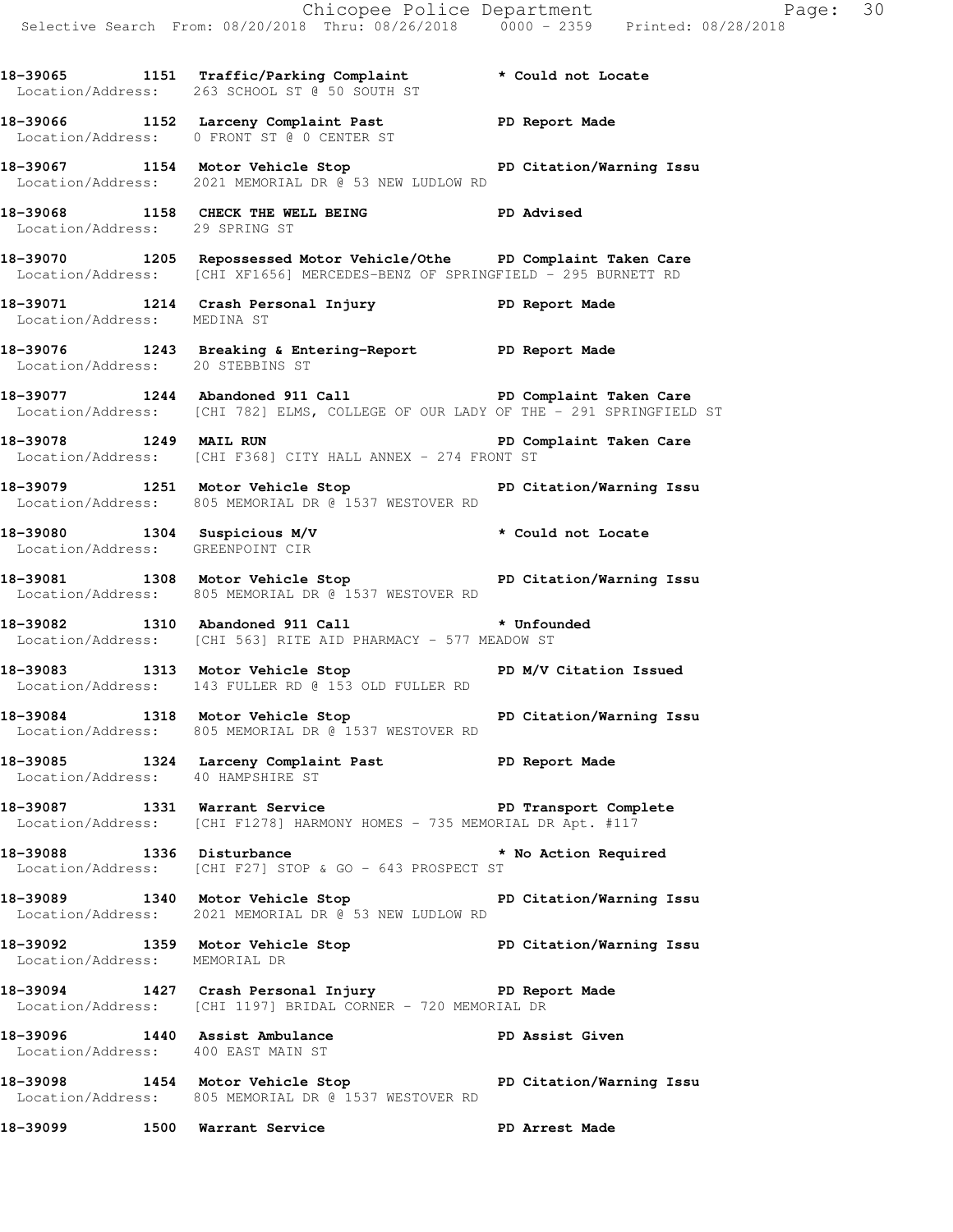18-39065 1151 Traffic/Parking Complaint * Could not Locate
Location/Address: 263 SCHOOL ST @ 50 SOUTH ST

18-39066 1152 Larceny Complaint Past PD Report Made
Location/Address: 0 FRONT ST @ 0 CENTER ST

18-39067 1154 Motor Vehicle Stop PD Citation/Warning Issu
Location/Address: 2021 MEMORIAL DR @ 53 NEW LUDLOW RD

18-39068 1158 CHECK THE WELL BEING PD Advised
Location/Address: 29 SPRING ST

18-39070 1205 Repossessed Motor Vehicle/Othe PD Complaint Taken Care
Location/Address: [CHI XF1656] MERCEDES-BENZ OF SPRINGFIELD - 295 BURNETT RD

18-39071 1214 Crash Personal Injury PD Report Made
Location/Address: MEDINA ST

18-39076 1243 Breaking & Entering-Report PD Report Made
Location/Address: 20 STEBBINS ST

18-39077 1244 Abandoned 911 Call PD Complaint Taken Care
Location/Address: [CHI 782] ELMS, COLLEGE OF OUR LADY OF THE - 291 SPRINGFIELD ST

18-39078 1249 MAIL RUN PD Complaint Taken Care
Location/Address: [CHI F368] CITY HALL ANNEX - 274 FRONT ST

18-39079 1251 Motor Vehicle Stop PD Citation/Warning Issu
Location/Address: 805 MEMORIAL DR @ 1537 WESTOVER RD

18-39080 1304 Suspicious M/V * Could not Locate
Location/Address: GREENPOINT CIR

18-39081 1308 Motor Vehicle Stop PD Citation/Warning Issu
Location/Address: 805 MEMORIAL DR @ 1537 WESTOVER RD

18-39082 1310 Abandoned 911 Call * Unfounded
Location/Address: [CHI 563] RITE AID PHARMACY - 577 MEADOW ST

18-39083 1313 Motor Vehicle Stop PD M/V Citation Issued
Location/Address: 143 FULLER RD @ 153 OLD FULLER RD

18-39084 1318 Motor Vehicle Stop PD Citation/Warning Issu
Location/Address: 805 MEMORIAL DR @ 1537 WESTOVER RD

18-39085 1324 Larceny Complaint Past PD Report Made
Location/Address: 40 HAMPSHIRE ST

18-39087 1331 Warrant Service PD Transport Complete
Location/Address: [CHI F1278] HARMONY HOMES - 735 MEMORIAL DR Apt. #117

18-39088 1336 Disturbance * No Action Required
Location/Address: [CHI F27] STOP & GO - 643 PROSPECT ST

18-39089 1340 Motor Vehicle Stop PD Citation/Warning Issu
Location/Address: 2021 MEMORIAL DR @ 53 NEW LUDLOW RD

18-39092 1359 Motor Vehicle Stop PD Citation/Warning Issu
Location/Address: MEMORIAL DR

18-39094 1427 Crash Personal Injury PD Report Made
Location/Address: [CHI 1197] BRIDAL CORNER - 720 MEMORIAL DR

18-39096 1440 Assist Ambulance PD Assist Given
Location/Address: 400 EAST MAIN ST

18-39098 1454 Motor Vehicle Stop PD Citation/Warning Issu
Location/Address: 805 MEMORIAL DR @ 1537 WESTOVER RD

18-39099 1500 Warrant Service PD Arrest Made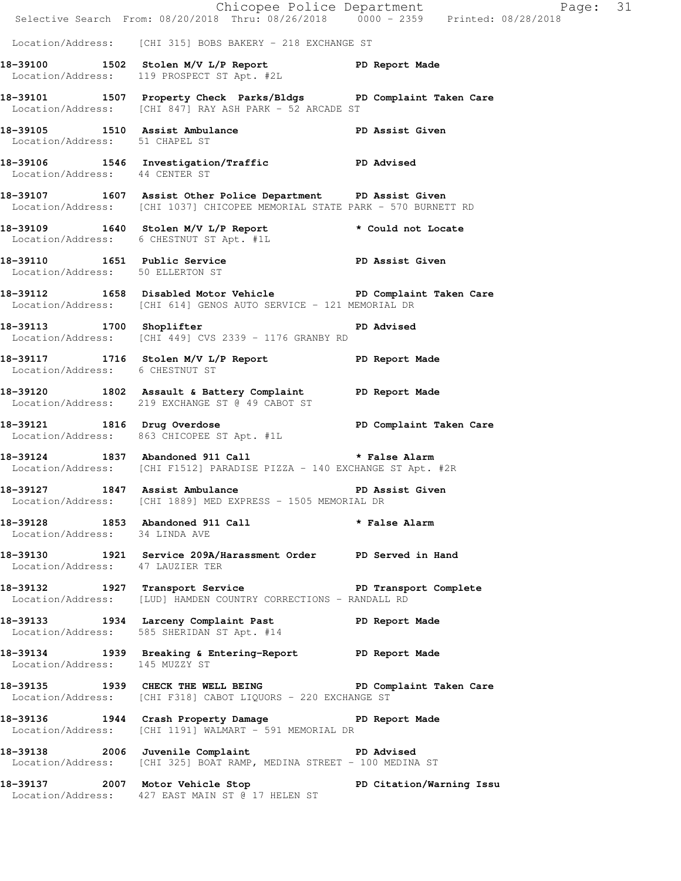Location/Address: [CHI 315] BOBS BAKERY - 218 EXCHANGE ST

**18-39100 1502 Stolen M/V L/P Report PD Report Made**
Location/Address: 119 PROSPECT ST Apt. #2L

**18-39101 1507 Property Check Parks/Bldgs PD Complaint Taken Care**
Location/Address: [CHI 847] RAY ASH PARK - 52 ARCADE ST

**18-39105 1510 Assist Ambulance PD Assist Given**
Location/Address: 51 CHAPEL ST

**18-39106 1546 Investigation/Traffic PD Advised**
Location/Address: 44 CENTER ST

**18-39107 1607 Assist Other Police Department PD Assist Given**
Location/Address: [CHI 1037] CHICOPEE MEMORIAL STATE PARK - 570 BURNETT RD

**18-39109 1640 Stolen M/V L/P Report * Could not Locate**
Location/Address: 6 CHESTNUT ST Apt. #1L

**18-39110 1651 Public Service PD Assist Given**
Location/Address: 50 ELLERTON ST

**18-39112 1658 Disabled Motor Vehicle PD Complaint Taken Care**
Location/Address: [CHI 614] GENOS AUTO SERVICE - 121 MEMORIAL DR

**18-39113 1700 Shoplifter PD Advised**
Location/Address: [CHI 449] CVS 2339 - 1176 GRANBY RD

**18-39117 1716 Stolen M/V L/P Report PD Report Made**
Location/Address: 6 CHESTNUT ST

**18-39120 1802 Assault & Battery Complaint PD Report Made**
Location/Address: 219 EXCHANGE ST @ 49 CABOT ST

**18-39121 1816 Drug Overdose PD Complaint Taken Care**
Location/Address: 863 CHICOPEE ST Apt. #1L

**18-39124 1837 Abandoned 911 Call * False Alarm**
Location/Address: [CHI F1512] PARADISE PIZZA - 140 EXCHANGE ST Apt. #2R

**18-39127 1847 Assist Ambulance PD Assist Given**
Location/Address: [CHI 1889] MED EXPRESS - 1505 MEMORIAL DR

**18-39128 1853 Abandoned 911 Call * False Alarm**
Location/Address: 34 LINDA AVE

**18-39130 1921 Service 209A/Harassment Order PD Served in Hand**
Location/Address: 47 LAUZIER TER

**18-39132 1927 Transport Service PD Transport Complete**
Location/Address: [LUD] HAMDEN COUNTRY CORRECTIONS - RANDALL RD

**18-39133 1934 Larceny Complaint Past PD Report Made**
Location/Address: 585 SHERIDAN ST Apt. #14

**18-39134 1939 Breaking & Entering-Report PD Report Made**
Location/Address: 145 MUZZY ST

**18-39135 1939 CHECK THE WELL BEING PD Complaint Taken Care**
Location/Address: [CHI F318] CABOT LIQUORS - 220 EXCHANGE ST

**18-39136 1944 Crash Property Damage PD Report Made**
Location/Address: [CHI 1191] WALMART - 591 MEMORIAL DR

**18-39138 2006 Juvenile Complaint PD Advised**
Location/Address: [CHI 325] BOAT RAMP, MEDINA STREET - 100 MEDINA ST

**18-39137 2007 Motor Vehicle Stop PD Citation/Warning Issu**
Location/Address: 427 EAST MAIN ST @ 17 HELEN ST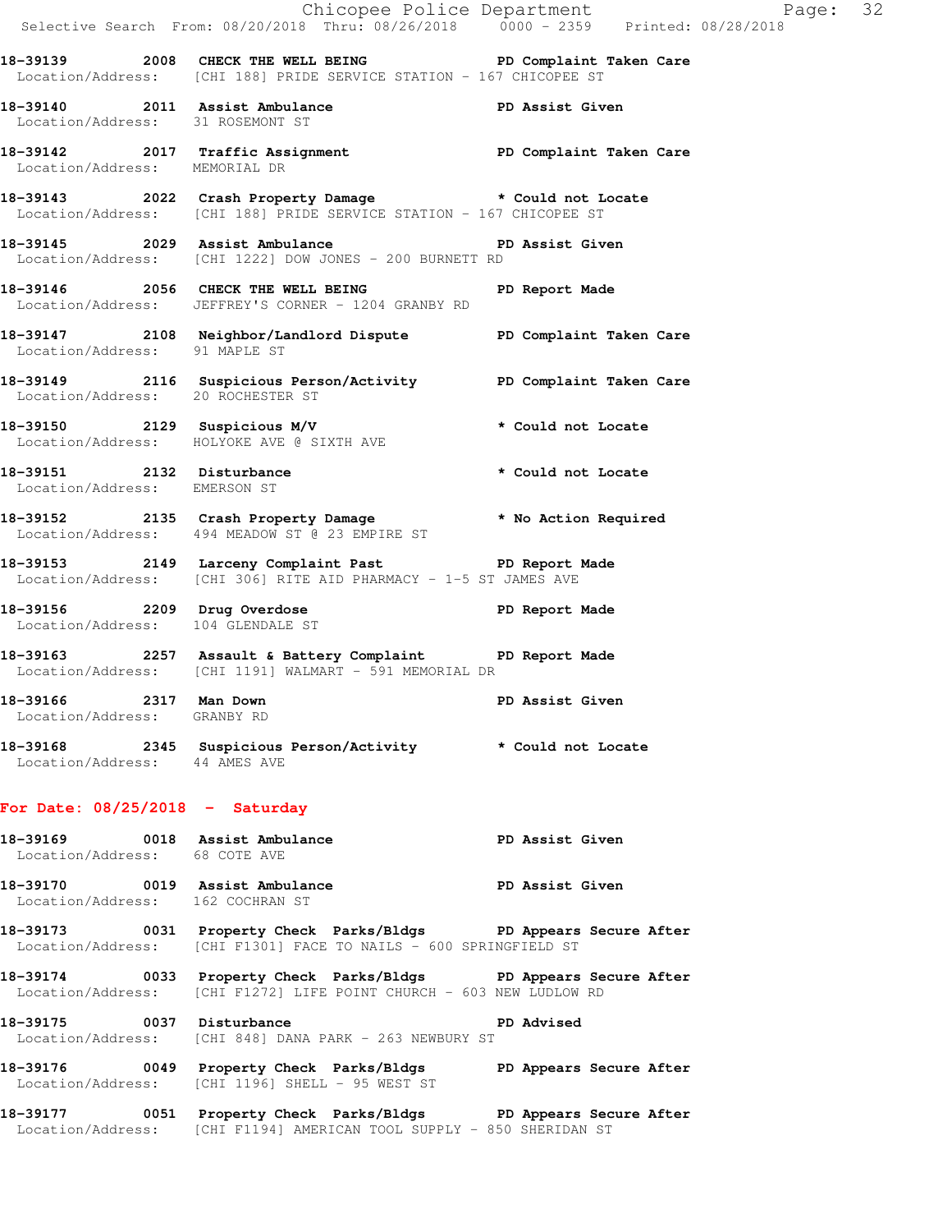**18-39139 2008 CHECK THE WELL BEING PD Complaint Taken Care**
Location/Address: [CHI 188] PRIDE SERVICE STATION - 167 CHICOPEE ST

**18-39140 2011 Assist Ambulance PD Assist Given**
Location/Address: 31 ROSEMONT ST

**18-39142 2017 Traffic Assignment PD Complaint Taken Care**
Location/Address: MEMORIAL DR

**18-39143 2022 Crash Property Damage * Could not Locate**
Location/Address: [CHI 188] PRIDE SERVICE STATION - 167 CHICOPEE ST

**18-39145 2029 Assist Ambulance PD Assist Given**
Location/Address: [CHI 1222] DOW JONES - 200 BURNETT RD

**18-39146 2056 CHECK THE WELL BEING PD Report Made**
Location/Address: JEFFREY'S CORNER - 1204 GRANBY RD

**18-39147 2108 Neighbor/Landlord Dispute PD Complaint Taken Care**
Location/Address: 91 MAPLE ST

**18-39149 2116 Suspicious Person/Activity PD Complaint Taken Care**
Location/Address: 20 ROCHESTER ST

**18-39150 2129 Suspicious M/V * Could not Locate**
Location/Address: HOLYOKE AVE @ SIXTH AVE

**18-39151 2132 Disturbance * Could not Locate**
Location/Address: EMERSON ST

**18-39152 2135 Crash Property Damage * No Action Required**
Location/Address: 494 MEADOW ST @ 23 EMPIRE ST

**18-39153 2149 Larceny Complaint Past PD Report Made**
Location/Address: [CHI 306] RITE AID PHARMACY - 1-5 ST JAMES AVE

**18-39156 2209 Drug Overdose PD Report Made**
Location/Address: 104 GLENDALE ST

**18-39163 2257 Assault & Battery Complaint PD Report Made**
Location/Address: [CHI 1191] WALMART - 591 MEMORIAL DR

**18-39166 2317 Man Down PD Assist Given**
Location/Address: GRANBY RD

**18-39168 2345 Suspicious Person/Activity * Could not Locate**
Location/Address: 44 AMES AVE

## For Date: 08/25/2018 - Saturday

**18-39169 0018 Assist Ambulance PD Assist Given**
Location/Address: 68 COTE AVE

**18-39170 0019 Assist Ambulance PD Assist Given**
Location/Address: 162 COCHRAN ST

**18-39173 0031 Property Check Parks/Bldgs PD Appears Secure After**
Location/Address: [CHI F1301] FACE TO NAILS - 600 SPRINGFIELD ST

**18-39174 0033 Property Check Parks/Bldgs PD Appears Secure After**
Location/Address: [CHI F1272] LIFE POINT CHURCH - 603 NEW LUDLOW RD

**18-39175 0037 Disturbance PD Advised**
Location/Address: [CHI 848] DANA PARK - 263 NEWBURY ST

**18-39176 0049 Property Check Parks/Bldgs PD Appears Secure After**
Location/Address: [CHI 1196] SHELL - 95 WEST ST

**18-39177 0051 Property Check Parks/Bldgs PD Appears Secure After**
Location/Address: [CHI F1194] AMERICAN TOOL SUPPLY - 850 SHERIDAN ST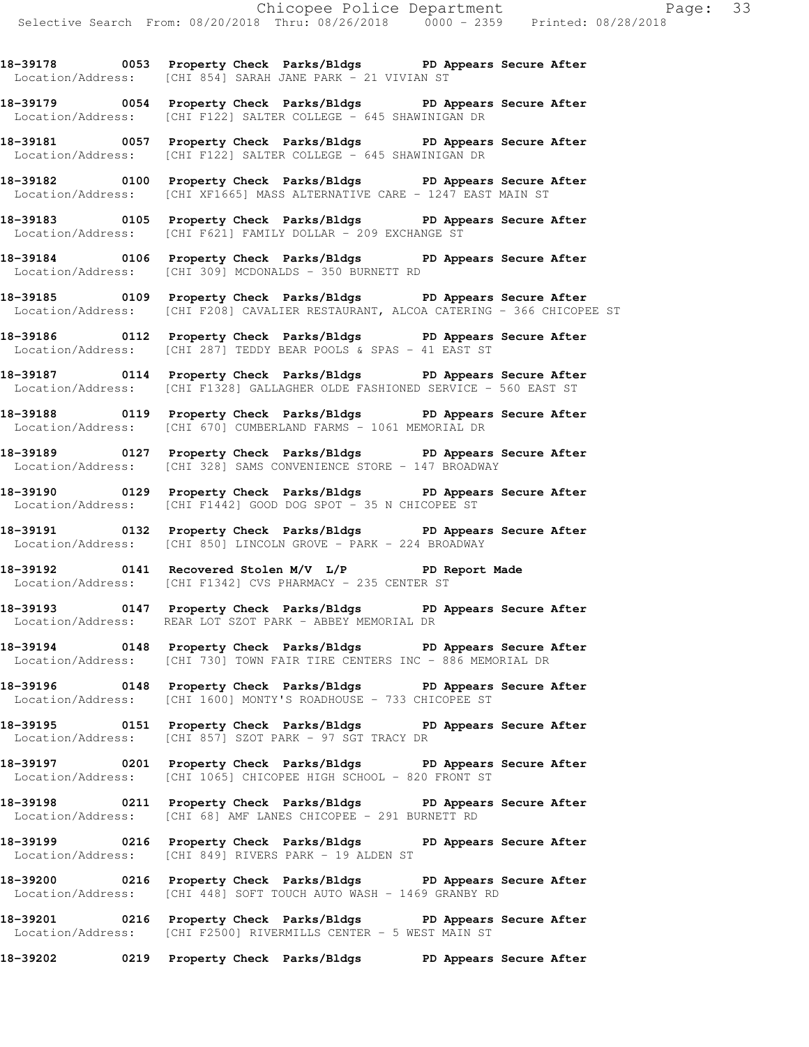**18-39178 0053 Property Check Parks/Bldgs PD Appears Secure After**
Location/Address: [CHI 854] SARAH JANE PARK - 21 VIVIAN ST

**18-39179 0054 Property Check Parks/Bldgs PD Appears Secure After**
Location/Address: [CHI F122] SALTER COLLEGE - 645 SHAWINIGAN DR

**18-39181 0057 Property Check Parks/Bldgs PD Appears Secure After**
Location/Address: [CHI F122] SALTER COLLEGE - 645 SHAWINIGAN DR

**18-39182 0100 Property Check Parks/Bldgs PD Appears Secure After**
Location/Address: [CHI XF1665] MASS ALTERNATIVE CARE - 1247 EAST MAIN ST

**18-39183 0105 Property Check Parks/Bldgs PD Appears Secure After**
Location/Address: [CHI F621] FAMILY DOLLAR - 209 EXCHANGE ST

**18-39184 0106 Property Check Parks/Bldgs PD Appears Secure After**
Location/Address: [CHI 309] MCDONALDS - 350 BURNETT RD

**18-39185 0109 Property Check Parks/Bldgs PD Appears Secure After**
Location/Address: [CHI F208] CAVALIER RESTAURANT, ALCOA CATERING - 366 CHICOPEE ST

**18-39186 0112 Property Check Parks/Bldgs PD Appears Secure After**
Location/Address: [CHI 287] TEDDY BEAR POOLS & SPAS - 41 EAST ST

**18-39187 0114 Property Check Parks/Bldgs PD Appears Secure After**
Location/Address: [CHI F1328] GALLAGHER OLDE FASHIONED SERVICE - 560 EAST ST

**18-39188 0119 Property Check Parks/Bldgs PD Appears Secure After**
Location/Address: [CHI 670] CUMBERLAND FARMS - 1061 MEMORIAL DR

**18-39189 0127 Property Check Parks/Bldgs PD Appears Secure After**
Location/Address: [CHI 328] SAMS CONVENIENCE STORE - 147 BROADWAY

**18-39190 0129 Property Check Parks/Bldgs PD Appears Secure After**
Location/Address: [CHI F1442] GOOD DOG SPOT - 35 N CHICOPEE ST

**18-39191 0132 Property Check Parks/Bldgs PD Appears Secure After**
Location/Address: [CHI 850] LINCOLN GROVE - PARK - 224 BROADWAY

**18-39192 0141 Recovered Stolen M/V L/P PD Report Made**
Location/Address: [CHI F1342] CVS PHARMACY - 235 CENTER ST

**18-39193 0147 Property Check Parks/Bldgs PD Appears Secure After**
Location/Address: REAR LOT SZOT PARK - ABBEY MEMORIAL DR

**18-39194 0148 Property Check Parks/Bldgs PD Appears Secure After**
Location/Address: [CHI 730] TOWN FAIR TIRE CENTERS INC - 886 MEMORIAL DR

**18-39196 0148 Property Check Parks/Bldgs PD Appears Secure After**
Location/Address: [CHI 1600] MONTY'S ROADHOUSE - 733 CHICOPEE ST

**18-39195 0151 Property Check Parks/Bldgs PD Appears Secure After**
Location/Address: [CHI 857] SZOT PARK - 97 SGT TRACY DR

**18-39197 0201 Property Check Parks/Bldgs PD Appears Secure After**
Location/Address: [CHI 1065] CHICOPEE HIGH SCHOOL - 820 FRONT ST

**18-39198 0211 Property Check Parks/Bldgs PD Appears Secure After**
Location/Address: [CHI 68] AMF LANES CHICOPEE - 291 BURNETT RD

**18-39199 0216 Property Check Parks/Bldgs PD Appears Secure After**
Location/Address: [CHI 849] RIVERS PARK - 19 ALDEN ST

**18-39200 0216 Property Check Parks/Bldgs PD Appears Secure After**
Location/Address: [CHI 448] SOFT TOUCH AUTO WASH - 1469 GRANBY RD

**18-39201 0216 Property Check Parks/Bldgs PD Appears Secure After**
Location/Address: [CHI F2500] RIVERMILLS CENTER - 5 WEST MAIN ST

**18-39202 0219 Property Check Parks/Bldgs PD Appears Secure After**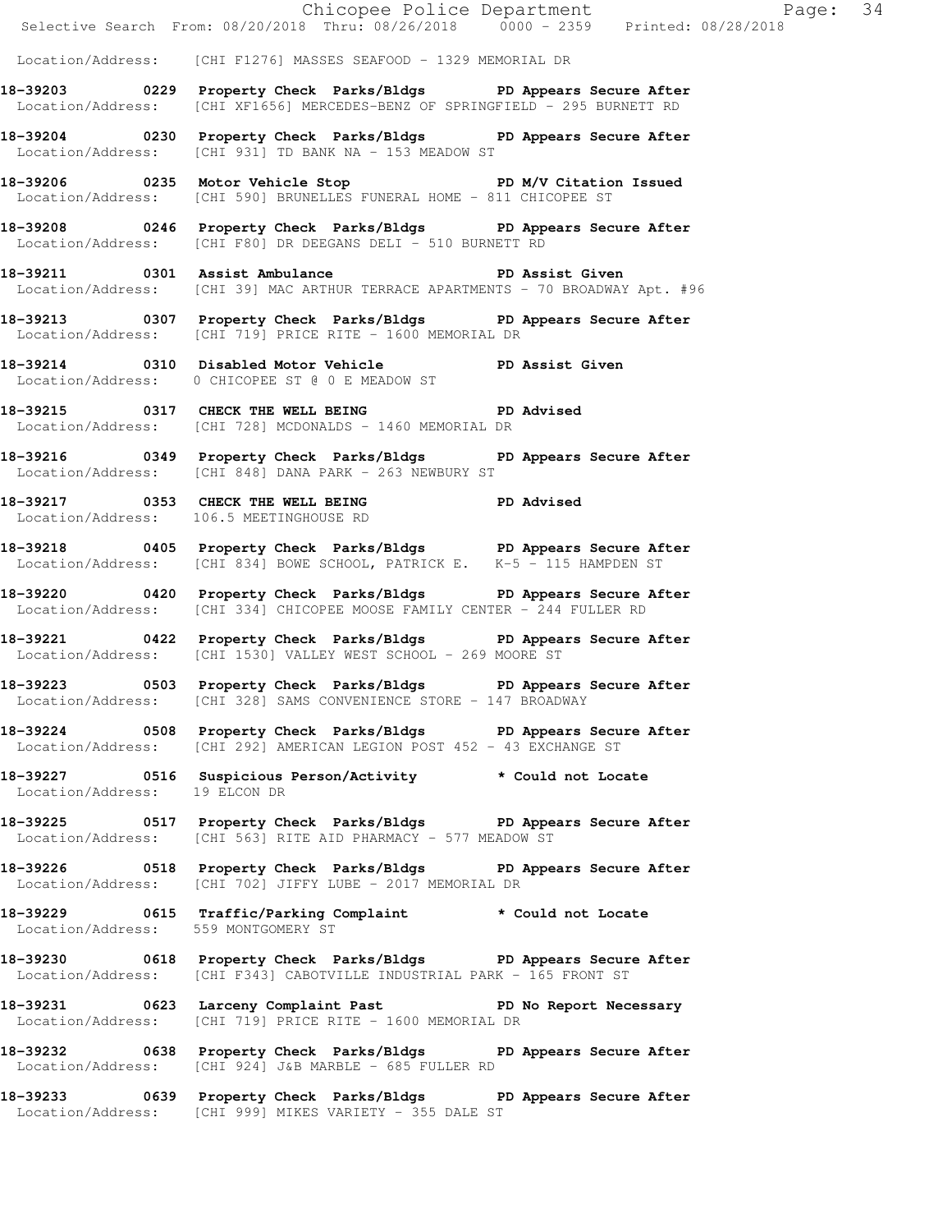Location/Address: [CHI F1276] MASSES SEAFOOD - 1329 MEMORIAL DR

**18-39203 0229 Property Check Parks/Bldgs PD Appears Secure After**
Location/Address: [CHI XF1656] MERCEDES-BENZ OF SPRINGFIELD - 295 BURNETT RD

**18-39204 0230 Property Check Parks/Bldgs PD Appears Secure After**
Location/Address: [CHI 931] TD BANK NA - 153 MEADOW ST

**18-39206 0235 Motor Vehicle Stop PD M/V Citation Issued**
Location/Address: [CHI 590] BRUNELLES FUNERAL HOME - 811 CHICOPEE ST

**18-39208 0246 Property Check Parks/Bldgs PD Appears Secure After**
Location/Address: [CHI F80] DR DEEGANS DELI - 510 BURNETT RD

**18-39211 0301 Assist Ambulance PD Assist Given**
Location/Address: [CHI 39] MAC ARTHUR TERRACE APARTMENTS - 70 BROADWAY Apt. #96

**18-39213 0307 Property Check Parks/Bldgs PD Appears Secure After**
Location/Address: [CHI 719] PRICE RITE - 1600 MEMORIAL DR

**18-39214 0310 Disabled Motor Vehicle PD Assist Given**
Location/Address: 0 CHICOPEE ST @ 0 E MEADOW ST

**18-39215 0317 CHECK THE WELL BEING PD Advised**
Location/Address: [CHI 728] MCDONALDS - 1460 MEMORIAL DR

**18-39216 0349 Property Check Parks/Bldgs PD Appears Secure After**
Location/Address: [CHI 848] DANA PARK - 263 NEWBURY ST

**18-39217 0353 CHECK THE WELL BEING PD Advised**
Location/Address: 106.5 MEETINGHOUSE RD

**18-39218 0405 Property Check Parks/Bldgs PD Appears Secure After**
Location/Address: [CHI 834] BOWE SCHOOL, PATRICK E. K-5 - 115 HAMPDEN ST

**18-39220 0420 Property Check Parks/Bldgs PD Appears Secure After**
Location/Address: [CHI 334] CHICOPEE MOOSE FAMILY CENTER - 244 FULLER RD

**18-39221 0422 Property Check Parks/Bldgs PD Appears Secure After**
Location/Address: [CHI 1530] VALLEY WEST SCHOOL - 269 MOORE ST

**18-39223 0503 Property Check Parks/Bldgs PD Appears Secure After**
Location/Address: [CHI 328] SAMS CONVENIENCE STORE - 147 BROADWAY

**18-39224 0508 Property Check Parks/Bldgs PD Appears Secure After**
Location/Address: [CHI 292] AMERICAN LEGION POST 452 - 43 EXCHANGE ST

**18-39227 0516 Suspicious Person/Activity * Could not Locate**
Location/Address: 19 ELCON DR

**18-39225 0517 Property Check Parks/Bldgs PD Appears Secure After**
Location/Address: [CHI 563] RITE AID PHARMACY - 577 MEADOW ST

**18-39226 0518 Property Check Parks/Bldgs PD Appears Secure After**
Location/Address: [CHI 702] JIFFY LUBE - 2017 MEMORIAL DR

**18-39229 0615 Traffic/Parking Complaint * Could not Locate**
Location/Address: 559 MONTGOMERY ST

**18-39230 0618 Property Check Parks/Bldgs PD Appears Secure After**
Location/Address: [CHI F343] CABOTVILLE INDUSTRIAL PARK - 165 FRONT ST

**18-39231 0623 Larceny Complaint Past PD No Report Necessary**
Location/Address: [CHI 719] PRICE RITE - 1600 MEMORIAL DR

**18-39232 0638 Property Check Parks/Bldgs PD Appears Secure After**
Location/Address: [CHI 924] J&B MARBLE - 685 FULLER RD

**18-39233 0639 Property Check Parks/Bldgs PD Appears Secure After**
Location/Address: [CHI 999] MIKES VARIETY - 355 DALE ST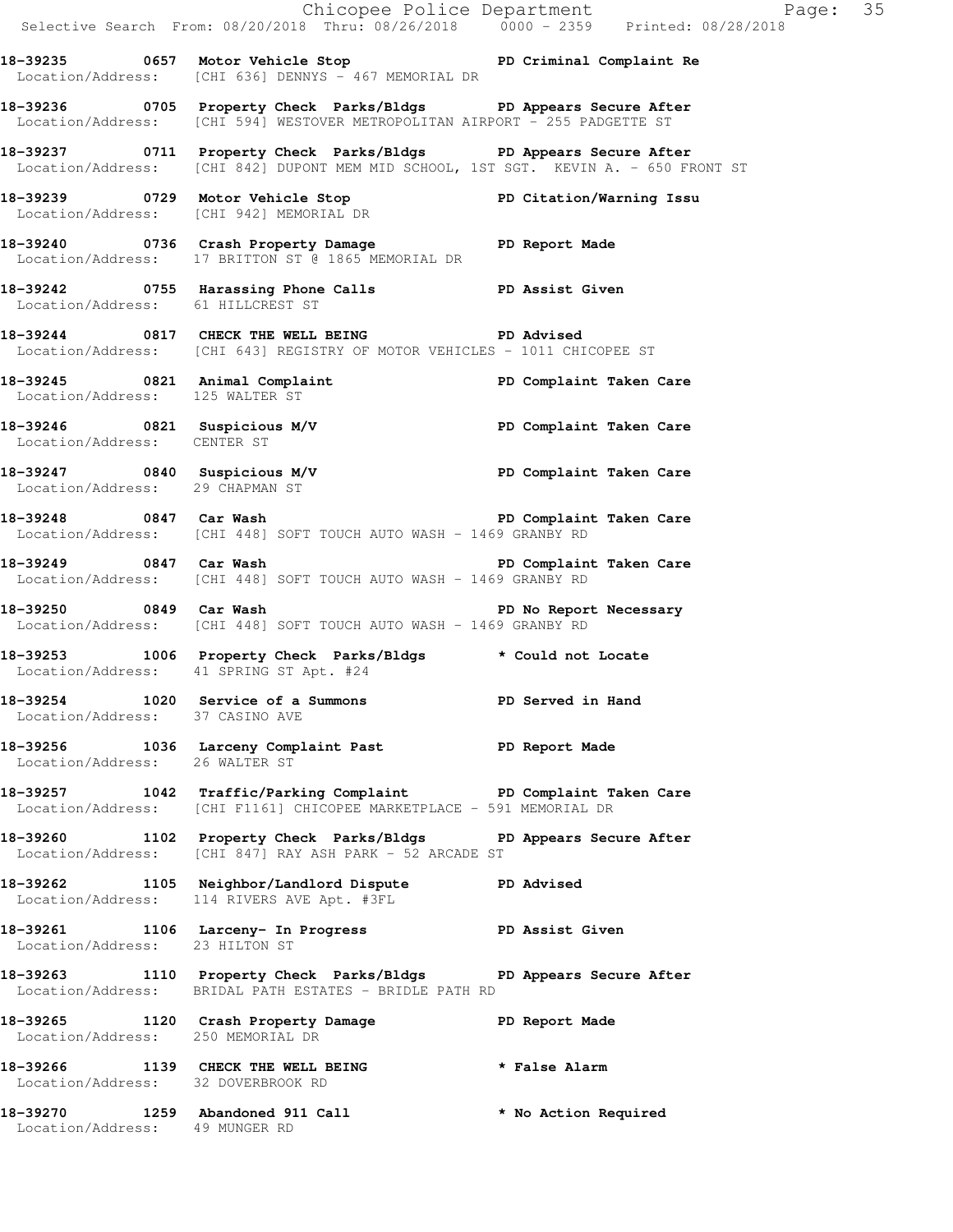18-39235 0657 Motor Vehicle Stop PD Criminal Complaint Re
Location/Address: [CHI 636] DENNYS - 467 MEMORIAL DR

18-39236 0705 Property Check Parks/Bldgs PD Appears Secure After
Location/Address: [CHI 594] WESTOVER METROPOLITAN AIRPORT - 255 PADGETTE ST

18-39237 0711 Property Check Parks/Bldgs PD Appears Secure After
Location/Address: [CHI 842] DUPONT MEM MID SCHOOL, 1ST SGT. KEVIN A. - 650 FRONT ST

18-39239 0729 Motor Vehicle Stop PD Citation/Warning Issu
Location/Address: [CHI 942] MEMORIAL DR

18-39240 0736 Crash Property Damage PD Report Made
Location/Address: 17 BRITTON ST @ 1865 MEMORIAL DR

18-39242 0755 Harassing Phone Calls PD Assist Given
Location/Address: 61 HILLCREST ST

18-39244 0817 CHECK THE WELL BEING PD Advised
Location/Address: [CHI 643] REGISTRY OF MOTOR VEHICLES - 1011 CHICOPEE ST

18-39245 0821 Animal Complaint PD Complaint Taken Care
Location/Address: 125 WALTER ST

18-39246 0821 Suspicious M/V PD Complaint Taken Care
Location/Address: CENTER ST

18-39247 0840 Suspicious M/V PD Complaint Taken Care
Location/Address: 29 CHAPMAN ST

18-39248 0847 Car Wash PD Complaint Taken Care
Location/Address: [CHI 448] SOFT TOUCH AUTO WASH - 1469 GRANBY RD

18-39249 0847 Car Wash PD Complaint Taken Care
Location/Address: [CHI 448] SOFT TOUCH AUTO WASH - 1469 GRANBY RD

18-39250 0849 Car Wash PD No Report Necessary
Location/Address: [CHI 448] SOFT TOUCH AUTO WASH - 1469 GRANBY RD

18-39253 1006 Property Check Parks/Bldgs * Could not Locate
Location/Address: 41 SPRING ST Apt. #24

18-39254 1020 Service of a Summons PD Served in Hand
Location/Address: 37 CASINO AVE

18-39256 1036 Larceny Complaint Past PD Report Made
Location/Address: 26 WALTER ST

18-39257 1042 Traffic/Parking Complaint PD Complaint Taken Care
Location/Address: [CHI F1161] CHICOPEE MARKETPLACE - 591 MEMORIAL DR

18-39260 1102 Property Check Parks/Bldgs PD Appears Secure After
Location/Address: [CHI 847] RAY ASH PARK - 52 ARCADE ST

18-39262 1105 Neighbor/Landlord Dispute PD Advised
Location/Address: 114 RIVERS AVE Apt. #3FL

18-39261 1106 Larceny- In Progress PD Assist Given
Location/Address: 23 HILTON ST

18-39263 1110 Property Check Parks/Bldgs PD Appears Secure After
Location/Address: BRIDAL PATH ESTATES - BRIDLE PATH RD

18-39265 1120 Crash Property Damage PD Report Made
Location/Address: 250 MEMORIAL DR

18-39266 1139 CHECK THE WELL BEING * False Alarm
Location/Address: 32 DOVERBROOK RD

18-39270 1259 Abandoned 911 Call * No Action Required
Location/Address: 49 MUNGER RD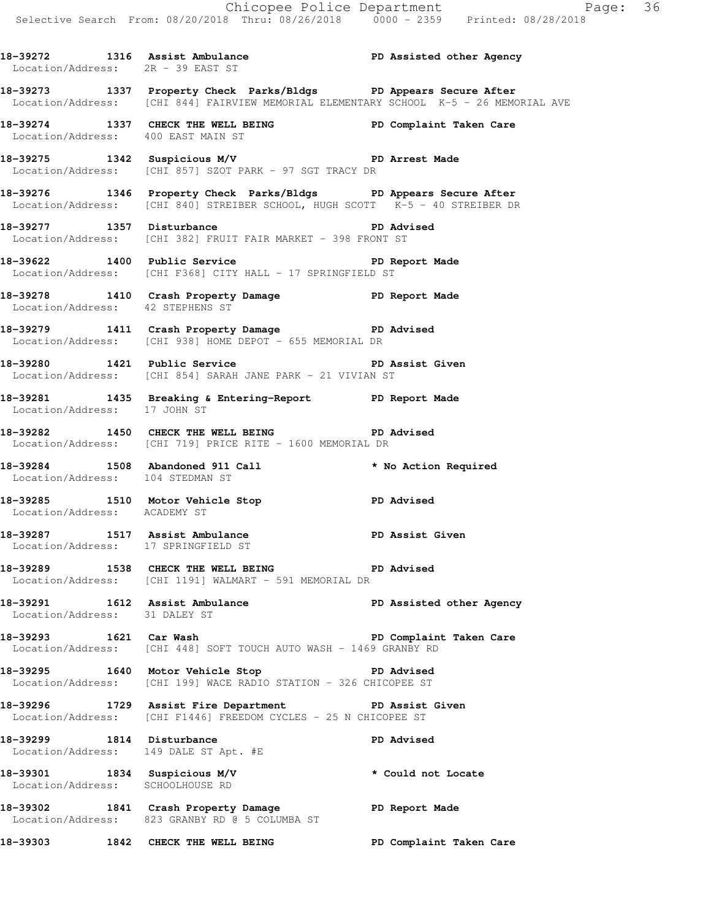18-39272 1316 Assist Ambulance PD Assisted other Agency
Location/Address: 2R - 39 EAST ST

18-39273 1337 Property Check Parks/Bldgs PD Appears Secure After
Location/Address: [CHI 844] FAIRVIEW MEMORIAL ELEMENTARY SCHOOL K-5 - 26 MEMORIAL AVE

18-39274 1337 CHECK THE WELL BEING PD Complaint Taken Care
Location/Address: 400 EAST MAIN ST

18-39275 1342 Suspicious M/V PD Arrest Made
Location/Address: [CHI 857] SZOT PARK - 97 SGT TRACY DR

18-39276 1346 Property Check Parks/Bldgs PD Appears Secure After
Location/Address: [CHI 840] STREIBER SCHOOL, HUGH SCOTT K-5 - 40 STREIBER DR

18-39277 1357 Disturbance PD Advised
Location/Address: [CHI 382] FRUIT FAIR MARKET - 398 FRONT ST

18-39622 1400 Public Service PD Report Made
Location/Address: [CHI F368] CITY HALL - 17 SPRINGFIELD ST

18-39278 1410 Crash Property Damage PD Report Made
Location/Address: 42 STEPHENS ST

18-39279 1411 Crash Property Damage PD Advised
Location/Address: [CHI 938] HOME DEPOT - 655 MEMORIAL DR

18-39280 1421 Public Service PD Assist Given
Location/Address: [CHI 854] SARAH JANE PARK - 21 VIVIAN ST

18-39281 1435 Breaking & Entering-Report PD Report Made
Location/Address: 17 JOHN ST

18-39282 1450 CHECK THE WELL BEING PD Advised
Location/Address: [CHI 719] PRICE RITE - 1600 MEMORIAL DR

18-39284 1508 Abandoned 911 Call * No Action Required
Location/Address: 104 STEDMAN ST

18-39285 1510 Motor Vehicle Stop PD Advised
Location/Address: ACADEMY ST

18-39287 1517 Assist Ambulance PD Assist Given
Location/Address: 17 SPRINGFIELD ST

18-39289 1538 CHECK THE WELL BEING PD Advised
Location/Address: [CHI 1191] WALMART - 591 MEMORIAL DR

18-39291 1612 Assist Ambulance PD Assisted other Agency
Location/Address: 31 DALEY ST

18-39293 1621 Car Wash PD Complaint Taken Care
Location/Address: [CHI 448] SOFT TOUCH AUTO WASH - 1469 GRANBY RD

18-39295 1640 Motor Vehicle Stop PD Advised
Location/Address: [CHI 199] WACE RADIO STATION - 326 CHICOPEE ST

18-39296 1729 Assist Fire Department PD Assist Given
Location/Address: [CHI F1446] FREEDOM CYCLES - 25 N CHICOPEE ST

18-39299 1814 Disturbance PD Advised
Location/Address: 149 DALE ST Apt. #E

18-39301 1834 Suspicious M/V * Could not Locate
Location/Address: SCHOOLHOUSE RD

18-39302 1841 Crash Property Damage PD Report Made
Location/Address: 823 GRANBY RD @ 5 COLUMBA ST

18-39303 1842 CHECK THE WELL BEING PD Complaint Taken Care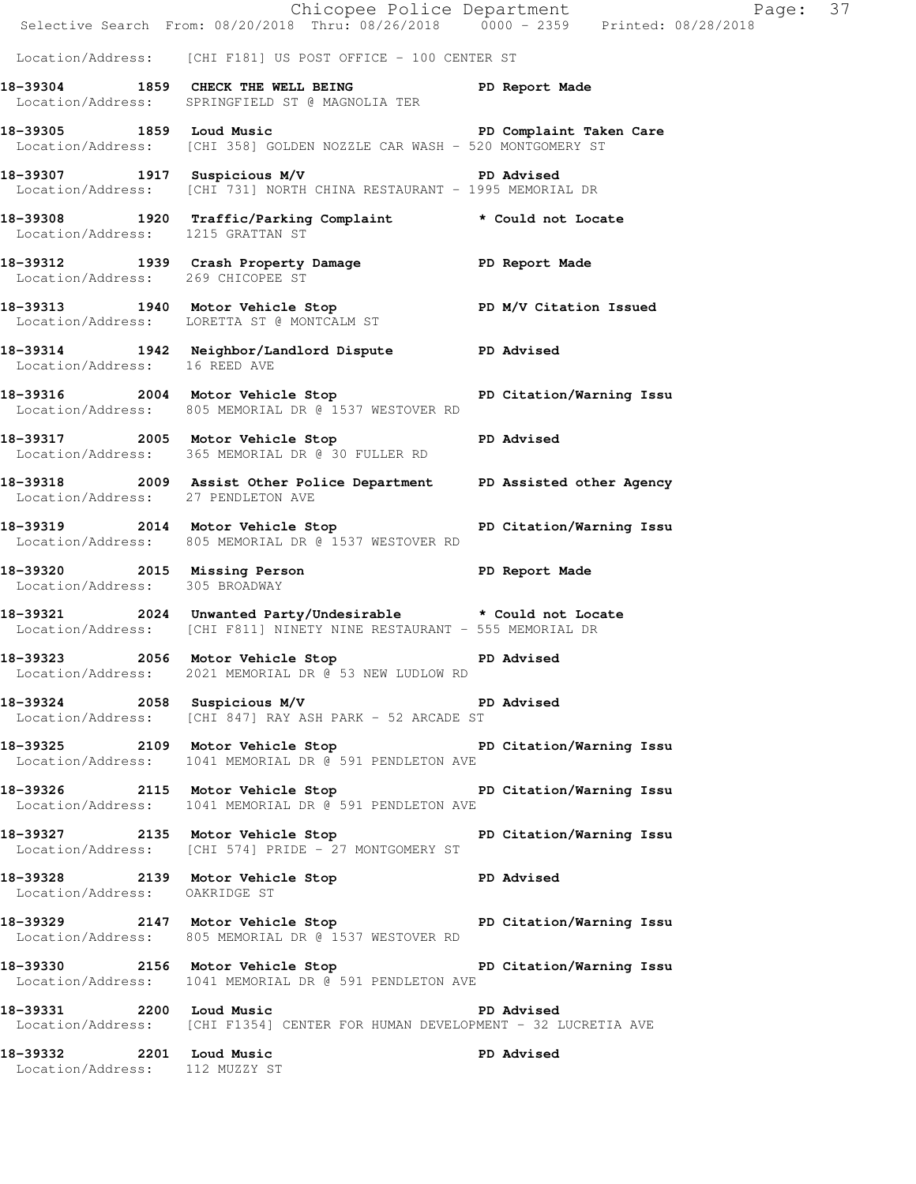Location/Address: [CHI F181] US POST OFFICE - 100 CENTER ST

**18-39304 1859 CHECK THE WELL BEING** PD Report Made
Location/Address: SPRINGFIELD ST @ MAGNOLIA TER

**18-39305 1859 Loud Music** PD Complaint Taken Care
Location/Address: [CHI 358] GOLDEN NOZZLE CAR WASH - 520 MONTGOMERY ST

**18-39307 1917 Suspicious M/V** PD Advised
Location/Address: [CHI 731] NORTH CHINA RESTAURANT - 1995 MEMORIAL DR

**18-39308 1920 Traffic/Parking Complaint** * Could not Locate
Location/Address: 1215 GRATTAN ST

**18-39312 1939 Crash Property Damage** PD Report Made
Location/Address: 269 CHICOPEE ST

**18-39313 1940 Motor Vehicle Stop** PD M/V Citation Issued
Location/Address: LORETTA ST @ MONTCALM ST

**18-39314 1942 Neighbor/Landlord Dispute** PD Advised
Location/Address: 16 REED AVE

**18-39316 2004 Motor Vehicle Stop** PD Citation/Warning Issu
Location/Address: 805 MEMORIAL DR @ 1537 WESTOVER RD

**18-39317 2005 Motor Vehicle Stop** PD Advised
Location/Address: 365 MEMORIAL DR @ 30 FULLER RD

**18-39318 2009 Assist Other Police Department** PD Assisted other Agency
Location/Address: 27 PENDLETON AVE

**18-39319 2014 Motor Vehicle Stop** PD Citation/Warning Issu
Location/Address: 805 MEMORIAL DR @ 1537 WESTOVER RD

**18-39320 2015 Missing Person** PD Report Made
Location/Address: 305 BROADWAY

**18-39321 2024 Unwanted Party/Undesirable** * Could not Locate
Location/Address: [CHI F811] NINETY NINE RESTAURANT - 555 MEMORIAL DR

**18-39323 2056 Motor Vehicle Stop** PD Advised
Location/Address: 2021 MEMORIAL DR @ 53 NEW LUDLOW RD

**18-39324 2058 Suspicious M/V** PD Advised
Location/Address: [CHI 847] RAY ASH PARK - 52 ARCADE ST

**18-39325 2109 Motor Vehicle Stop** PD Citation/Warning Issu
Location/Address: 1041 MEMORIAL DR @ 591 PENDLETON AVE

**18-39326 2115 Motor Vehicle Stop** PD Citation/Warning Issu
Location/Address: 1041 MEMORIAL DR @ 591 PENDLETON AVE

**18-39327 2135 Motor Vehicle Stop** PD Citation/Warning Issu
Location/Address: [CHI 574] PRIDE - 27 MONTGOMERY ST

**18-39328 2139 Motor Vehicle Stop** PD Advised
Location/Address: OAKRIDGE ST

**18-39329 2147 Motor Vehicle Stop** PD Citation/Warning Issu
Location/Address: 805 MEMORIAL DR @ 1537 WESTOVER RD

**18-39330 2156 Motor Vehicle Stop** PD Citation/Warning Issu
Location/Address: 1041 MEMORIAL DR @ 591 PENDLETON AVE

**18-39331 2200 Loud Music** PD Advised
Location/Address: [CHI F1354] CENTER FOR HUMAN DEVELOPMENT - 32 LUCRETIA AVE

**18-39332 2201 Loud Music** PD Advised
Location/Address: 112 MUZZY ST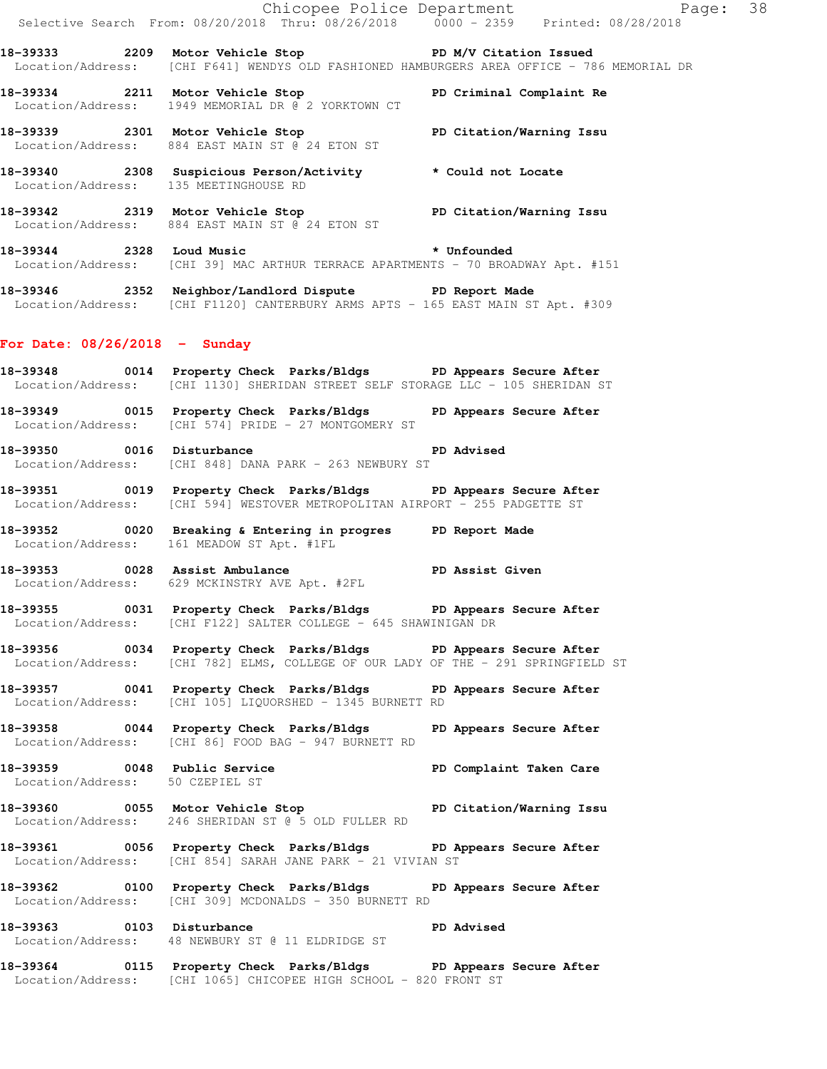**18-39333 2209 Motor Vehicle Stop PD M/V Citation Issued**
Location/Address: [CHI F641] WENDYS OLD FASHIONED HAMBURGERS AREA OFFICE - 786 MEMORIAL DR

**18-39334 2211 Motor Vehicle Stop PD Criminal Complaint Re**
Location/Address: 1949 MEMORIAL DR @ 2 YORKTOWN CT

**18-39339 2301 Motor Vehicle Stop PD Citation/Warning Issu**
Location/Address: 884 EAST MAIN ST @ 24 ETON ST

**18-39340 2308 Suspicious Person/Activity * Could not Locate**
Location/Address: 135 MEETINGHOUSE RD

**18-39342 2319 Motor Vehicle Stop PD Citation/Warning Issu**
Location/Address: 884 EAST MAIN ST @ 24 ETON ST

**18-39344 2328 Loud Music * Unfounded**
Location/Address: [CHI 39] MAC ARTHUR TERRACE APARTMENTS - 70 BROADWAY Apt. #151

**18-39346 2352 Neighbor/Landlord Dispute PD Report Made**
Location/Address: [CHI F1120] CANTERBURY ARMS APTS - 165 EAST MAIN ST Apt. #309

## For Date: 08/26/2018 - Sunday

**18-39348 0014 Property Check Parks/Bldgs PD Appears Secure After**
Location/Address: [CHI 1130] SHERIDAN STREET SELF STORAGE LLC - 105 SHERIDAN ST

**18-39349 0015 Property Check Parks/Bldgs PD Appears Secure After**
Location/Address: [CHI 574] PRIDE - 27 MONTGOMERY ST

**18-39350 0016 Disturbance PD Advised**
Location/Address: [CHI 848] DANA PARK - 263 NEWBURY ST

**18-39351 0019 Property Check Parks/Bldgs PD Appears Secure After**
Location/Address: [CHI 594] WESTOVER METROPOLITAN AIRPORT - 255 PADGETTE ST

**18-39352 0020 Breaking & Entering in progres PD Report Made**
Location/Address: 161 MEADOW ST Apt. #1FL

**18-39353 0028 Assist Ambulance PD Assist Given**
Location/Address: 629 MCKINSTRY AVE Apt. #2FL

**18-39355 0031 Property Check Parks/Bldgs PD Appears Secure After**
Location/Address: [CHI F122] SALTER COLLEGE - 645 SHAWINIGAN DR

**18-39356 0034 Property Check Parks/Bldgs PD Appears Secure After**
Location/Address: [CHI 782] ELMS, COLLEGE OF OUR LADY OF THE - 291 SPRINGFIELD ST

**18-39357 0041 Property Check Parks/Bldgs PD Appears Secure After**
Location/Address: [CHI 105] LIQUORSHED - 1345 BURNETT RD

**18-39358 0044 Property Check Parks/Bldgs PD Appears Secure After**
Location/Address: [CHI 86] FOOD BAG - 947 BURNETT RD

**18-39359 0048 Public Service PD Complaint Taken Care**
Location/Address: 50 CZEPIEL ST

**18-39360 0055 Motor Vehicle Stop PD Citation/Warning Issu**
Location/Address: 246 SHERIDAN ST @ 5 OLD FULLER RD

**18-39361 0056 Property Check Parks/Bldgs PD Appears Secure After**
Location/Address: [CHI 854] SARAH JANE PARK - 21 VIVIAN ST

**18-39362 0100 Property Check Parks/Bldgs PD Appears Secure After**
Location/Address: [CHI 309] MCDONALDS - 350 BURNETT RD

**18-39363 0103 Disturbance PD Advised**
Location/Address: 48 NEWBURY ST @ 11 ELDRIDGE ST

**18-39364 0115 Property Check Parks/Bldgs PD Appears Secure After**
Location/Address: [CHI 1065] CHICOPEE HIGH SCHOOL - 820 FRONT ST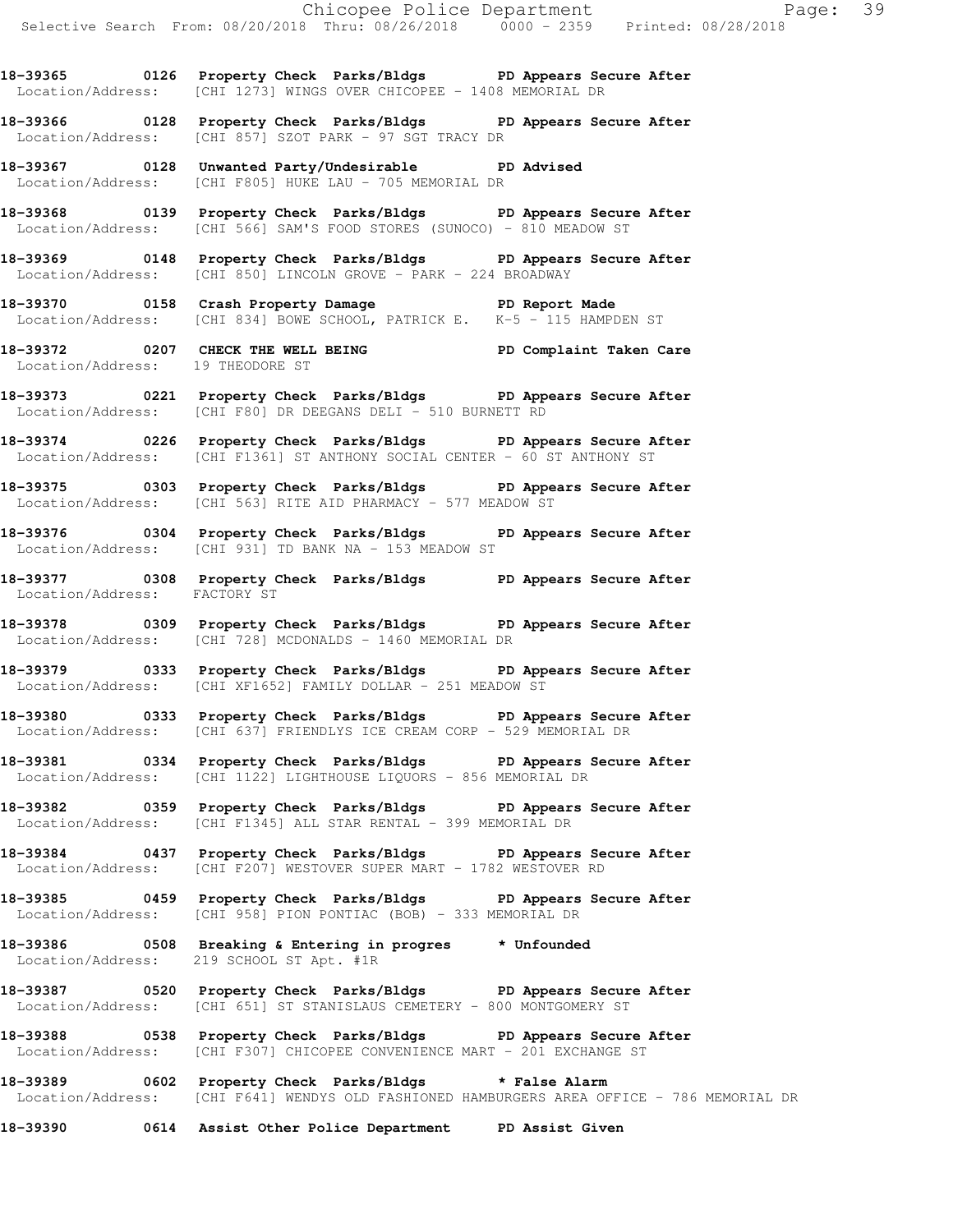18-39365 0126 Property Check Parks/Bldgs PD Appears Secure After
Location/Address: [CHI 1273] WINGS OVER CHICOPEE - 1408 MEMORIAL DR

18-39366 0128 Property Check Parks/Bldgs PD Appears Secure After
Location/Address: [CHI 857] SZOT PARK - 97 SGT TRACY DR

18-39367 0128 Unwanted Party/Undesirable PD Advised
Location/Address: [CHI F805] HUKE LAU - 705 MEMORIAL DR

18-39368 0139 Property Check Parks/Bldgs PD Appears Secure After
Location/Address: [CHI 566] SAM'S FOOD STORES (SUNOCO) - 810 MEADOW ST

18-39369 0148 Property Check Parks/Bldgs PD Appears Secure After
Location/Address: [CHI 850] LINCOLN GROVE - PARK - 224 BROADWAY

18-39370 0158 Crash Property Damage PD Report Made
Location/Address: [CHI 834] BOWE SCHOOL, PATRICK E. K-5 - 115 HAMPDEN ST

18-39372 0207 CHECK THE WELL BEING PD Complaint Taken Care
Location/Address: 19 THEODORE ST

18-39373 0221 Property Check Parks/Bldgs PD Appears Secure After
Location/Address: [CHI F80] DR DEEGANS DELI - 510 BURNETT RD

18-39374 0226 Property Check Parks/Bldgs PD Appears Secure After
Location/Address: [CHI F1361] ST ANTHONY SOCIAL CENTER - 60 ST ANTHONY ST

18-39375 0303 Property Check Parks/Bldgs PD Appears Secure After
Location/Address: [CHI 563] RITE AID PHARMACY - 577 MEADOW ST

18-39376 0304 Property Check Parks/Bldgs PD Appears Secure After
Location/Address: [CHI 931] TD BANK NA - 153 MEADOW ST

18-39377 0308 Property Check Parks/Bldgs PD Appears Secure After
Location/Address: FACTORY ST

18-39378 0309 Property Check Parks/Bldgs PD Appears Secure After
Location/Address: [CHI 728] MCDONALDS - 1460 MEMORIAL DR

18-39379 0333 Property Check Parks/Bldgs PD Appears Secure After
Location/Address: [CHI XF1652] FAMILY DOLLAR - 251 MEADOW ST

18-39380 0333 Property Check Parks/Bldgs PD Appears Secure After
Location/Address: [CHI 637] FRIENDLYS ICE CREAM CORP - 529 MEMORIAL DR

18-39381 0334 Property Check Parks/Bldgs PD Appears Secure After
Location/Address: [CHI 1122] LIGHTHOUSE LIQUORS - 856 MEMORIAL DR

18-39382 0359 Property Check Parks/Bldgs PD Appears Secure After
Location/Address: [CHI F1345] ALL STAR RENTAL - 399 MEMORIAL DR

18-39384 0437 Property Check Parks/Bldgs PD Appears Secure After
Location/Address: [CHI F207] WESTOVER SUPER MART - 1782 WESTOVER RD

18-39385 0459 Property Check Parks/Bldgs PD Appears Secure After
Location/Address: [CHI 958] PION PONTIAC (BOB) - 333 MEMORIAL DR

18-39386 0508 Breaking & Entering in progres * Unfounded
Location/Address: 219 SCHOOL ST Apt. #1R

18-39387 0520 Property Check Parks/Bldgs PD Appears Secure After
Location/Address: [CHI 651] ST STANISLAUS CEMETERY - 800 MONTGOMERY ST

18-39388 0538 Property Check Parks/Bldgs PD Appears Secure After
Location/Address: [CHI F307] CHICOPEE CONVENIENCE MART - 201 EXCHANGE ST

18-39389 0602 Property Check Parks/Bldgs * False Alarm
Location/Address: [CHI F641] WENDYS OLD FASHIONED HAMBURGERS AREA OFFICE - 786 MEMORIAL DR

18-39390 0614 Assist Other Police Department PD Assist Given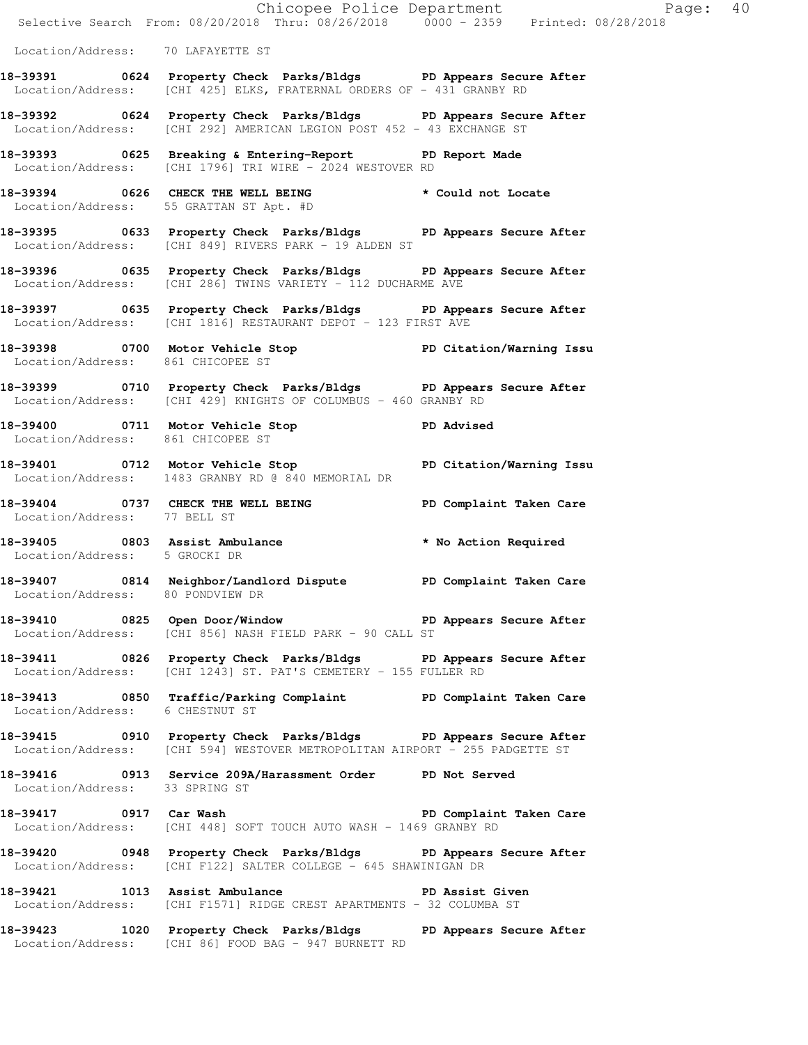Location/Address: 70 LAFAYETTE ST

**18-39391 0624 Property Check Parks/Bldgs PD Appears Secure After**
Location/Address: [CHI 425] ELKS, FRATERNAL ORDERS OF - 431 GRANBY RD

**18-39392 0624 Property Check Parks/Bldgs PD Appears Secure After**
Location/Address: [CHI 292] AMERICAN LEGION POST 452 - 43 EXCHANGE ST

**18-39393 0625 Breaking & Entering-Report PD Report Made**
Location/Address: [CHI 1796] TRI WIRE - 2024 WESTOVER RD

**18-39394 0626 CHECK THE WELL BEING * Could not Locate**
Location/Address: 55 GRATTAN ST Apt. #D

**18-39395 0633 Property Check Parks/Bldgs PD Appears Secure After**
Location/Address: [CHI 849] RIVERS PARK - 19 ALDEN ST

**18-39396 0635 Property Check Parks/Bldgs PD Appears Secure After**
Location/Address: [CHI 286] TWINS VARIETY - 112 DUCHARME AVE

**18-39397 0635 Property Check Parks/Bldgs PD Appears Secure After**
Location/Address: [CHI 1816] RESTAURANT DEPOT - 123 FIRST AVE

**18-39398 0700 Motor Vehicle Stop PD Citation/Warning Issu**
Location/Address: 861 CHICOPEE ST

**18-39399 0710 Property Check Parks/Bldgs PD Appears Secure After**
Location/Address: [CHI 429] KNIGHTS OF COLUMBUS - 460 GRANBY RD

**18-39400 0711 Motor Vehicle Stop PD Advised**
Location/Address: 861 CHICOPEE ST

**18-39401 0712 Motor Vehicle Stop PD Citation/Warning Issu**
Location/Address: 1483 GRANBY RD @ 840 MEMORIAL DR

**18-39404 0737 CHECK THE WELL BEING PD Complaint Taken Care**
Location/Address: 77 BELL ST

**18-39405 0803 Assist Ambulance * No Action Required**
Location/Address: 5 GROCKI DR

**18-39407 0814 Neighbor/Landlord Dispute PD Complaint Taken Care**
Location/Address: 80 PONDVIEW DR

**18-39410 0825 Open Door/Window PD Appears Secure After**
Location/Address: [CHI 856] NASH FIELD PARK - 90 CALL ST

**18-39411 0826 Property Check Parks/Bldgs PD Appears Secure After**
Location/Address: [CHI 1243] ST. PAT'S CEMETERY - 155 FULLER RD

**18-39413 0850 Traffic/Parking Complaint PD Complaint Taken Care**
Location/Address: 6 CHESTNUT ST

**18-39415 0910 Property Check Parks/Bldgs PD Appears Secure After**
Location/Address: [CHI 594] WESTOVER METROPOLITAN AIRPORT - 255 PADGETTE ST

**18-39416 0913 Service 209A/Harassment Order PD Not Served**
Location/Address: 33 SPRING ST

**18-39417 0917 Car Wash PD Complaint Taken Care**
Location/Address: [CHI 448] SOFT TOUCH AUTO WASH - 1469 GRANBY RD

**18-39420 0948 Property Check Parks/Bldgs PD Appears Secure After**
Location/Address: [CHI F122] SALTER COLLEGE - 645 SHAWINIGAN DR

**18-39421 1013 Assist Ambulance PD Assist Given**
Location/Address: [CHI F1571] RIDGE CREST APARTMENTS - 32 COLUMBA ST

**18-39423 1020 Property Check Parks/Bldgs PD Appears Secure After**
Location/Address: [CHI 86] FOOD BAG - 947 BURNETT RD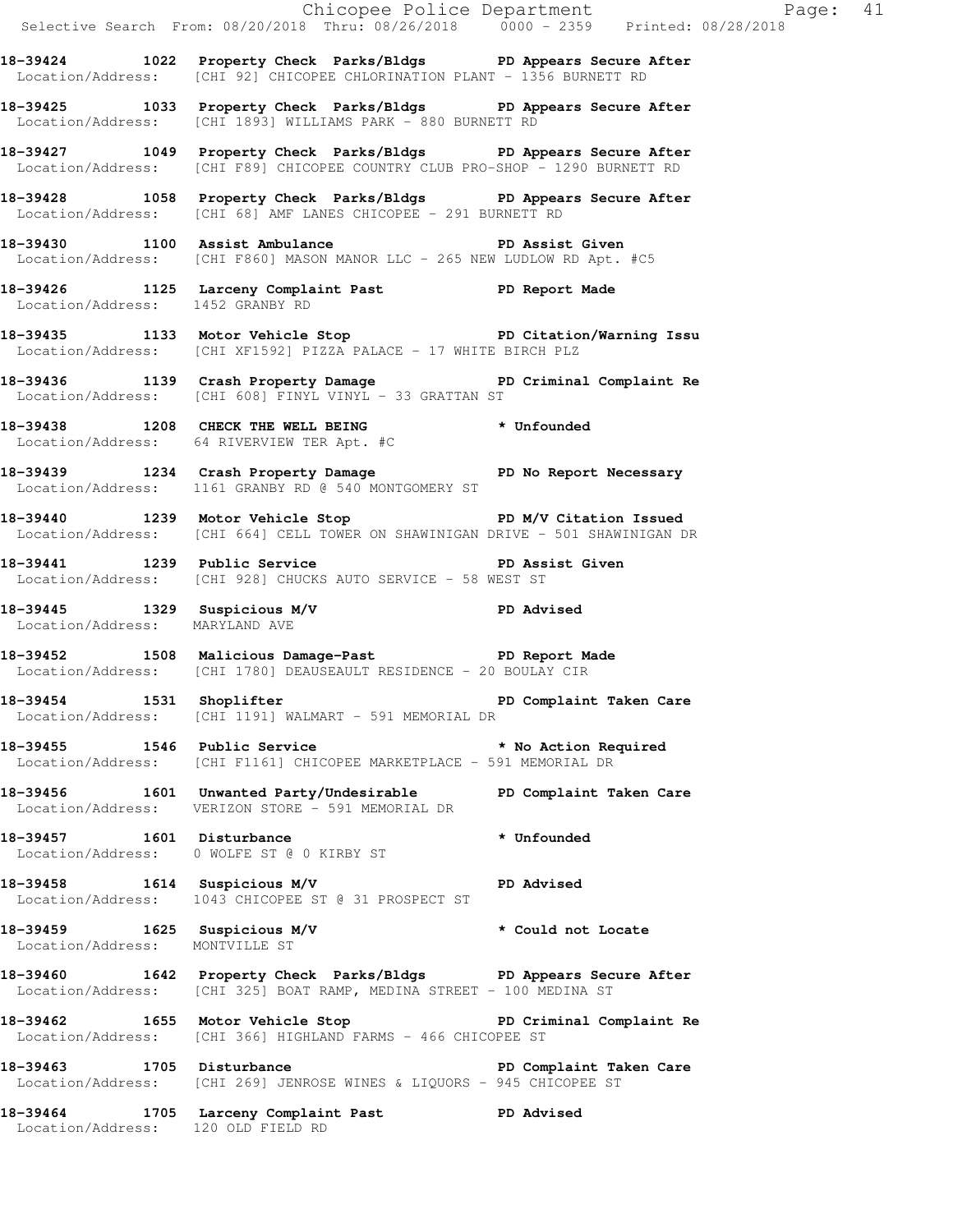18-39424 1022 Property Check Parks/Bldgs PD Appears Secure After
 Location/Address: [CHI 92] CHICOPEE CHLORINATION PLANT - 1356 BURNETT RD

18-39425 1033 Property Check Parks/Bldgs PD Appears Secure After
 Location/Address: [CHI 1893] WILLIAMS PARK - 880 BURNETT RD

18-39427 1049 Property Check Parks/Bldgs PD Appears Secure After
 Location/Address: [CHI F89] CHICOPEE COUNTRY CLUB PRO-SHOP - 1290 BURNETT RD

18-39428 1058 Property Check Parks/Bldgs PD Appears Secure After
 Location/Address: [CHI 68] AMF LANES CHICOPEE - 291 BURNETT RD

18-39430 1100 Assist Ambulance PD Assist Given
 Location/Address: [CHI F860] MASON MANOR LLC - 265 NEW LUDLOW RD Apt. #C5

18-39426 1125 Larceny Complaint Past PD Report Made
 Location/Address: 1452 GRANBY RD

18-39435 1133 Motor Vehicle Stop PD Citation/Warning Issu
 Location/Address: [CHI XF1592] PIZZA PALACE - 17 WHITE BIRCH PLZ

18-39436 1139 Crash Property Damage PD Criminal Complaint Re
 Location/Address: [CHI 608] FINYL VINYL - 33 GRATTAN ST

18-39438 1208 CHECK THE WELL BEING * Unfounded
 Location/Address: 64 RIVERVIEW TER Apt. #C

18-39439 1234 Crash Property Damage PD No Report Necessary
 Location/Address: 1161 GRANBY RD @ 540 MONTGOMERY ST

18-39440 1239 Motor Vehicle Stop PD M/V Citation Issued
 Location/Address: [CHI 664] CELL TOWER ON SHAWINIGAN DRIVE - 501 SHAWINIGAN DR

18-39441 1239 Public Service PD Assist Given
 Location/Address: [CHI 928] CHUCKS AUTO SERVICE - 58 WEST ST

18-39445 1329 Suspicious M/V PD Advised
 Location/Address: MARYLAND AVE

18-39452 1508 Malicious Damage-Past PD Report Made
 Location/Address: [CHI 1780] DEAUSEAULT RESIDENCE - 20 BOULAY CIR

18-39454 1531 Shoplifter PD Complaint Taken Care
 Location/Address: [CHI 1191] WALMART - 591 MEMORIAL DR

18-39455 1546 Public Service * No Action Required
 Location/Address: [CHI F1161] CHICOPEE MARKETPLACE - 591 MEMORIAL DR

18-39456 1601 Unwanted Party/Undesirable PD Complaint Taken Care
 Location/Address: VERIZON STORE - 591 MEMORIAL DR

18-39457 1601 Disturbance * Unfounded
 Location/Address: 0 WOLFE ST @ 0 KIRBY ST

18-39458 1614 Suspicious M/V PD Advised
 Location/Address: 1043 CHICOPEE ST @ 31 PROSPECT ST

18-39459 1625 Suspicious M/V * Could not Locate
 Location/Address: MONTVILLE ST

18-39460 1642 Property Check Parks/Bldgs PD Appears Secure After
 Location/Address: [CHI 325] BOAT RAMP, MEDINA STREET - 100 MEDINA ST

18-39462 1655 Motor Vehicle Stop PD Criminal Complaint Re
 Location/Address: [CHI 366] HIGHLAND FARMS - 466 CHICOPEE ST

18-39463 1705 Disturbance PD Complaint Taken Care
 Location/Address: [CHI 269] JENROSE WINES & LIQUORS - 945 CHICOPEE ST

18-39464 1705 Larceny Complaint Past PD Advised
 Location/Address: 120 OLD FIELD RD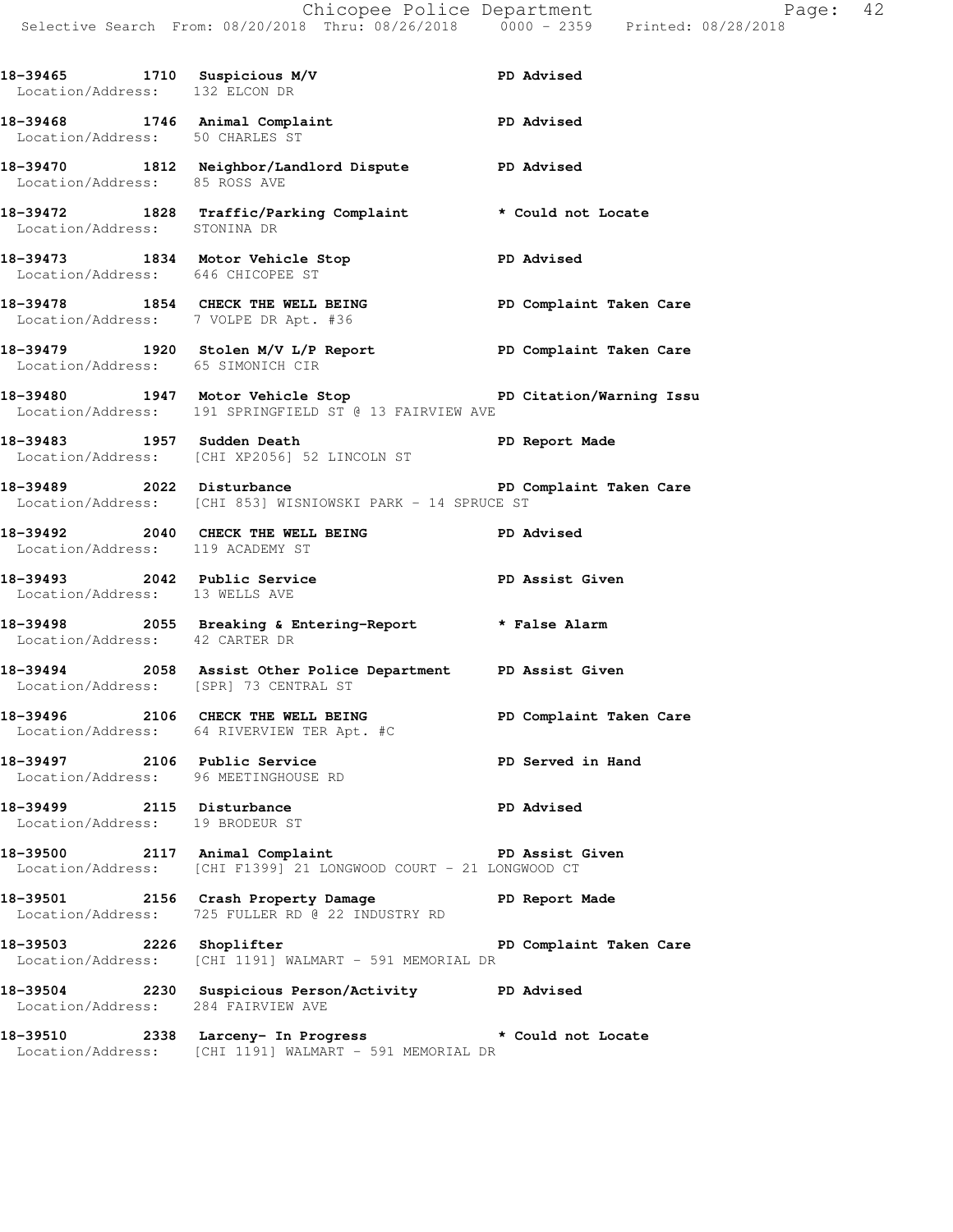18-39465 1710 Suspicious M/V PD Advised
Location/Address: 132 ELCON DR

18-39468 1746 Animal Complaint PD Advised
Location/Address: 50 CHARLES ST

18-39470 1812 Neighbor/Landlord Dispute PD Advised
Location/Address: 85 ROSS AVE

18-39472 1828 Traffic/Parking Complaint * Could not Locate
Location/Address: STONINA DR

18-39473 1834 Motor Vehicle Stop PD Advised
Location/Address: 646 CHICOPEE ST

18-39478 1854 CHECK THE WELL BEING PD Complaint Taken Care
Location/Address: 7 VOLPE DR Apt. #36

18-39479 1920 Stolen M/V L/P Report PD Complaint Taken Care
Location/Address: 65 SIMONICH CIR

18-39480 1947 Motor Vehicle Stop PD Citation/Warning Issu
Location/Address: 191 SPRINGFIELD ST @ 13 FAIRVIEW AVE

18-39483 1957 Sudden Death PD Report Made
Location/Address: [CHI XP2056] 52 LINCOLN ST

18-39489 2022 Disturbance PD Complaint Taken Care
Location/Address: [CHI 853] WISNIOWSKI PARK - 14 SPRUCE ST

18-39492 2040 CHECK THE WELL BEING PD Advised
Location/Address: 119 ACADEMY ST

18-39493 2042 Public Service PD Assist Given
Location/Address: 13 WELLS AVE

18-39498 2055 Breaking & Entering-Report * False Alarm
Location/Address: 42 CARTER DR

18-39494 2058 Assist Other Police Department PD Assist Given
Location/Address: [SPR] 73 CENTRAL ST

18-39496 2106 CHECK THE WELL BEING PD Complaint Taken Care
Location/Address: 64 RIVERVIEW TER Apt. #C

18-39497 2106 Public Service PD Served in Hand
Location/Address: 96 MEETINGHOUSE RD

18-39499 2115 Disturbance PD Advised
Location/Address: 19 BRODEUR ST

18-39500 2117 Animal Complaint PD Assist Given
Location/Address: [CHI F1399] 21 LONGWOOD COURT - 21 LONGWOOD CT

18-39501 2156 Crash Property Damage PD Report Made
Location/Address: 725 FULLER RD @ 22 INDUSTRY RD

18-39503 2226 Shoplifter PD Complaint Taken Care
Location/Address: [CHI 1191] WALMART - 591 MEMORIAL DR

18-39504 2230 Suspicious Person/Activity PD Advised
Location/Address: 284 FAIRVIEW AVE

18-39510 2338 Larceny- In Progress * Could not Locate
Location/Address: [CHI 1191] WALMART - 591 MEMORIAL DR